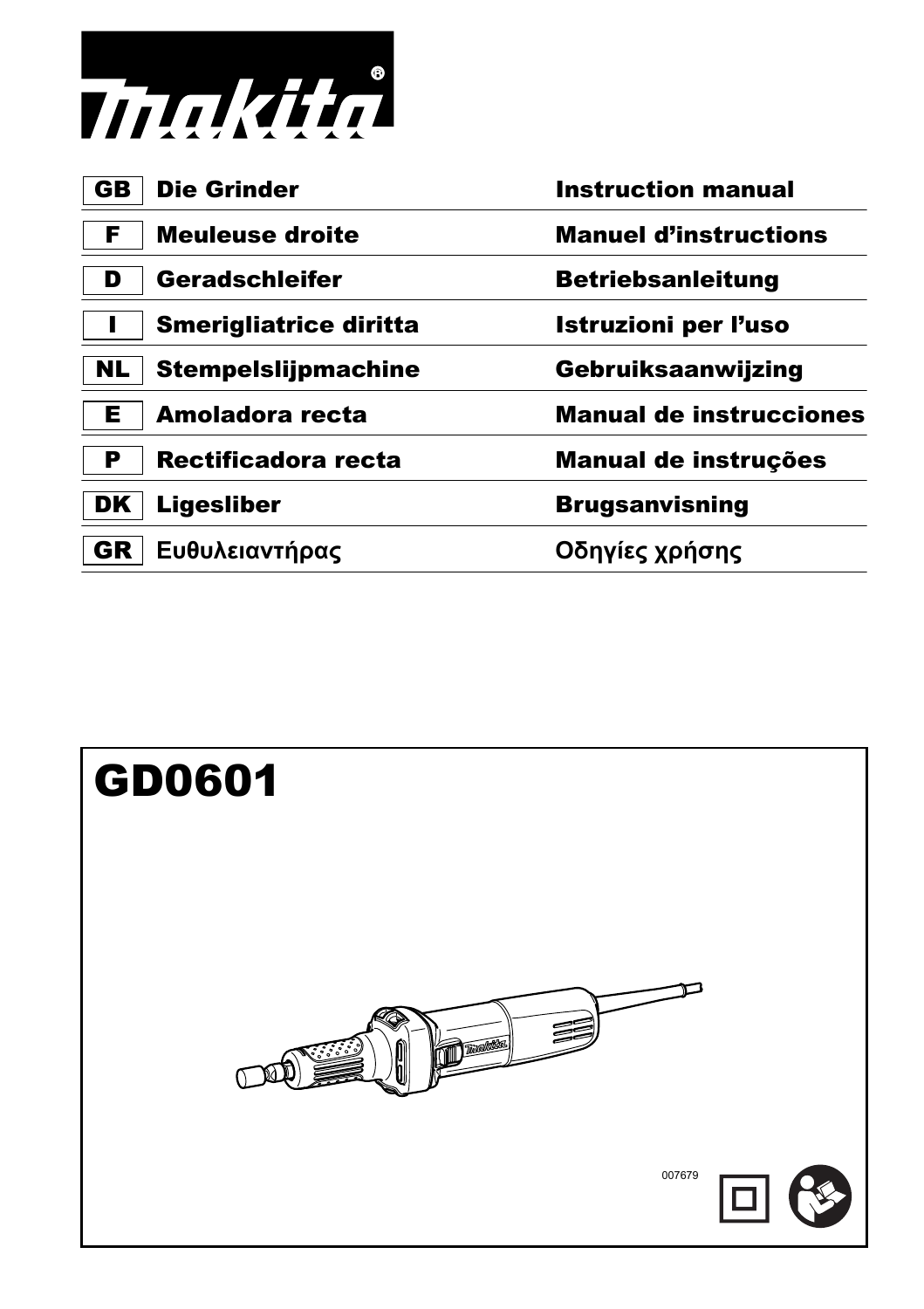makita

| | | |
|---|---|---|
| GB | Die Grinder | Instruction manual |
| F | Meuleuse droite | Manuel d'instructions |
| D | Geradschleifer | Betriebsanleitung |
| I | Smerigliatrice diritta | Istruzioni per l'uso |
| NL | Stempelslijpmachine | Gebruiksaanwijzing |
| E | Amoladora recta | Manual de instrucciones |
| P | Rectificadora recta | Manual de instruções |
| DK | Ligesliber | Brugsanvisning |
| GR | Ευθυλειαντήρας | Οδηγίες χρήσης |

# GD0601

007679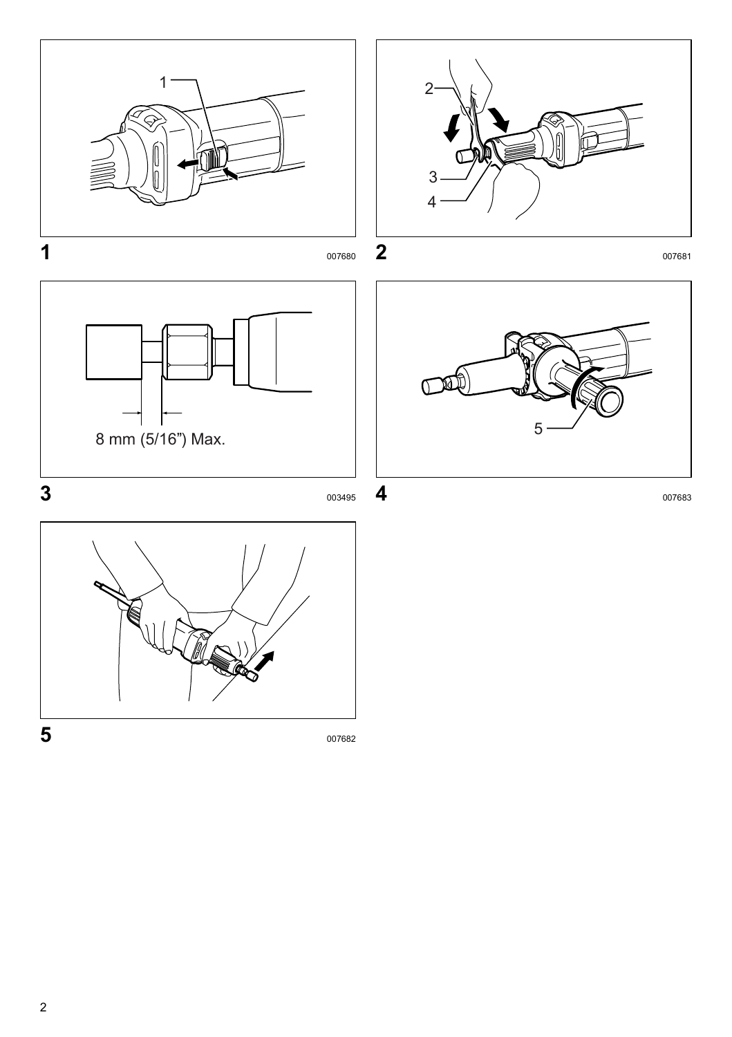1

007680

2

007681

8 mm (5/16") Max.

3

003495

4

007683

5

007682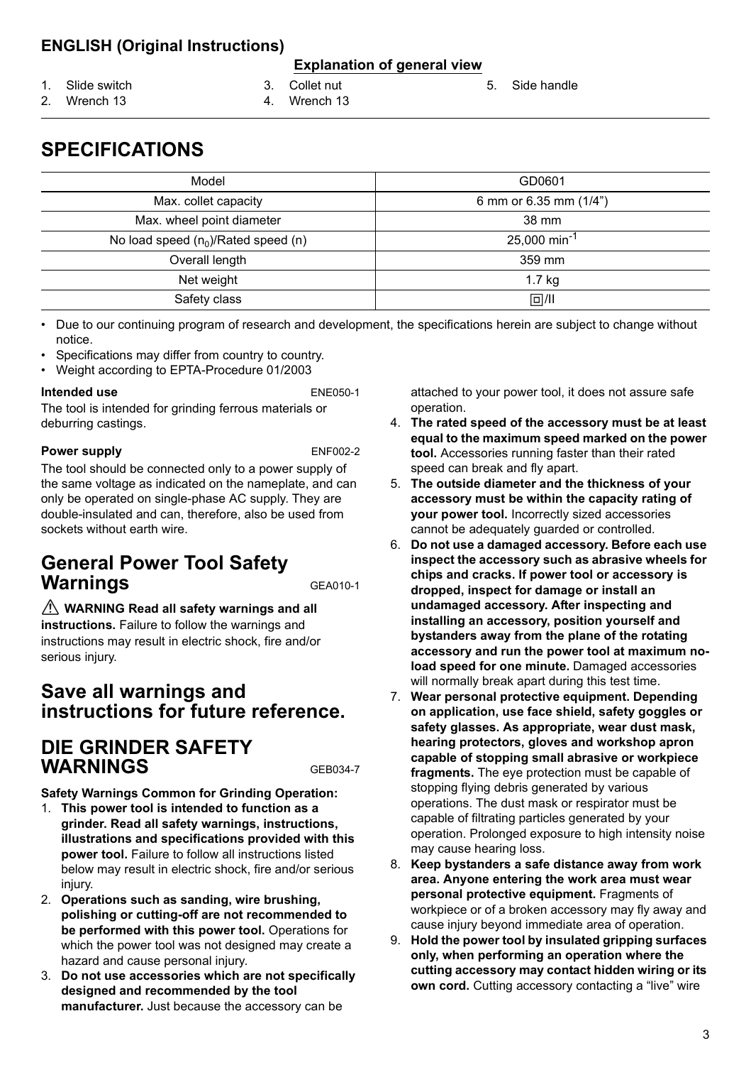**ENGLISH (Original Instructions)**

**Explanation of general view**

1. Slide switch
2. Wrench 13
3. Collet nut
4. Wrench 13
5. Side handle

# SPECIFICATIONS

| Model | GD0601 |
|---|---|
| Max. collet capacity | 6 mm or 6.35 mm (1/4") |
| Max. wheel point diameter | 38 mm |
| No load speed ($n_0$)/Rated speed (n) | 25,000 $min^{-1}$ |
| Overall length | 359 mm |
| Net weight | 1.7 kg |
| Safety class | ⧈/II |

- Due to our continuing program of research and development, the specifications herein are subject to change without notice.
- Specifications may differ from country to country.
- Weight according to EPTA-Procedure 01/2003

**Intended use** ENE050-1

The tool is intended for grinding ferrous materials or deburring castings.

**Power supply** ENF002-2

The tool should be connected only to a power supply of the same voltage as indicated on the nameplate, and can only be operated on single-phase AC supply. They are double-insulated and can, therefore, also be used from sockets without earth wire.

## General Power Tool Safety Warnings GEA010-1

⚠ **WARNING Read all safety warnings and all instructions.** Failure to follow the warnings and instructions may result in electric shock, fire and/or serious injury.

## Save all warnings and instructions for future reference.

## DIE GRINDER SAFETY WARNINGS GEB034-7

**Safety Warnings Common for Grinding Operation:**

1. **This power tool is intended to function as a grinder. Read all safety warnings, instructions, illustrations and specifications provided with this power tool.** Failure to follow all instructions listed below may result in electric shock, fire and/or serious injury.
2. **Operations such as sanding, wire brushing, polishing or cutting-off are not recommended to be performed with this power tool.** Operations for which the power tool was not designed may create a hazard and cause personal injury.
3. **Do not use accessories which are not specifically designed and recommended by the tool manufacturer.** Just because the accessory can be attached to your power tool, it does not assure safe operation.
4. **The rated speed of the accessory must be at least equal to the maximum speed marked on the power tool.** Accessories running faster than their rated speed can break and fly apart.
5. **The outside diameter and the thickness of your accessory must be within the capacity rating of your power tool.** Incorrectly sized accessories cannot be adequately guarded or controlled.
6. **Do not use a damaged accessory. Before each use inspect the accessory such as abrasive wheels for chips and cracks. If power tool or accessory is dropped, inspect for damage or install an undamaged accessory. After inspecting and installing an accessory, position yourself and bystanders away from the plane of the rotating accessory and run the power tool at maximum no-load speed for one minute.** Damaged accessories will normally break apart during this test time.
7. **Wear personal protective equipment. Depending on application, use face shield, safety goggles or safety glasses. As appropriate, wear dust mask, hearing protectors, gloves and workshop apron capable of stopping small abrasive or workpiece fragments.** The eye protection must be capable of stopping flying debris generated by various operations. The dust mask or respirator must be capable of filtrating particles generated by your operation. Prolonged exposure to high intensity noise may cause hearing loss.
8. **Keep bystanders a safe distance away from work area. Anyone entering the work area must wear personal protective equipment.** Fragments of workpiece or of a broken accessory may fly away and cause injury beyond immediate area of operation.
9. **Hold the power tool by insulated gripping surfaces only, when performing an operation where the cutting accessory may contact hidden wiring or its own cord.** Cutting accessory contacting a "live" wire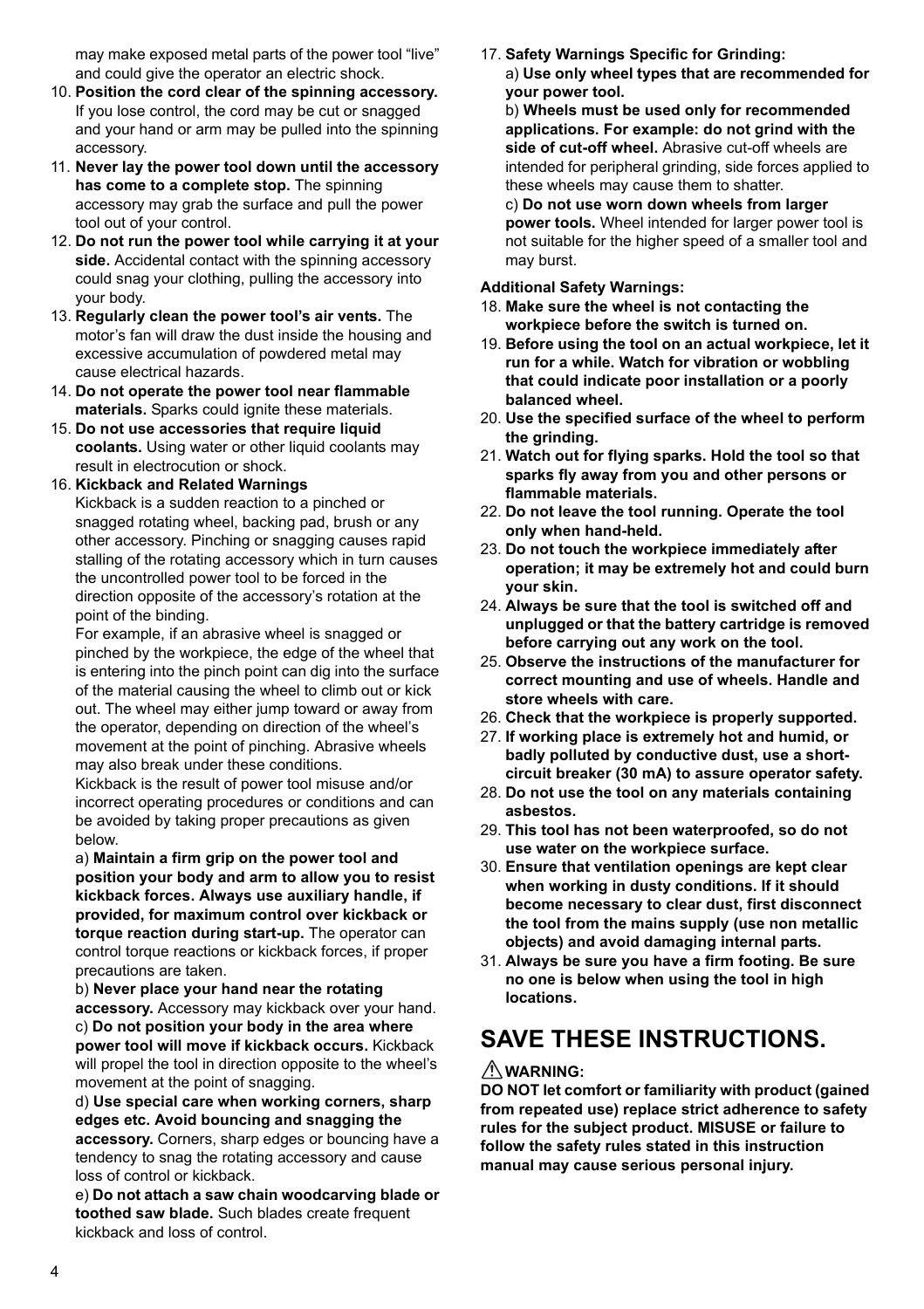may make exposed metal parts of the power tool "live" and could give the operator an electric shock.

10. **Position the cord clear of the spinning accessory.** If you lose control, the cord may be cut or snagged and your hand or arm may be pulled into the spinning accessory.
11. **Never lay the power tool down until the accessory has come to a complete stop.** The spinning accessory may grab the surface and pull the power tool out of your control.
12. **Do not run the power tool while carrying it at your side.** Accidental contact with the spinning accessory could snag your clothing, pulling the accessory into your body.
13. **Regularly clean the power tool's air vents.** The motor's fan will draw the dust inside the housing and excessive accumulation of powdered metal may cause electrical hazards.
14. **Do not operate the power tool near flammable materials.** Sparks could ignite these materials.
15. **Do not use accessories that require liquid coolants.** Using water or other liquid coolants may result in electrocution or shock.
16. **Kickback and Related Warnings**

    Kickback is a sudden reaction to a pinched or snagged rotating wheel, backing pad, brush or any other accessory. Pinching or snagging causes rapid stalling of the rotating accessory which in turn causes the uncontrolled power tool to be forced in the direction opposite of the accessory's rotation at the point of the binding.

    For example, if an abrasive wheel is snagged or pinched by the workpiece, the edge of the wheel that is entering into the pinch point can dig into the surface of the material causing the wheel to climb out or kick out. The wheel may either jump toward or away from the operator, depending on direction of the wheel's movement at the point of pinching. Abrasive wheels may also break under these conditions.

    Kickback is the result of power tool misuse and/or incorrect operating procedures or conditions and can be avoided by taking proper precautions as given below.

    a) **Maintain a firm grip on the power tool and position your body and arm to allow you to resist kickback forces. Always use auxiliary handle, if provided, for maximum control over kickback or torque reaction during start-up.** The operator can control torque reactions or kickback forces, if proper precautions are taken.

    b) **Never place your hand near the rotating accessory.** Accessory may kickback over your hand.

    c) **Do not position your body in the area where power tool will move if kickback occurs.** Kickback will propel the tool in direction opposite to the wheel's movement at the point of snagging.

    d) **Use special care when working corners, sharp edges etc. Avoid bouncing and snagging the accessory.** Corners, sharp edges or bouncing have a tendency to snag the rotating accessory and cause loss of control or kickback.

    e) **Do not attach a saw chain woodcarving blade or toothed saw blade.** Such blades create frequent kickback and loss of control.

17. **Safety Warnings Specific for Grinding:**

    a) **Use only wheel types that are recommended for your power tool.**

    b) **Wheels must be used only for recommended applications. For example: do not grind with the side of cut-off wheel.** Abrasive cut-off wheels are intended for peripheral grinding, side forces applied to these wheels may cause them to shatter.

    c) **Do not use worn down wheels from larger power tools.** Wheel intended for larger power tool is not suitable for the higher speed of a smaller tool and may burst.

**Additional Safety Warnings:**

18. **Make sure the wheel is not contacting the workpiece before the switch is turned on.**
19. **Before using the tool on an actual workpiece, let it run for a while. Watch for vibration or wobbling that could indicate poor installation or a poorly balanced wheel.**
20. **Use the specified surface of the wheel to perform the grinding.**
21. **Watch out for flying sparks. Hold the tool so that sparks fly away from you and other persons or flammable materials.**
22. **Do not leave the tool running. Operate the tool only when hand-held.**
23. **Do not touch the workpiece immediately after operation; it may be extremely hot and could burn your skin.**
24. **Always be sure that the tool is switched off and unplugged or that the battery cartridge is removed before carrying out any work on the tool.**
25. **Observe the instructions of the manufacturer for correct mounting and use of wheels. Handle and store wheels with care.**
26. **Check that the workpiece is properly supported.**
27. **If working place is extremely hot and humid, or badly polluted by conductive dust, use a short-circuit breaker (30 mA) to assure operator safety.**
28. **Do not use the tool on any materials containing asbestos.**
29. **This tool has not been waterproofed, so do not use water on the workpiece surface.**
30. **Ensure that ventilation openings are kept clear when working in dusty conditions. If it should become necessary to clear dust, first disconnect the tool from the mains supply (use non metallic objects) and avoid damaging internal parts.**
31. **Always be sure you have a firm footing. Be sure no one is below when using the tool in high locations.**

# SAVE THESE INSTRUCTIONS.

⚠**WARNING:**

**DO NOT let comfort or familiarity with product (gained from repeated use) replace strict adherence to safety rules for the subject product. MISUSE or failure to follow the safety rules stated in this instruction manual may cause serious personal injury.**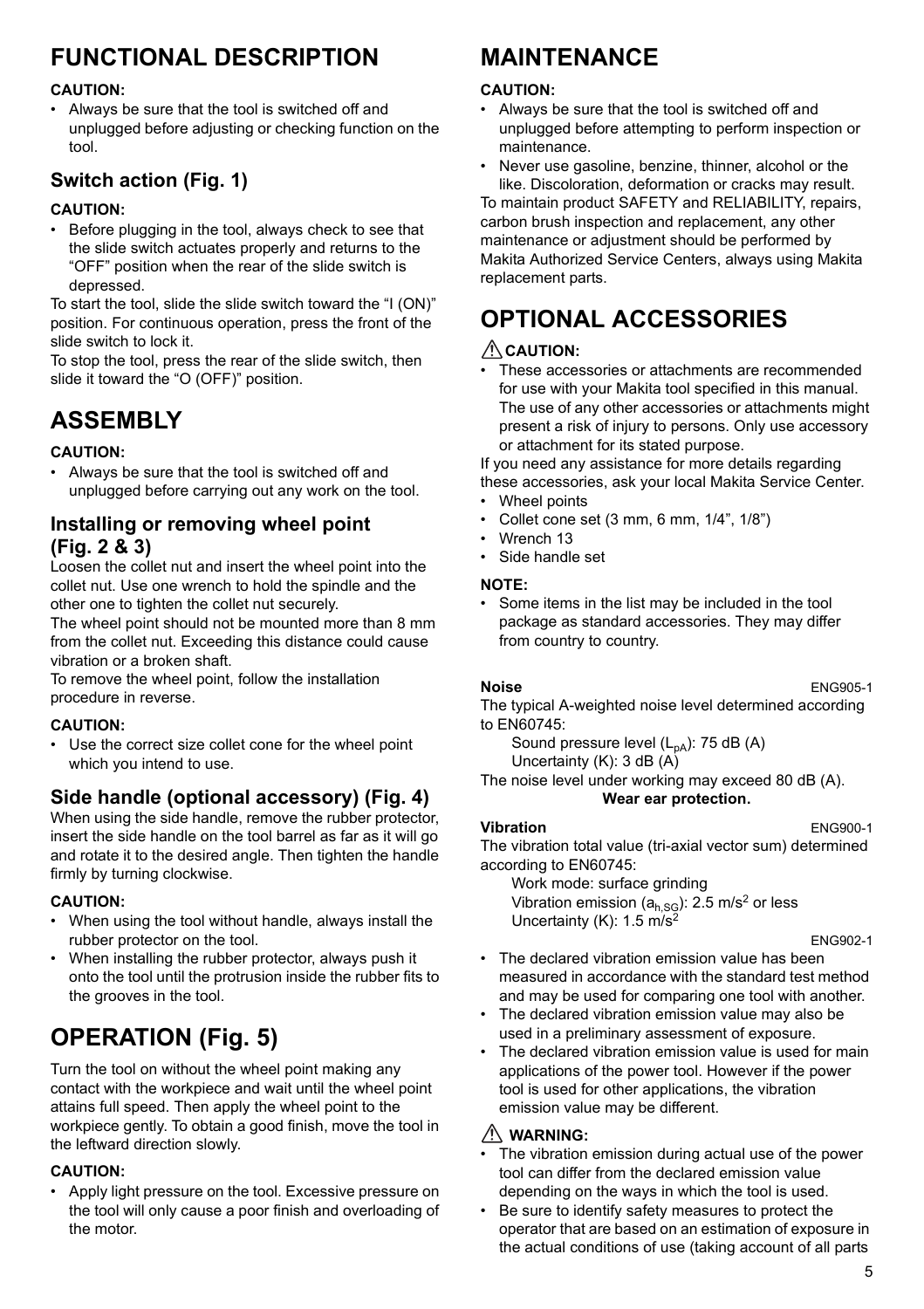# FUNCTIONAL DESCRIPTION

**CAUTION:**

- Always be sure that the tool is switched off and unplugged before adjusting or checking function on the tool.

## Switch action (Fig. 1)

**CAUTION:**

- Before plugging in the tool, always check to see that the slide switch actuates properly and returns to the "OFF" position when the rear of the slide switch is depressed.

To start the tool, slide the slide switch toward the "I (ON)" position. For continuous operation, press the front of the slide switch to lock it.

To stop the tool, press the rear of the slide switch, then slide it toward the "O (OFF)" position.

# ASSEMBLY

**CAUTION:**

- Always be sure that the tool is switched off and unplugged before carrying out any work on the tool.

## Installing or removing wheel point (Fig. 2 & 3)

Loosen the collet nut and insert the wheel point into the collet nut. Use one wrench to hold the spindle and the other one to tighten the collet nut securely.

The wheel point should not be mounted more than 8 mm from the collet nut. Exceeding this distance could cause vibration or a broken shaft.

To remove the wheel point, follow the installation procedure in reverse.

**CAUTION:**

- Use the correct size collet cone for the wheel point which you intend to use.

## Side handle (optional accessory) (Fig. 4)

When using the side handle, remove the rubber protector, insert the side handle on the tool barrel as far as it will go and rotate it to the desired angle. Then tighten the handle firmly by turning clockwise.

**CAUTION:**

- When using the tool without handle, always install the rubber protector on the tool.
- When installing the rubber protector, always push it onto the tool until the protrusion inside the rubber fits to the grooves in the tool.

# OPERATION (Fig. 5)

Turn the tool on without the wheel point making any contact with the workpiece and wait until the wheel point attains full speed. Then apply the wheel point to the workpiece gently. To obtain a good finish, move the tool in the leftward direction slowly.

**CAUTION:**

- Apply light pressure on the tool. Excessive pressure on the tool will only cause a poor finish and overloading of the motor.

# MAINTENANCE

**CAUTION:**

- Always be sure that the tool is switched off and unplugged before attempting to perform inspection or maintenance.
- Never use gasoline, benzine, thinner, alcohol or the like. Discoloration, deformation or cracks may result.

To maintain product SAFETY and RELIABILITY, repairs, carbon brush inspection and replacement, any other maintenance or adjustment should be performed by Makita Authorized Service Centers, always using Makita replacement parts.

# OPTIONAL ACCESSORIES

**⚠ CAUTION:**

- These accessories or attachments are recommended for use with your Makita tool specified in this manual. The use of any other accessories or attachments might present a risk of injury to persons. Only use accessory or attachment for its stated purpose.

If you need any assistance for more details regarding these accessories, ask your local Makita Service Center.

- Wheel points
- Collet cone set (3 mm, 6 mm, 1/4", 1/8")
- Wrench 13
- Side handle set

**NOTE:**

- Some items in the list may be included in the tool package as standard accessories. They may differ from country to country.

**Noise** ENG905-1

The typical A-weighted noise level determined according to EN60745:

Sound pressure level ($L_{pA}$): 75 dB (A)
Uncertainty (K): 3 dB (A)

The noise level under working may exceed 80 dB (A).

**Wear ear protection.**

**Vibration** ENG900-1

The vibration total value (tri-axial vector sum) determined according to EN60745:

Work mode: surface grinding
Vibration emission ($a_{h,SG}$): 2.5 m/s$^2$ or less
Uncertainty (K): 1.5 m/s$^2$

ENG902-1

- The declared vibration emission value has been measured in accordance with the standard test method and may be used for comparing one tool with another.
- The declared vibration emission value may also be used in a preliminary assessment of exposure.
- The declared vibration emission value is used for main applications of the power tool. However if the power tool is used for other applications, the vibration emission value may be different.

**⚠ WARNING:**

- The vibration emission during actual use of the power tool can differ from the declared emission value depending on the ways in which the tool is used.
- Be sure to identify safety measures to protect the operator that are based on an estimation of exposure in the actual conditions of use (taking account of all parts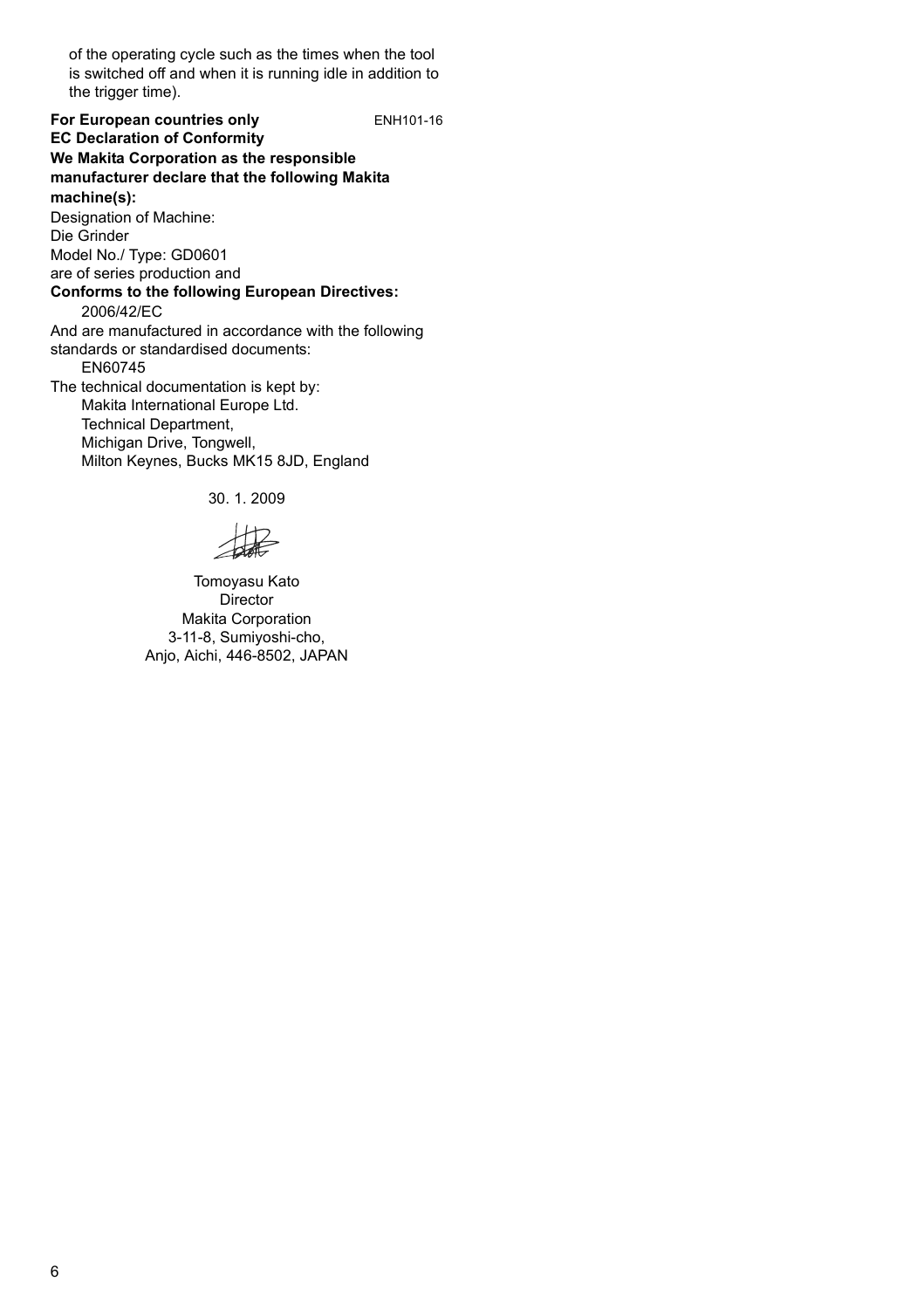of the operating cycle such as the times when the tool is switched off and when it is running idle in addition to the trigger time).

**For European countries only** ENH101-16

**EC Declaration of Conformity**

**We Makita Corporation as the responsible manufacturer declare that the following Makita machine(s):**

Designation of Machine:
Die Grinder
Model No./ Type: GD0601
are of series production and

**Conforms to the following European Directives:**

2006/42/EC

And are manufactured in accordance with the following standards or standardised documents:

EN60745

The technical documentation is kept by:

Makita International Europe Ltd.
Technical Department,
Michigan Drive, Tongwell,
Milton Keynes, Bucks MK15 8JD, England

30. 1. 2009

Tomoyasu Kato
Director
Makita Corporation
3-11-8, Sumiyoshi-cho,
Anjo, Aichi, 446-8502, JAPAN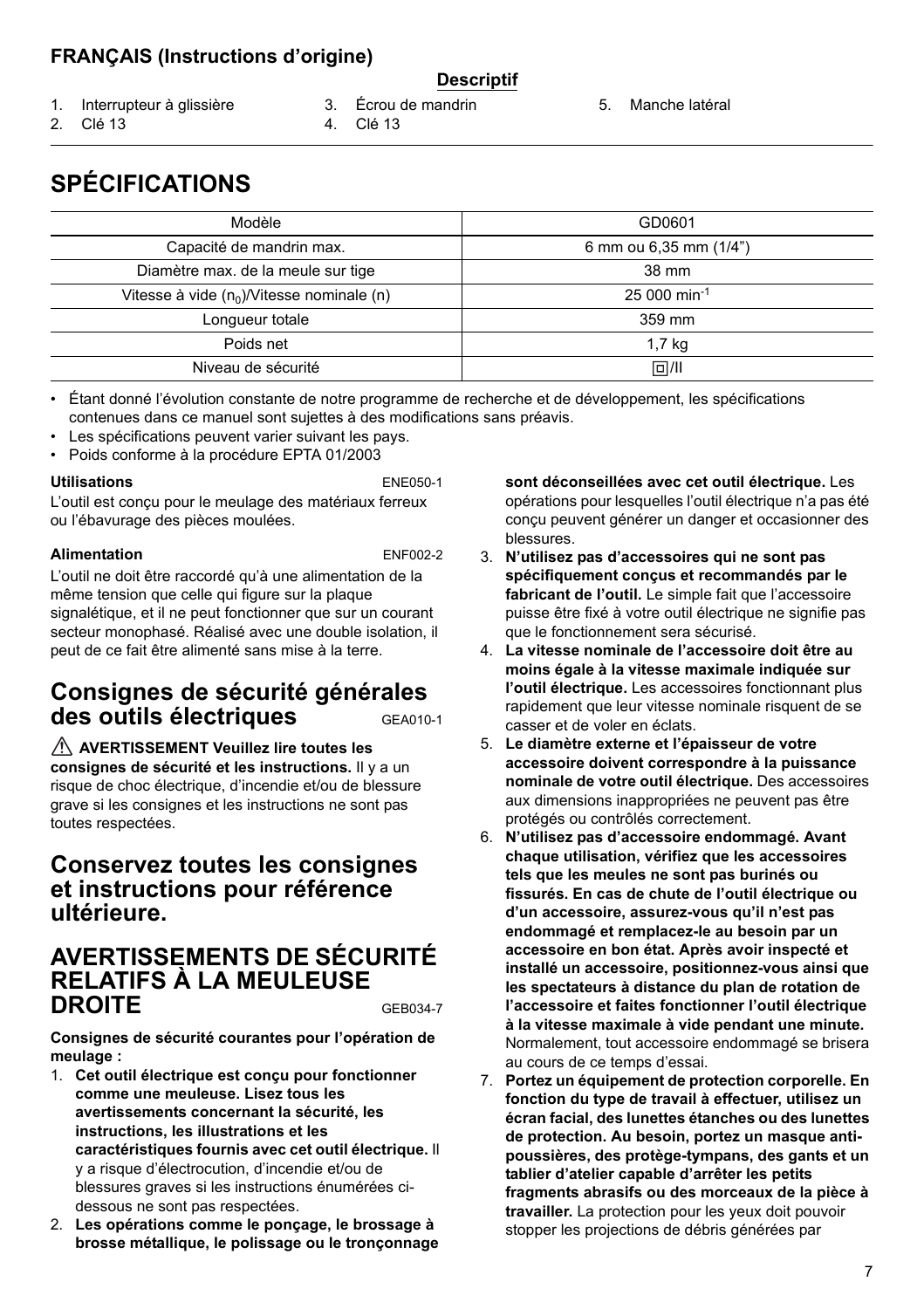**FRANÇAIS (Instructions d'origine)**

**Descriptif**

1. Interrupteur à glissière
2. Clé 13
3. Écrou de mandrin
4. Clé 13
5. Manche latéral

# SPÉCIFICATIONS

| Modèle | GD0601 |
|---|---|
| Capacité de mandrin max. | 6 mm ou 6,35 mm (1/4") |
| Diamètre max. de la meule sur tige | 38 mm |
| Vitesse à vide ($n_0$)/Vitesse nominale (n) | 25 000 $min^{-1}$ |
| Longueur totale | 359 mm |
| Poids net | 1,7 kg |
| Niveau de sécurité | ⧈/II |

- Étant donné l'évolution constante de notre programme de recherche et de développement, les spécifications contenues dans ce manuel sont sujettes à des modifications sans préavis.
- Les spécifications peuvent varier suivant les pays.
- Poids conforme à la procédure EPTA 01/2003

**Utilisations** ENE050-1

L'outil est conçu pour le meulage des matériaux ferreux ou l'ébavurage des pièces moulées.

**Alimentation** ENF002-2

L'outil ne doit être raccordé qu'à une alimentation de la même tension que celle qui figure sur la plaque signalétique, et il ne peut fonctionner que sur un courant secteur monophasé. Réalisé avec une double isolation, il peut de ce fait être alimenté sans mise à la terre.

## Consignes de sécurité générales des outils électriques GEA010-1

⚠ **AVERTISSEMENT Veuillez lire toutes les consignes de sécurité et les instructions.** Il y a un risque de choc électrique, d'incendie et/ou de blessure grave si les consignes et les instructions ne sont pas toutes respectées.

## Conservez toutes les consignes et instructions pour référence ultérieure.

## AVERTISSEMENTS DE SÉCURITÉ RELATIFS À LA MEULEUSE DROITE GEB034-7

**Consignes de sécurité courantes pour l'opération de meulage :**

1. **Cet outil électrique est conçu pour fonctionner comme une meuleuse. Lisez tous les avertissements concernant la sécurité, les instructions, les illustrations et les caractéristiques fournis avec cet outil électrique.** Il y a risque d'électrocution, d'incendie et/ou de blessures graves si les instructions énumérées ci-dessous ne sont pas respectées.
2. **Les opérations comme le ponçage, le brossage à brosse métallique, le polissage ou le tronçonnage sont déconseillées avec cet outil électrique.** Les opérations pour lesquelles l'outil électrique n'a pas été conçu peuvent générer un danger et occasionner des blessures.
3. **N'utilisez pas d'accessoires qui ne sont pas spécifiquement conçus et recommandés par le fabricant de l'outil.** Le simple fait que l'accessoire puisse être fixé à votre outil électrique ne signifie pas que le fonctionnement sera sécurisé.
4. **La vitesse nominale de l'accessoire doit être au moins égale à la vitesse maximale indiquée sur l'outil électrique.** Les accessoires fonctionnant plus rapidement que leur vitesse nominale risquent de se casser et de voler en éclats.
5. **Le diamètre externe et l'épaisseur de votre accessoire doivent correspondre à la puissance nominale de votre outil électrique.** Des accessoires aux dimensions inappropriées ne peuvent pas être protégés ou contrôlés correctement.
6. **N'utilisez pas d'accessoire endommagé. Avant chaque utilisation, vérifiez que les accessoires tels que les meules ne sont pas burinés ou fissurés. En cas de chute de l'outil électrique ou d'un accessoire, assurez-vous qu'il n'est pas endommagé et remplacez-le au besoin par un accessoire en bon état. Après avoir inspecté et installé un accessoire, positionnez-vous ainsi que les spectateurs à distance du plan de rotation de l'accessoire et faites fonctionner l'outil électrique à la vitesse maximale à vide pendant une minute.** Normalement, tout accessoire endommagé se brisera au cours de ce temps d'essai.
7. **Portez un équipement de protection corporelle. En fonction du type de travail à effectuer, utilisez un écran facial, des lunettes étanches ou des lunettes de protection. Au besoin, portez un masque anti-poussières, des protège-tympans, des gants et un tablier d'atelier capable d'arrêter les petits fragments abrasifs ou des morceaux de la pièce à travailler.** La protection pour les yeux doit pouvoir stopper les projections de débris générées par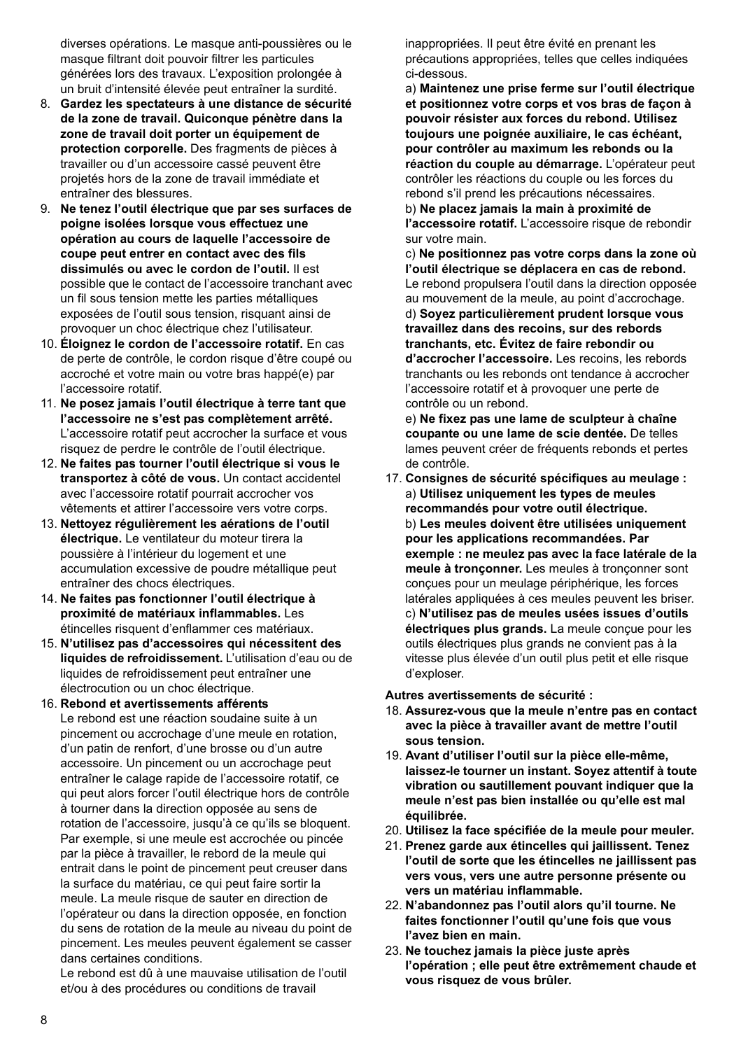diverses opérations. Le masque anti-poussières ou le masque filtrant doit pouvoir filtrer les particules générées lors des travaux. L'exposition prolongée à un bruit d'intensité élevée peut entraîner la surdité.

8. **Gardez les spectateurs à une distance de sécurité de la zone de travail. Quiconque pénètre dans la zone de travail doit porter un équipement de protection corporelle.** Des fragments de pièces à travailler ou d'un accessoire cassé peuvent être projetés hors de la zone de travail immédiate et entraîner des blessures.
9. **Ne tenez l'outil électrique que par ses surfaces de poigne isolées lorsque vous effectuez une opération au cours de laquelle l'accessoire de coupe peut entrer en contact avec des fils dissimulés ou avec le cordon de l'outil.** Il est possible que le contact de l'accessoire tranchant avec un fil sous tension mette les parties métalliques exposées de l'outil sous tension, risquant ainsi de provoquer un choc électrique chez l'utilisateur.
10. **Éloignez le cordon de l'accessoire rotatif.** En cas de perte de contrôle, le cordon risque d'être coupé ou accroché et votre main ou votre bras happé(e) par l'accessoire rotatif.
11. **Ne posez jamais l'outil électrique à terre tant que l'accessoire ne s'est pas complètement arrêté.** L'accessoire rotatif peut accrocher la surface et vous risquez de perdre le contrôle de l'outil électrique.
12. **Ne faites pas tourner l'outil électrique si vous le transportez à côté de vous.** Un contact accidentel avec l'accessoire rotatif pourrait accrocher vos vêtements et attirer l'accessoire vers votre corps.
13. **Nettoyez régulièrement les aérations de l'outil électrique.** Le ventilateur du moteur tirera la poussière à l'intérieur du logement et une accumulation excessive de poudre métallique peut entraîner des chocs électriques.
14. **Ne faites pas fonctionner l'outil électrique à proximité de matériaux inflammables.** Les étincelles risquent d'enflammer ces matériaux.
15. **N'utilisez pas d'accessoires qui nécessitent des liquides de refroidissement.** L'utilisation d'eau ou de liquides de refroidissement peut entraîner une électrocution ou un choc électrique.
16. **Rebond et avertissements afférents**
    Le rebond est une réaction soudaine suite à un pincement ou accrochage d'une meule en rotation, d'un patin de renfort, d'une brosse ou d'un autre accessoire. Un pincement ou un accrochage peut entraîner le calage rapide de l'accessoire rotatif, ce qui peut alors forcer l'outil électrique hors de contrôle à tourner dans la direction opposée au sens de rotation de l'accessoire, jusqu'à ce qu'ils se bloquent. Par exemple, si une meule est accrochée ou pincée par la pièce à travailler, le rebord de la meule qui entrait dans le point de pincement peut creuser dans la surface du matériau, ce qui peut faire sortir la meule. La meule risque de sauter en direction de l'opérateur ou dans la direction opposée, en fonction du sens de rotation de la meule au niveau du point de pincement. Les meules peuvent également se casser dans certaines conditions.
    Le rebond est dû à une mauvaise utilisation de l'outil et/ou à des procédures ou conditions de travail inappropriées. Il peut être évité en prenant les précautions appropriées, telles que celles indiquées ci-dessous.
    a) **Maintenez une prise ferme sur l'outil électrique et positionnez votre corps et vos bras de façon à pouvoir résister aux forces du rebond. Utilisez toujours une poignée auxiliaire, le cas échéant, pour contrôler au maximum les rebonds ou la réaction du couple au démarrage.** L'opérateur peut contrôler les réactions du couple ou les forces du rebond s'il prend les précautions nécessaires.
    b) **Ne placez jamais la main à proximité de l'accessoire rotatif.** L'accessoire risque de rebondir sur votre main.
    c) **Ne positionnez pas votre corps dans la zone où l'outil électrique se déplacera en cas de rebond.** Le rebond propulsera l'outil dans la direction opposée au mouvement de la meule, au point d'accrochage.
    d) **Soyez particulièrement prudent lorsque vous travaillez dans des recoins, sur des rebords tranchants, etc. Évitez de faire rebondir ou d'accrocher l'accessoire.** Les recoins, les rebords tranchants ou les rebonds ont tendance à accrocher l'accessoire rotatif et à provoquer une perte de contrôle ou un rebond.
    e) **Ne fixez pas une lame de sculpteur à chaîne coupante ou une lame de scie dentée.** De telles lames peuvent créer de fréquents rebonds et pertes de contrôle.
17. **Consignes de sécurité spécifiques au meulage :**
    a) **Utilisez uniquement les types de meules recommandés pour votre outil électrique.**
    b) **Les meules doivent être utilisées uniquement pour les applications recommandées. Par exemple : ne meulez pas avec la face latérale de la meule à tronçonner.** Les meules à tronçonner sont conçues pour un meulage périphérique, les forces latérales appliquées à ces meules peuvent les briser.
    c) **N'utilisez pas de meules usées issues d'outils électriques plus grands.** La meule conçue pour les outils électriques plus grands ne convient pas à la vitesse plus élevée d'un outil plus petit et elle risque d'exploser.

**Autres avertissements de sécurité :**

18. **Assurez-vous que la meule n'entre pas en contact avec la pièce à travailler avant de mettre l'outil sous tension.**
19. **Avant d'utiliser l'outil sur la pièce elle-même, laissez-le tourner un instant. Soyez attentif à toute vibration ou sautillement pouvant indiquer que la meule n'est pas bien installée ou qu'elle est mal équilibrée.**
20. **Utilisez la face spécifiée de la meule pour meuler.**
21. **Prenez garde aux étincelles qui jaillissent. Tenez l'outil de sorte que les étincelles ne jaillissent pas vers vous, vers une autre personne présente ou vers un matériau inflammable.**
22. **N'abandonnez pas l'outil alors qu'il tourne. Ne faites fonctionner l'outil qu'une fois que vous l'avez bien en main.**
23. **Ne touchez jamais la pièce juste après l'opération ; elle peut être extrêmement chaude et vous risquez de vous brûler.**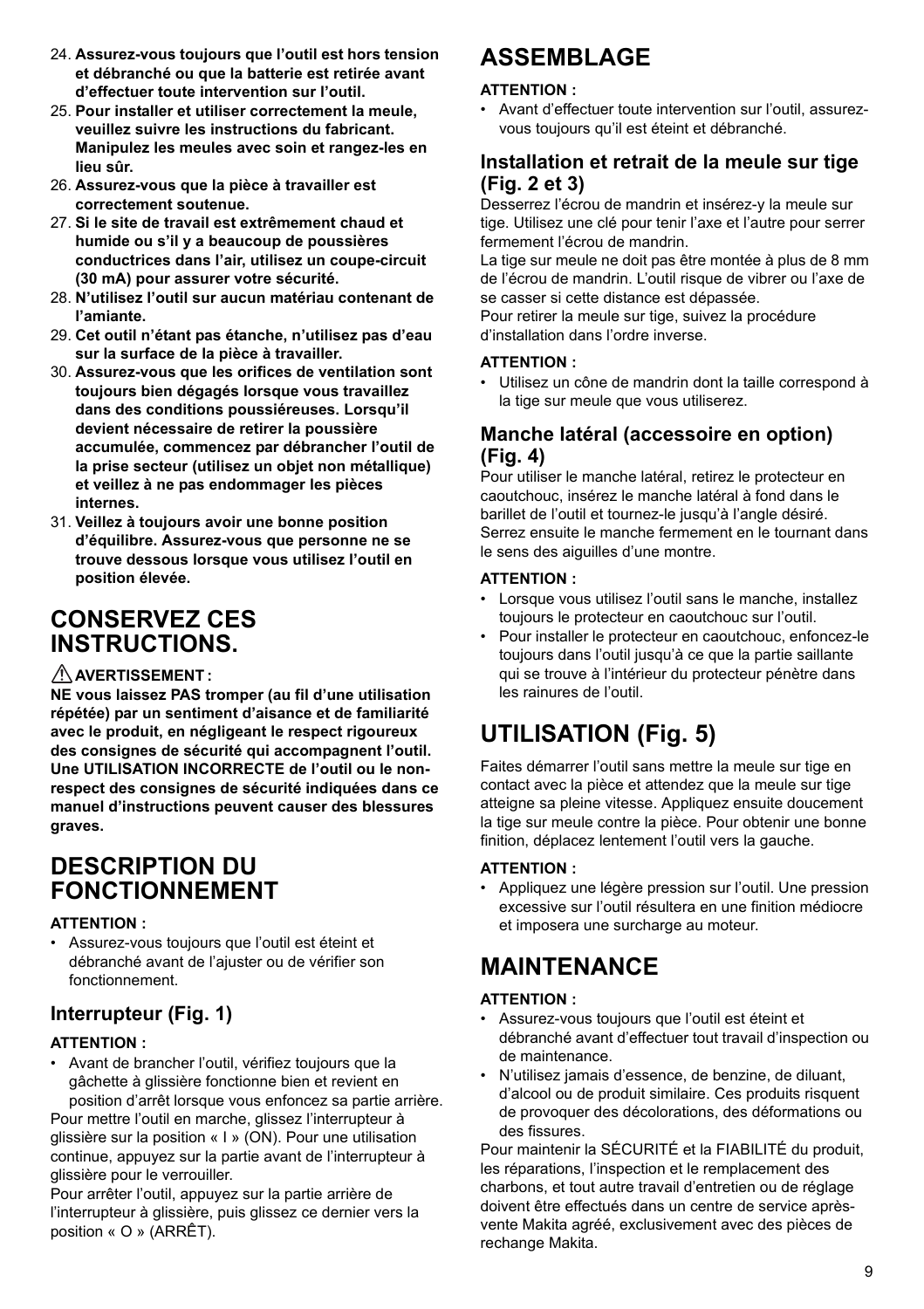24. **Assurez-vous toujours que l'outil est hors tension et débranché ou que la batterie est retirée avant d'effectuer toute intervention sur l'outil.**
25. **Pour installer et utiliser correctement la meule, veuillez suivre les instructions du fabricant. Manipulez les meules avec soin et rangez-les en lieu sûr.**
26. **Assurez-vous que la pièce à travailler est correctement soutenue.**
27. **Si le site de travail est extrêmement chaud et humide ou s'il y a beaucoup de poussières conductrices dans l'air, utilisez un coupe-circuit (30 mA) pour assurer votre sécurité.**
28. **N'utilisez l'outil sur aucun matériau contenant de l'amiante.**
29. **Cet outil n'étant pas étanche, n'utilisez pas d'eau sur la surface de la pièce à travailler.**
30. **Assurez-vous que les orifices de ventilation sont toujours bien dégagés lorsque vous travaillez dans des conditions poussiéreuses. Lorsqu'il devient nécessaire de retirer la poussière accumulée, commencez par débrancher l'outil de la prise secteur (utilisez un objet non métallique) et veillez à ne pas endommager les pièces internes.**
31. **Veillez à toujours avoir une bonne position d'équilibre. Assurez-vous que personne ne se trouve dessous lorsque vous utilisez l'outil en position élevée.**

# CONSERVEZ CES INSTRUCTIONS.

⚠ **AVERTISSEMENT :**

**NE vous laissez PAS tromper (au fil d'une utilisation répétée) par un sentiment d'aisance et de familiarité avec le produit, en négligeant le respect rigoureux des consignes de sécurité qui accompagnent l'outil. Une UTILISATION INCORRECTE de l'outil ou le non-respect des consignes de sécurité indiquées dans ce manuel d'instructions peuvent causer des blessures graves.**

# DESCRIPTION DU FONCTIONNEMENT

**ATTENTION :**

- Assurez-vous toujours que l'outil est éteint et débranché avant de l'ajuster ou de vérifier son fonctionnement.

## Interrupteur (Fig. 1)

**ATTENTION :**

- Avant de brancher l'outil, vérifiez toujours que la gâchette à glissière fonctionne bien et revient en position d'arrêt lorsque vous enfoncez sa partie arrière.

Pour mettre l'outil en marche, glissez l'interrupteur à glissière sur la position « I » (ON). Pour une utilisation continue, appuyez sur la partie avant de l'interrupteur à glissière pour le verrouiller.

Pour arrêter l'outil, appuyez sur la partie arrière de l'interrupteur à glissière, puis glissez ce dernier vers la position « O » (ARRÊT).

# ASSEMBLAGE

**ATTENTION :**

- Avant d'effectuer toute intervention sur l'outil, assurez-vous toujours qu'il est éteint et débranché.

## Installation et retrait de la meule sur tige (Fig. 2 et 3)

Desserrez l'écrou de mandrin et insérez-y la meule sur tige. Utilisez une clé pour tenir l'axe et l'autre pour serrer fermement l'écrou de mandrin.

La tige sur meule ne doit pas être montée à plus de 8 mm de l'écrou de mandrin. L'outil risque de vibrer ou l'axe de se casser si cette distance est dépassée.

Pour retirer la meule sur tige, suivez la procédure d'installation dans l'ordre inverse.

**ATTENTION :**

- Utilisez un cône de mandrin dont la taille correspond à la tige sur meule que vous utiliserez.

## Manche latéral (accessoire en option) (Fig. 4)

Pour utiliser le manche latéral, retirez le protecteur en caoutchouc, insérez le manche latéral à fond dans le barillet de l'outil et tournez-le jusqu'à l'angle désiré. Serrez ensuite le manche fermement en le tournant dans le sens des aiguilles d'une montre.

**ATTENTION :**

- Lorsque vous utilisez l'outil sans le manche, installez toujours le protecteur en caoutchouc sur l'outil.
- Pour installer le protecteur en caoutchouc, enfoncez-le toujours dans l'outil jusqu'à ce que la partie saillante qui se trouve à l'intérieur du protecteur pénètre dans les rainures de l'outil.

# UTILISATION (Fig. 5)

Faites démarrer l'outil sans mettre la meule sur tige en contact avec la pièce et attendez que la meule sur tige atteigne sa pleine vitesse. Appliquez ensuite doucement la tige sur meule contre la pièce. Pour obtenir une bonne finition, déplacez lentement l'outil vers la gauche.

**ATTENTION :**

- Appliquez une légère pression sur l'outil. Une pression excessive sur l'outil résultera en une finition médiocre et imposera une surcharge au moteur.

# MAINTENANCE

**ATTENTION :**

- Assurez-vous toujours que l'outil est éteint et débranché avant d'effectuer tout travail d'inspection ou de maintenance.
- N'utilisez jamais d'essence, de benzine, de diluant, d'alcool ou de produit similaire. Ces produits risquent de provoquer des décolorations, des déformations ou des fissures.

Pour maintenir la SÉCURITÉ et la FIABILITÉ du produit, les réparations, l'inspection et le remplacement des charbons, et tout autre travail d'entretien ou de réglage doivent être effectués dans un centre de service après-vente Makita agréé, exclusivement avec des pièces de rechange Makita.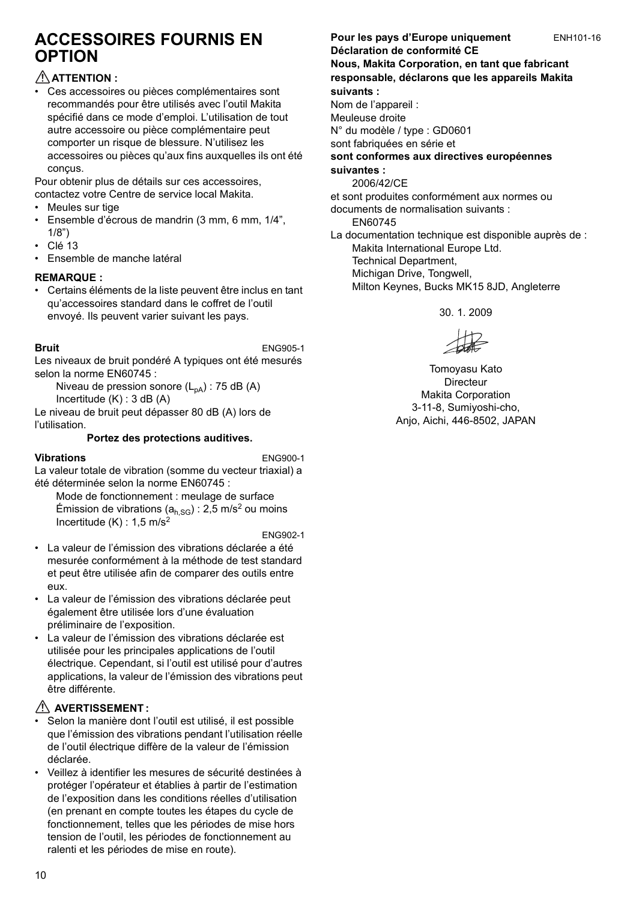# ACCESSOIRES FOURNIS EN OPTION

**⚠ ATTENTION :**

- Ces accessoires ou pièces complémentaires sont recommandés pour être utilisés avec l'outil Makita spécifié dans ce mode d'emploi. L'utilisation de tout autre accessoire ou pièce complémentaire peut comporter un risque de blessure. N'utilisez les accessoires ou pièces qu'aux fins auxquelles ils ont été conçus.

Pour obtenir plus de détails sur ces accessoires, contactez votre Centre de service local Makita.

- Meules sur tige
- Ensemble d'écrous de mandrin (3 mm, 6 mm, 1/4", 1/8")
- Clé 13
- Ensemble de manche latéral

**REMARQUE :**

- Certains éléments de la liste peuvent être inclus en tant qu'accessoires standard dans le coffret de l'outil envoyé. Ils peuvent varier suivant les pays.

**Bruit** ENG905-1

Les niveaux de bruit pondéré A typiques ont été mesurés selon la norme EN60745 :

Niveau de pression sonore ($L_{pA}$) : 75 dB (A)
Incertitude (K) : 3 dB (A)

Le niveau de bruit peut dépasser 80 dB (A) lors de l'utilisation.

**Portez des protections auditives.**

**Vibrations** ENG900-1

La valeur totale de vibration (somme du vecteur triaxial) a été déterminée selon la norme EN60745 :

Mode de fonctionnement : meulage de surface
Émission de vibrations ($a_{h,SG}$) : 2,5 $m/s^2$ ou moins
Incertitude (K) : 1,5 $m/s^2$

ENG902-1

- La valeur de l'émission des vibrations déclarée a été mesurée conformément à la méthode de test standard et peut être utilisée afin de comparer des outils entre eux.
- La valeur de l'émission des vibrations déclarée peut également être utilisée lors d'une évaluation préliminaire de l'exposition.
- La valeur de l'émission des vibrations déclarée est utilisée pour les principales applications de l'outil électrique. Cependant, si l'outil est utilisé pour d'autres applications, la valeur de l'émission des vibrations peut être différente.

**⚠ AVERTISSEMENT :**

- Selon la manière dont l'outil est utilisé, il est possible que l'émission des vibrations pendant l'utilisation réelle de l'outil électrique diffère de la valeur de l'émission déclarée.
- Veillez à identifier les mesures de sécurité destinées à protéger l'opérateur et établies à partir de l'estimation de l'exposition dans les conditions réelles d'utilisation (en prenant en compte toutes les étapes du cycle de fonctionnement, telles que les périodes de mise hors tension de l'outil, les périodes de fonctionnement au ralenti et les périodes de mise en route).

**Pour les pays d'Europe uniquement** ENH101-16

**Déclaration de conformité CE**

**Nous, Makita Corporation, en tant que fabricant responsable, déclarons que les appareils Makita suivants :**

Nom de l'appareil :
Meuleuse droite
N° du modèle / type : GD0601
sont fabriquées en série et

**sont conformes aux directives européennes suivantes :**

2006/42/CE

et sont produites conformément aux normes ou documents de normalisation suivants :

EN60745

La documentation technique est disponible auprès de :

Makita International Europe Ltd.
Technical Department,
Michigan Drive, Tongwell,
Milton Keynes, Bucks MK15 8JD, Angleterre

30. 1. 2009

Tomoyasu Kato
Directeur
Makita Corporation
3-11-8, Sumiyoshi-cho,
Anjo, Aichi, 446-8502, JAPAN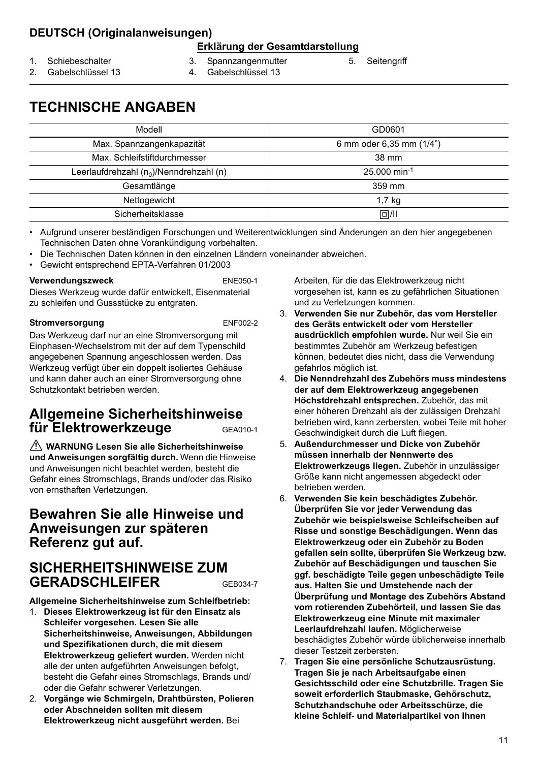## DEUTSCH (Originalanweisungen)

**Erklärung der Gesamtdarstellung**

1. Schiebeschalter
2. Gabelschlüssel 13
3. Spannzangenmutter
4. Gabelschlüssel 13
5. Seitengriff

# TECHNISCHE ANGABEN

| Modell | GD0601 |
|---|---|
| Max. Spannzangenkapazität | 6 mm oder 6,35 mm (1/4") |
| Max. Schleifstiftdurchmesser | 38 mm |
| Leerlaufdrehzahl ($n_0$)/Nenndrehzahl (n) | 25.000 $min^{-1}$ |
| Gesamtlänge | 359 mm |
| Nettogewicht | 1,7 kg |
| Sicherheitsklasse | ⧈/II |

- Aufgrund unserer beständigen Forschungen und Weiterentwicklungen sind Änderungen an den hier angegebenen Technischen Daten ohne Vorankündigung vorbehalten.
- Die Technischen Daten können in den einzelnen Ländern voneinander abweichen.
- Gewicht entsprechend EPTA-Verfahren 01/2003

**Verwendungszweck** ENE050-1

Dieses Werkzeug wurde dafür entwickelt, Eisenmaterial zu schleifen und Gussstücke zu entgraten.

**Stromversorgung** ENF002-2

Das Werkzeug darf nur an eine Stromversorgung mit Einphasen-Wechselstrom mit der auf dem Typenschild angegebenen Spannung angeschlossen werden. Das Werkzeug verfügt über ein doppelt isoliertes Gehäuse und kann daher auch an einer Stromversorgung ohne Schutzkontakt betrieben werden.

## Allgemeine Sicherheitshinweise für Elektrowerkzeuge GEA010-1

⚠ **WARNUNG Lesen Sie alle Sicherheitshinweise und Anweisungen sorgfältig durch.** Wenn die Hinweise und Anweisungen nicht beachtet werden, besteht die Gefahr eines Stromschlags, Brands und/oder das Risiko von ernsthaften Verletzungen.

## Bewahren Sie alle Hinweise und Anweisungen zur späteren Referenz gut auf.

## SICHERHEITSHINWEISE ZUM GERADSCHLEIFER GEB034-7

**Allgemeine Sicherheitshinweise zum Schleifbetrieb:**

1. **Dieses Elektrowerkzeug ist für den Einsatz als Schleifer vorgesehen. Lesen Sie alle Sicherheitshinweise, Anweisungen, Abbildungen und Spezifikationen durch, die mit diesem Elektrowerkzeug geliefert wurden.** Werden nicht alle der unten aufgeführten Anweisungen befolgt, besteht die Gefahr eines Stromschlags, Brands und/oder die Gefahr schwerer Verletzungen.
2. **Vorgänge wie Schmirgeln, Drahtbürsten, Polieren oder Abschneiden sollten mit diesem Elektrowerkzeug nicht ausgeführt werden.** Bei Arbeiten, für die das Elektrowerkzeug nicht vorgesehen ist, kann es zu gefährlichen Situationen und zu Verletzungen kommen.
3. **Verwenden Sie nur Zubehör, das vom Hersteller des Geräts entwickelt oder vom Hersteller ausdrücklich empfohlen wurde.** Nur weil Sie ein bestimmtes Zubehör am Werkzeug befestigen können, bedeutet dies nicht, dass die Verwendung gefahrlos möglich ist.
4. **Die Nenndrehzahl des Zubehörs muss mindestens der auf dem Elektrowerkzeug angegebenen Höchstdrehzahl entsprechen.** Zubehör, das mit einer höheren Drehzahl als der zulässigen Drehzahl betrieben wird, kann zerbersten, wobei Teile mit hoher Geschwindigkeit durch die Luft fliegen.
5. **Außendurchmesser und Dicke von Zubehör müssen innerhalb der Nennwerte des Elektrowerkzeugs liegen.** Zubehör in unzulässiger Größe kann nicht angemessen abgedeckt oder betrieben werden.
6. **Verwenden Sie kein beschädigtes Zubehör. Überprüfen Sie vor jeder Verwendung das Zubehör wie beispielsweise Schleifscheiben auf Risse und sonstige Beschädigungen. Wenn das Elektrowerkzeug oder ein Zubehör zu Boden gefallen sein sollte, überprüfen Sie Werkzeug bzw. Zubehör auf Beschädigungen und tauschen Sie ggf. beschädigte Teile gegen unbeschädigte Teile aus. Halten Sie und Umstehende nach der Überprüfung und Montage des Zubehörs Abstand vom rotierenden Zubehörteil, und lassen Sie das Elektrowerkzeug eine Minute mit maximaler Leerlaufdrehzahl laufen.** Möglicherweise beschädigtes Zubehör würde üblicherweise innerhalb dieser Testzeit zerbersten.
7. **Tragen Sie eine persönliche Schutzausrüstung. Tragen Sie je nach Arbeitsaufgabe einen Gesichtsschild oder eine Schutzbrille. Tragen Sie soweit erforderlich Staubmaske, Gehörschutz, Schutzhandschuhe oder Arbeitsschürze, die kleine Schleif- und Materialpartikel von Ihnen**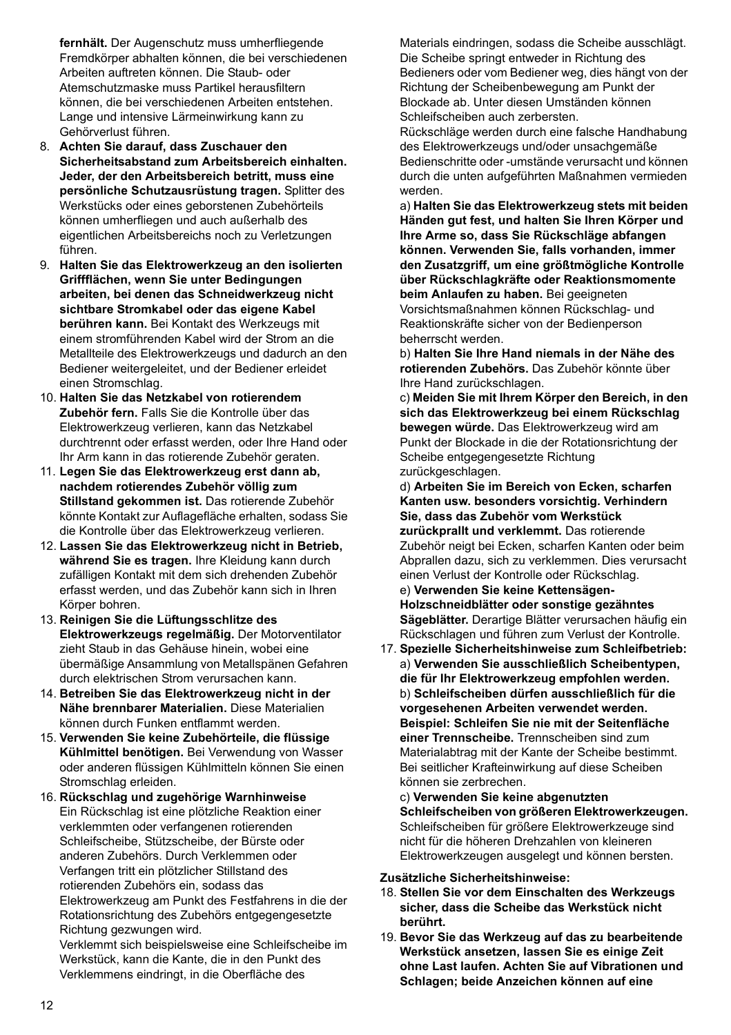**fernhält.** Der Augenschutz muss umherfliegende Fremdkörper abhalten können, die bei verschiedenen Arbeiten auftreten können. Die Staub- oder Atemschutzmaske muss Partikel herausfiltern können, die bei verschiedenen Arbeiten entstehen. Lange und intensive Lärmeinwirkung kann zu Gehörverlust führen.

8. **Achten Sie darauf, dass Zuschauer den Sicherheitsabstand zum Arbeitsbereich einhalten. Jeder, der den Arbeitsbereich betritt, muss eine persönliche Schutzausrüstung tragen.** Splitter des Werkstücks oder eines geborstenen Zubehörteils können umherfliegen und auch außerhalb des eigentlichen Arbeitsbereichs noch zu Verletzungen führen.
9. **Halten Sie das Elektrowerkzeug an den isolierten Griffflächen, wenn Sie unter Bedingungen arbeiten, bei denen das Schneidwerkzeug nicht sichtbare Stromkabel oder das eigene Kabel berühren kann.** Bei Kontakt des Werkzeugs mit einem stromführenden Kabel wird der Strom an die Metallteile des Elektrowerkzeugs und dadurch an den Bediener weitergeleitet, und der Bediener erleidet einen Stromschlag.
10. **Halten Sie das Netzkabel von rotierendem Zubehör fern.** Falls Sie die Kontrolle über das Elektrowerkzeug verlieren, kann das Netzkabel durchtrennt oder erfasst werden, oder Ihre Hand oder Ihr Arm kann in das rotierende Zubehör geraten.
11. **Legen Sie das Elektrowerkzeug erst dann ab, nachdem rotierendes Zubehör völlig zum Stillstand gekommen ist.** Das rotierende Zubehör könnte Kontakt zur Auflagefläche erhalten, sodass Sie die Kontrolle über das Elektrowerkzeug verlieren.
12. **Lassen Sie das Elektrowerkzeug nicht in Betrieb, während Sie es tragen.** Ihre Kleidung kann durch zufälligen Kontakt mit dem sich drehenden Zubehör erfasst werden, und das Zubehör kann sich in Ihren Körper bohren.
13. **Reinigen Sie die Lüftungsschlitze des Elektrowerkzeugs regelmäßig.** Der Motorventilator zieht Staub in das Gehäuse hinein, wobei eine übermäßige Ansammlung von Metallspänen Gefahren durch elektrischen Strom verursachen kann.
14. **Betreiben Sie das Elektrowerkzeug nicht in der Nähe brennbarer Materialien.** Diese Materialien können durch Funken entflammt werden.
15. **Verwenden Sie keine Zubehörteile, die flüssige Kühlmittel benötigen.** Bei Verwendung von Wasser oder anderen flüssigen Kühlmitteln können Sie einen Stromschlag erleiden.
16. **Rückschlag und zugehörige Warnhinweise**
    Ein Rückschlag ist eine plötzliche Reaktion einer verklemmten oder verfangenen rotierenden Schleifscheibe, Stützscheibe, der Bürste oder anderen Zubehörs. Durch Verklemmen oder Verfangen tritt ein plötzlicher Stillstand des rotierenden Zubehörs ein, sodass das Elektrowerkzeug am Punkt des Festfahrens in die der Rotationsrichtung des Zubehörs entgegengesetzte Richtung gezwungen wird.
    Verklemmt sich beispielsweise eine Schleifscheibe im Werkstück, kann die Kante, die in den Punkt des Verklemmens eindringt, in die Oberfläche des Materials eindringen, sodass die Scheibe ausschlägt. Die Scheibe springt entweder in Richtung des Bedieners oder vom Bediener weg, dies hängt von der Richtung der Scheibenbewegung am Punkt der Blockade ab. Unter diesen Umständen können Schleifscheiben auch zerbersten.
    Rückschläge werden durch eine falsche Handhabung des Elektrowerkzeugs und/oder unsachgemäße Bedienschritte oder -umstände verursacht und können durch die unten aufgeführten Maßnahmen vermieden werden.
    a) **Halten Sie das Elektrowerkzeug stets mit beiden Händen gut fest, und halten Sie Ihren Körper und Ihre Arme so, dass Sie Rückschläge abfangen können. Verwenden Sie, falls vorhanden, immer den Zusatzgriff, um eine größtmögliche Kontrolle über Rückschlagkräfte oder Reaktionsmomente beim Anlaufen zu haben.** Bei geeigneten Vorsichtsmaßnahmen können Rückschlag- und Reaktionskräfte sicher von der Bedienperson beherrscht werden.
    b) **Halten Sie Ihre Hand niemals in der Nähe des rotierenden Zubehörs.** Das Zubehör könnte über Ihre Hand zurückschlagen.
    c) **Meiden Sie mit Ihrem Körper den Bereich, in den sich das Elektrowerkzeug bei einem Rückschlag bewegen würde.** Das Elektrowerkzeug wird am Punkt der Blockade in die der Rotationsrichtung der Scheibe entgegengesetzte Richtung zurückgeschlagen.
    d) **Arbeiten Sie im Bereich von Ecken, scharfen Kanten usw. besonders vorsichtig. Verhindern Sie, dass das Zubehör vom Werkstück zurückprallt und verklemmt.** Das rotierende Zubehör neigt bei Ecken, scharfen Kanten oder beim Abprallen dazu, sich zu verklemmen. Dies verursacht einen Verlust der Kontrolle oder Rückschlag.
    e) **Verwenden Sie keine Kettensägen-Holzschneidblätter oder sonstige gezähntes Sägeblätter.** Derartige Blätter verursachen häufig ein Rückschlagen und führen zum Verlust der Kontrolle.
17. **Spezielle Sicherheitshinweise zum Schleifbetrieb:**
    a) **Verwenden Sie ausschließlich Scheibentypen, die für Ihr Elektrowerkzeug empfohlen werden.**
    b) **Schleifscheiben dürfen ausschließlich für die vorgesehenen Arbeiten verwendet werden. Beispiel: Schleifen Sie nie mit der Seitenfläche einer Trennscheibe.** Trennscheiben sind zum Materialabtrag mit der Kante der Scheibe bestimmt. Bei seitlicher Krafteinwirkung auf diese Scheiben können sie zerbrechen.
    c) **Verwenden Sie keine abgenutzten Schleifscheiben von größeren Elektrowerkzeugen.** Schleifscheiben für größere Elektrowerkzeuge sind nicht für die höheren Drehzahlen von kleineren Elektrowerkzeugen ausgelegt und können bersten.

**Zusätzliche Sicherheitshinweise:**

18. **Stellen Sie vor dem Einschalten des Werkzeugs sicher, dass die Scheibe das Werkstück nicht berührt.**
19. **Bevor Sie das Werkzeug auf das zu bearbeitende Werkstück ansetzen, lassen Sie es einige Zeit ohne Last laufen. Achten Sie auf Vibrationen und Schlagen; beide Anzeichen können auf eine**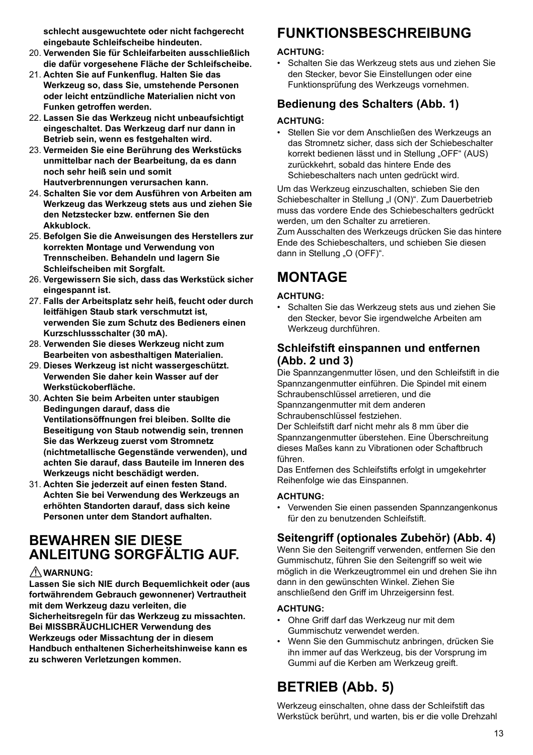**schlecht ausgewuchtete oder nicht fachgerecht eingebaute Schleifscheibe hindeuten.**

20. **Verwenden Sie für Schleifarbeiten ausschließlich die dafür vorgesehene Fläche der Schleifscheibe.**
21. **Achten Sie auf Funkenflug. Halten Sie das Werkzeug so, dass Sie, umstehende Personen oder leicht entzündliche Materialien nicht von Funken getroffen werden.**
22. **Lassen Sie das Werkzeug nicht unbeaufsichtigt eingeschaltet. Das Werkzeug darf nur dann in Betrieb sein, wenn es festgehalten wird.**
23. **Vermeiden Sie eine Berührung des Werkstücks unmittelbar nach der Bearbeitung, da es dann noch sehr heiß sein und somit Hautverbrennungen verursachen kann.**
24. **Schalten Sie vor dem Ausführen von Arbeiten am Werkzeug das Werkzeug stets aus und ziehen Sie den Netzstecker bzw. entfernen Sie den Akkublock.**
25. **Befolgen Sie die Anweisungen des Herstellers zur korrekten Montage und Verwendung von Trennscheiben. Behandeln und lagern Sie Schleifscheiben mit Sorgfalt.**
26. **Vergewissern Sie sich, dass das Werkstück sicher eingespannt ist.**
27. **Falls der Arbeitsplatz sehr heiß, feucht oder durch leitfähigen Staub stark verschmutzt ist, verwenden Sie zum Schutz des Bedieners einen Kurzschlussschalter (30 mA).**
28. **Verwenden Sie dieses Werkzeug nicht zum Bearbeiten von asbesthaltigen Materialien.**
29. **Dieses Werkzeug ist nicht wassergeschützt. Verwenden Sie daher kein Wasser auf der Werkstückoberfläche.**
30. **Achten Sie beim Arbeiten unter staubigen Bedingungen darauf, dass die Ventilationsöffnungen frei bleiben. Sollte die Beseitigung von Staub notwendig sein, trennen Sie das Werkzeug zuerst vom Stromnetz (nichtmetallische Gegenstände verwenden), und achten Sie darauf, dass Bauteile im Inneren des Werkzeugs nicht beschädigt werden.**
31. **Achten Sie jederzeit auf einen festen Stand. Achten Sie bei Verwendung des Werkzeugs an erhöhten Standorten darauf, dass sich keine Personen unter dem Standort aufhalten.**

# BEWAHREN SIE DIESE ANLEITUNG SORGFÄLTIG AUF.

⚠**WARNUNG:**

**Lassen Sie sich NIE durch Bequemlichkeit oder (aus fortwährendem Gebrauch gewonnener) Vertrautheit mit dem Werkzeug dazu verleiten, die Sicherheitsregeln für das Werkzeug zu missachten. Bei MISSBRÄUCHLICHER Verwendung des Werkzeugs oder Missachtung der in diesem Handbuch enthaltenen Sicherheitshinweise kann es zu schweren Verletzungen kommen.**

# FUNKTIONSBESCHREIBUNG

**ACHTUNG:**

- Schalten Sie das Werkzeug stets aus und ziehen Sie den Stecker, bevor Sie Einstellungen oder eine Funktionsprüfung des Werkzeugs vornehmen.

## Bedienung des Schalters (Abb. 1)

**ACHTUNG:**

- Stellen Sie vor dem Anschließen des Werkzeugs an das Stromnetz sicher, dass sich der Schiebeschalter korrekt bedienen lässt und in Stellung „OFF“ (AUS) zurückkehrt, sobald das hintere Ende des Schiebeschalters nach unten gedrückt wird.

Um das Werkzeug einzuschalten, schieben Sie den Schiebeschalter in Stellung „I (ON)“. Zum Dauerbetrieb muss das vordere Ende des Schiebeschalters gedrückt werden, um den Schalter zu arretieren.
Zum Ausschalten des Werkzeugs drücken Sie das hintere Ende des Schiebeschalters, und schieben Sie diesen dann in Stellung „O (OFF)“.

# MONTAGE

**ACHTUNG:**

- Schalten Sie das Werkzeug stets aus und ziehen Sie den Stecker, bevor Sie irgendwelche Arbeiten am Werkzeug durchführen.

## Schleifstift einspannen und entfernen (Abb. 2 und 3)

Die Spannzangenmutter lösen, und den Schleifstift in die Spannzangenmutter einführen. Die Spindel mit einem Schraubenschlüssel arretieren, und die Spannzangenmutter mit dem anderen Schraubenschlüssel festziehen.
Der Schleifstift darf nicht mehr als 8 mm über die Spannzangenmutter überstehen. Eine Überschreitung dieses Maßes kann zu Vibrationen oder Schaftbruch führen.
Das Entfernen des Schleifstifts erfolgt in umgekehrter Reihenfolge wie das Einspannen.

**ACHTUNG:**

- Verwenden Sie einen passenden Spannzangenkonus für den zu benutzenden Schleifstift.

## Seitengriff (optionales Zubehör) (Abb. 4)

Wenn Sie den Seitengriff verwenden, entfernen Sie den Gummischutz, führen Sie den Seitengriff so weit wie möglich in die Werkzeugtrommel ein und drehen Sie ihn dann in den gewünschten Winkel. Ziehen Sie anschließend den Griff im Uhrzeigersinn fest.

**ACHTUNG:**

- Ohne Griff darf das Werkzeug nur mit dem Gummischutz verwendet werden.
- Wenn Sie den Gummischutz anbringen, drücken Sie ihn immer auf das Werkzeug, bis der Vorsprung im Gummi auf die Kerben am Werkzeug greift.

# BETRIEB (Abb. 5)

Werkzeug einschalten, ohne dass der Schleifstift das Werkstück berührt, und warten, bis er die volle Drehzahl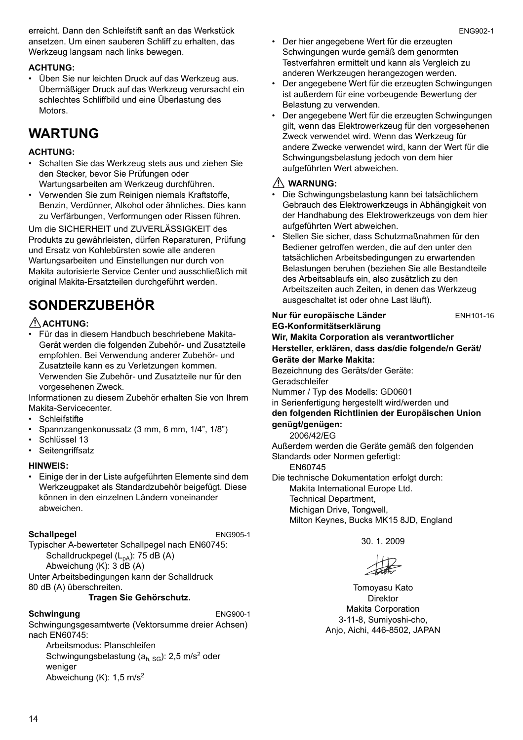erreicht. Dann den Schleifstift sanft an das Werkstück ansetzen. Um einen sauberen Schliff zu erhalten, das Werkzeug langsam nach links bewegen.

**ACHTUNG:**

- Üben Sie nur leichten Druck auf das Werkzeug aus. Übermäßiger Druck auf das Werkzeug verursacht ein schlechtes Schliffbild und eine Überlastung des Motors.

# WARTUNG

**ACHTUNG:**

- Schalten Sie das Werkzeug stets aus und ziehen Sie den Stecker, bevor Sie Prüfungen oder Wartungsarbeiten am Werkzeug durchführen.
- Verwenden Sie zum Reinigen niemals Kraftstoffe, Benzin, Verdünner, Alkohol oder ähnliches. Dies kann zu Verfärbungen, Verformungen oder Rissen führen.

Um die SICHERHEIT und ZUVERLÄSSIGKEIT des Produkts zu gewährleisten, dürfen Reparaturen, Prüfung und Ersatz von Kohlebürsten sowie alle anderen Wartungsarbeiten und Einstellungen nur durch von Makita autorisierte Service Center und ausschließlich mit original Makita-Ersatzteilen durchgeführt werden.

# SONDERZUBEHÖR

**⚠ ACHTUNG:**

- Für das in diesem Handbuch beschriebene Makita-Gerät werden die folgenden Zubehör- und Zusatzteile empfohlen. Bei Verwendung anderer Zubehör- und Zusatzteile kann es zu Verletzungen kommen. Verwenden Sie Zubehör- und Zusatzteile nur für den vorgesehenen Zweck.

Informationen zu diesem Zubehör erhalten Sie von Ihrem Makita-Servicecenter.

- Schleifstifte
- Spannzangenkonussatz (3 mm, 6 mm, 1/4", 1/8")
- Schlüssel 13
- Seitengriffsatz

**HINWEIS:**

- Einige der in der Liste aufgeführten Elemente sind dem Werkzeugpaket als Standardzubehör beigefügt. Diese können in den einzelnen Ländern voneinander abweichen.

**Schallpegel** ENG905-1

Typischer A-bewerteter Schallpegel nach EN60745:

Schalldruckpegel ($L_{pA}$): 75 dB (A)
Abweichung (K): 3 dB (A)

Unter Arbeitsbedingungen kann der Schalldruck 80 dB (A) überschreiten.

**Tragen Sie Gehörschutz.**

**Schwingung** ENG900-1

Schwingungsgesamtwerte (Vektorsumme dreier Achsen) nach EN60745:

Arbeitsmodus: Planschleifen
Schwingungsbelastung ($a_{h, SG}$): 2,5 $m/s^2$ oder weniger
Abweichung (K): 1,5 $m/s^2$

ENG902-1

- Der hier angegebene Wert für die erzeugten Schwingungen wurde gemäß dem genormten Testverfahren ermittelt und kann als Vergleich zu anderen Werkzeugen herangezogen werden.
- Der angegebene Wert für die erzeugten Schwingungen ist außerdem für eine vorbeugende Bewertung der Belastung zu verwenden.
- Der angegebene Wert für die erzeugten Schwingungen gilt, wenn das Elektrowerkzeug für den vorgesehenen Zweck verwendet wird. Wenn das Werkzeug für andere Zwecke verwendet wird, kann der Wert für die Schwingungsbelastung jedoch von dem hier aufgeführten Wert abweichen.

**⚠ WARNUNG:**

- Die Schwingungsbelastung kann bei tatsächlichem Gebrauch des Elektrowerkzeugs in Abhängigkeit von der Handhabung des Elektrowerkzeugs von dem hier aufgeführten Wert abweichen.
- Stellen Sie sicher, dass Schutzmaßnahmen für den Bediener getroffen werden, die auf den unter den tatsächlichen Arbeitsbedingungen zu erwartenden Belastungen beruhen (beziehen Sie alle Bestandteile des Arbeitsablaufs ein, also zusätzlich zu den Arbeitszeiten auch Zeiten, in denen das Werkzeug ausgeschaltet ist oder ohne Last läuft).

**Nur für europäische Länder** ENH101-16

**EG-Konformitätserklärung**

**Wir, Makita Corporation als verantwortlicher Hersteller, erklären, dass das/die folgende/n Gerät/ Geräte der Marke Makita:**

Bezeichnung des Geräts/der Geräte:
Geradschleifer
Nummer / Typ des Modells: GD0601
in Serienfertigung hergestellt wird/werden und
**den folgenden Richtlinien der Europäischen Union genügt/genügen:**

2006/42/EG

Außerdem werden die Geräte gemäß den folgenden Standards oder Normen gefertigt:

EN60745

Die technische Dokumentation erfolgt durch:

Makita International Europe Ltd.
Technical Department,
Michigan Drive, Tongwell,
Milton Keynes, Bucks MK15 8JD, England

30. 1. 2009

Tomoyasu Kato
Direktor
Makita Corporation
3-11-8, Sumiyoshi-cho,
Anjo, Aichi, 446-8502, JAPAN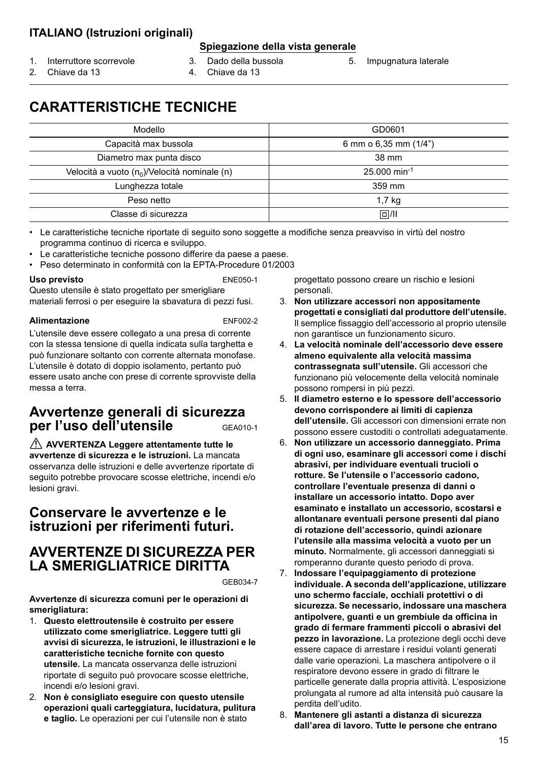## ITALIANO (Istruzioni originali)

**Spiegazione della vista generale**

1. Interruttore scorrevole
2. Chiave da 13
3. Dado della bussola
4. Chiave da 13
5. Impugnatura laterale

# CARATTERISTICHE TECNICHE

| Modello | GD0601 |
|---|---|
| Capacità max bussola | 6 mm o 6,35 mm (1/4”) |
| Diametro max punta disco | 38 mm |
| Velocità a vuoto ($n_0$)/Velocità nominale (n) | 25.000 $min^{-1}$ |
| Lunghezza totale | 359 mm |
| Peso netto | 1,7 kg |
| Classe di sicurezza | ⧈/II |

- Le caratteristiche tecniche riportate di seguito sono soggette a modifiche senza preavviso in virtù del nostro programma continuo di ricerca e sviluppo.
- Le caratteristiche tecniche possono differire da paese a paese.
- Peso determinato in conformità con la EPTA-Procedure 01/2003

**Uso previsto** ENE050-1

Questo utensile è stato progettato per smerigliare materiali ferrosi o per eseguire la sbavatura di pezzi fusi.

**Alimentazione** ENF002-2

L’utensile deve essere collegato a una presa di corrente con la stessa tensione di quella indicata sulla targhetta e può funzionare soltanto con corrente alternata monofase. L’utensile è dotato di doppio isolamento, pertanto può essere usato anche con prese di corrente sprovviste della messa a terra.

## Avvertenze generali di sicurezza per l’uso dell’utensile GEA010-1

⚠ **AVVERTENZA Leggere attentamente tutte le avvertenze di sicurezza e le istruzioni.** La mancata osservanza delle istruzioni e delle avvertenze riportate di seguito potrebbe provocare scosse elettriche, incendi e/o lesioni gravi.

## Conservare le avvertenze e le istruzioni per riferimenti futuri.

## AVVERTENZE DI SICUREZZA PER LA SMERIGLIATRICE DIRITTA

GEB034-7

**Avvertenze di sicurezza comuni per le operazioni di smerigliatura:**

1. **Questo elettroutensile è costruito per essere utilizzato come smerigliatrice. Leggere tutti gli avvisi di sicurezza, le istruzioni, le illustrazioni e le caratteristiche tecniche fornite con questo utensile.** La mancata osservanza delle istruzioni riportate di seguito può provocare scosse elettriche, incendi e/o lesioni gravi.
2. **Non è consigliato eseguire con questo utensile operazioni quali carteggiatura, lucidatura, pulitura e taglio.** Le operazioni per cui l’utensile non è stato progettato possono creare un rischio e lesioni personali.
3. **Non utilizzare accessori non appositamente progettati e consigliati dal produttore dell’utensile.** Il semplice fissaggio dell’accessorio al proprio utensile non garantisce un funzionamento sicuro.
4. **La velocità nominale dell’accessorio deve essere almeno equivalente alla velocità massima contrassegnata sull’utensile.** Gli accessori che funzionano più velocemente della velocità nominale possono rompersi in più pezzi.
5. **Il diametro esterno e lo spessore dell’accessorio devono corrispondere ai limiti di capienza dell’utensile.** Gli accessori con dimensioni errate non possono essere custoditi o controllati adeguatamente.
6. **Non utilizzare un accessorio danneggiato. Prima di ogni uso, esaminare gli accessori come i dischi abrasivi, per individuare eventuali trucioli o rotture. Se l’utensile o l’accessorio cadono, controllare l’eventuale presenza di danni o installare un accessorio intatto. Dopo aver esaminato e installato un accessorio, scostarsi e allontanare eventuali persone presenti dal piano di rotazione dell’accessorio, quindi azionare l’utensile alla massima velocità a vuoto per un minuto.** Normalmente, gli accessori danneggiati si romperanno durante questo periodo di prova.
7. **Indossare l’equipaggiamento di protezione individuale. A seconda dell’applicazione, utilizzare uno schermo facciale, occhiali protettivi o di sicurezza. Se necessario, indossare una maschera antipolvere, guanti e un grembiule da officina in grado di fermare frammenti piccoli o abrasivi del pezzo in lavorazione.** La protezione degli occhi deve essere capace di arrestare i residui volanti generati dalle varie operazioni. La maschera antipolvere o il respiratore devono essere in grado di filtrare le particelle generate dalla propria attività. L’esposizione prolungata al rumore ad alta intensità può causare la perdita dell’udito.
8. **Mantenere gli astanti a distanza di sicurezza dall’area di lavoro. Tutte le persone che entrano**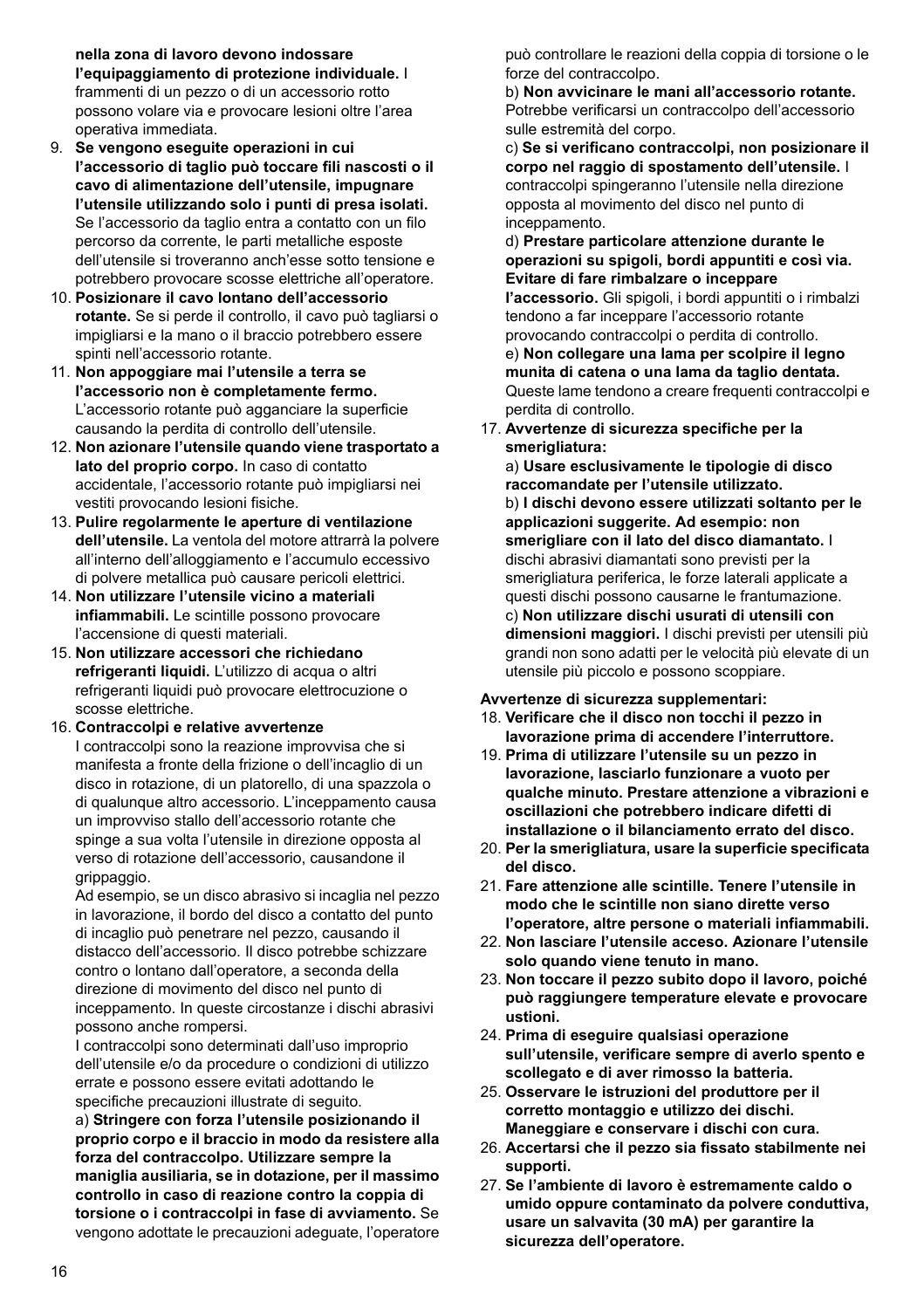**nella zona di lavoro devono indossare l'equipaggiamento di protezione individuale.** I frammenti di un pezzo o di un accessorio rotto possono volare via e provocare lesioni oltre l'area operativa immediata.

9. **Se vengono eseguite operazioni in cui l'accessorio di taglio può toccare fili nascosti o il cavo di alimentazione dell'utensile, impugnare l'utensile utilizzando solo i punti di presa isolati.** Se l'accessorio da taglio entra a contatto con un filo percorso da corrente, le parti metalliche esposte dell'utensile si troveranno anch'esse sotto tensione e potrebbero provocare scosse elettriche all'operatore.
10. **Posizionare il cavo lontano dell'accessorio rotante.** Se si perde il controllo, il cavo può tagliarsi o impigliarsi e la mano o il braccio potrebbero essere spinti nell'accessorio rotante.
11. **Non appoggiare mai l'utensile a terra se l'accessorio non è completamente fermo.** L'accessorio rotante può agganciare la superficie causando la perdita di controllo dell'utensile.
12. **Non azionare l'utensile quando viene trasportato a lato del proprio corpo.** In caso di contatto accidentale, l'accessorio rotante può impigliarsi nei vestiti provocando lesioni fisiche.
13. **Pulire regolarmente le aperture di ventilazione dell'utensile.** La ventola del motore attrarrà la polvere all'interno dell'alloggiamento e l'accumulo eccessivo di polvere metallica può causare pericoli elettrici.
14. **Non utilizzare l'utensile vicino a materiali infiammabili.** Le scintille possono provocare l'accensione di questi materiali.
15. **Non utilizzare accessori che richiedano refrigeranti liquidi.** L'utilizzo di acqua o altri refrigeranti liquidi può provocare elettrocuzione o scosse elettriche.
16. **Contraccolpi e relative avvertenze**
    I contraccolpi sono la reazione improvvisa che si manifesta a fronte della frizione o dell'incaglio di un disco in rotazione, di un platorello, di una spazzola o di qualunque altro accessorio. L'inceppamento causa un improvviso stallo dell'accessorio rotante che spinge a sua volta l'utensile in direzione opposta al verso di rotazione dell'accessorio, causandone il grippaggio.
    Ad esempio, se un disco abrasivo si incaglia nel pezzo in lavorazione, il bordo del disco a contatto del punto di incaglio può penetrare nel pezzo, causando il distacco dell'accessorio. Il disco potrebbe schizzare contro o lontano dall'operatore, a seconda della direzione di movimento del disco nel punto di inceppamento. In queste circostanze i dischi abrasivi possono anche rompersi.
    I contraccolpi sono determinati dall'uso improprio dell'utensile e/o da procedure o condizioni di utilizzo errate e possono essere evitati adottando le specifiche precauzioni illustrate di seguito.
    a) **Stringere con forza l'utensile posizionando il proprio corpo e il braccio in modo da resistere alla forza del contraccolpo. Utilizzare sempre la maniglia ausiliaria, se in dotazione, per il massimo controllo in caso di reazione contro la coppia di torsione o i contraccolpi in fase di avviamento.** Se vengono adottate le precauzioni adeguate, l'operatore può controllare le reazioni della coppia di torsione o le forze del contraccolpo.
    b) **Non avvicinare le mani all'accessorio rotante.** Potrebbe verificarsi un contraccolpo dell'accessorio sulle estremità del corpo.
    c) **Se si verificano contraccolpi, non posizionare il corpo nel raggio di spostamento dell'utensile.** I contraccolpi spingeranno l'utensile nella direzione opposta al movimento del disco nel punto di inceppamento.
    d) **Prestare particolare attenzione durante le operazioni su spigoli, bordi appuntiti e così via. Evitare di fare rimbalzare o inceppare l'accessorio.** Gli spigoli, i bordi appuntiti o i rimbalzi tendono a far inceppare l'accessorio rotante provocando contraccolpi o perdita di controllo.
    e) **Non collegare una lama per scolpire il legno munita di catena o una lama da taglio dentata.** Queste lame tendono a creare frequenti contraccolpi e perdita di controllo.
17. **Avvertenze di sicurezza specifiche per la smerigliatura:**
    a) **Usare esclusivamente le tipologie di disco raccomandate per l'utensile utilizzato.**
    b) **I dischi devono essere utilizzati soltanto per le applicazioni suggerite. Ad esempio: non smerigliare con il lato del disco diamantato.** I dischi abrasivi diamantati sono previsti per la smerigliatura periferica, le forze laterali applicate a questi dischi possono causarne le frantumazione.
    c) **Non utilizzare dischi usurati di utensili con dimensioni maggiori.** I dischi previsti per utensili più grandi non sono adatti per le velocità più elevate di un utensile più piccolo e possono scoppiare.

**Avvertenze di sicurezza supplementari:**

18. **Verificare che il disco non tocchi il pezzo in lavorazione prima di accendere l'interruttore.**
19. **Prima di utilizzare l'utensile su un pezzo in lavorazione, lasciarlo funzionare a vuoto per qualche minuto. Prestare attenzione a vibrazioni e oscillazioni che potrebbero indicare difetti di installazione o il bilanciamento errato del disco.**
20. **Per la smerigliatura, usare la superficie specificata del disco.**
21. **Fare attenzione alle scintille. Tenere l'utensile in modo che le scintille non siano dirette verso l'operatore, altre persone o materiali infiammabili.**
22. **Non lasciare l'utensile acceso. Azionare l'utensile solo quando viene tenuto in mano.**
23. **Non toccare il pezzo subito dopo il lavoro, poiché può raggiungere temperature elevate e provocare ustioni.**
24. **Prima di eseguire qualsiasi operazione sull'utensile, verificare sempre di averlo spento e scollegato e di aver rimosso la batteria.**
25. **Osservare le istruzioni del produttore per il corretto montaggio e utilizzo dei dischi. Maneggiare e conservare i dischi con cura.**
26. **Accertarsi che il pezzo sia fissato stabilmente nei supporti.**
27. **Se l'ambiente di lavoro è estremamente caldo o umido oppure contaminato da polvere conduttiva, usare un salvavita (30 mA) per garantire la sicurezza dell'operatore.**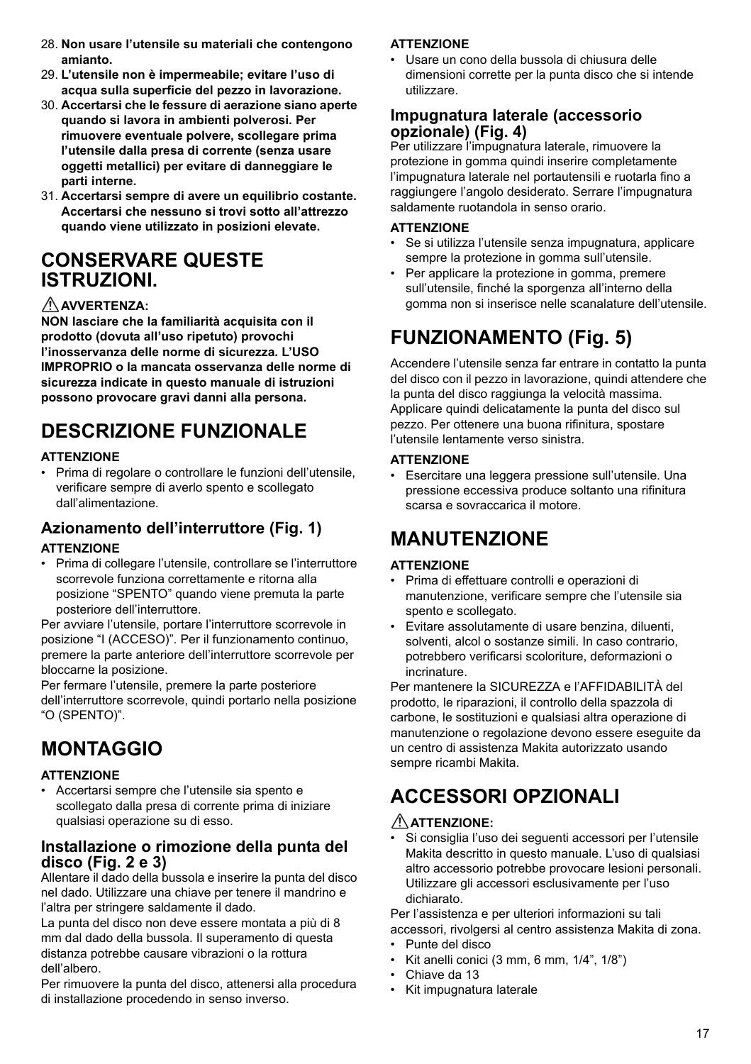28. **Non usare l'utensile su materiali che contengono amianto.**
29. **L'utensile non è impermeabile; evitare l'uso di acqua sulla superficie del pezzo in lavorazione.**
30. **Accertarsi che le fessure di aerazione siano aperte quando si lavora in ambienti polverosi. Per rimuovere eventuale polvere, scollegare prima l'utensile dalla presa di corrente (senza usare oggetti metallici) per evitare di danneggiare le parti interne.**
31. **Accertarsi sempre di avere un equilibrio costante. Accertarsi che nessuno si trovi sotto all'attrezzo quando viene utilizzato in posizioni elevate.**

# CONSERVARE QUESTE ISTRUZIONI.

⚠ **AVVERTENZA:**

**NON lasciare che la familiarità acquisita con il prodotto (dovuta all'uso ripetuto) provochi l'inosservanza delle norme di sicurezza. L'USO IMPROPRIO o la mancata osservanza delle norme di sicurezza indicate in questo manuale di istruzioni possono provocare gravi danni alla persona.**

# DESCRIZIONE FUNZIONALE

**ATTENZIONE**

- Prima di regolare o controllare le funzioni dell'utensile, verificare sempre di averlo spento e scollegato dall'alimentazione.

## Azionamento dell'interruttore (Fig. 1)

**ATTENZIONE**

- Prima di collegare l'utensile, controllare se l'interruttore scorrevole funziona correttamente e ritorna alla posizione "SPENTO" quando viene premuta la parte posteriore dell'interruttore.

Per avviare l'utensile, portare l'interruttore scorrevole in posizione "I (ACCESO)". Per il funzionamento continuo, premere la parte anteriore dell'interruttore scorrevole per bloccarne la posizione.

Per fermare l'utensile, premere la parte posteriore dell'interruttore scorrevole, quindi portarlo nella posizione "O (SPENTO)".

# MONTAGGIO

**ATTENZIONE**

- Accertarsi sempre che l'utensile sia spento e scollegato dalla presa di corrente prima di iniziare qualsiasi operazione su di esso.

## Installazione o rimozione della punta del disco (Fig. 2 e 3)

Allentare il dado della bussola e inserire la punta del disco nel dado. Utilizzare una chiave per tenere il mandrino e l'altra per stringere saldamente il dado.

La punta del disco non deve essere montata a più di 8 mm dal dado della bussola. Il superamento di questa distanza potrebbe causare vibrazioni o la rottura dell'albero.

Per rimuovere la punta del disco, attenersi alla procedura di installazione procedendo in senso inverso.

**ATTENZIONE**

- Usare un cono della bussola di chiusura delle dimensioni corrette per la punta disco che si intende utilizzare.

## Impugnatura laterale (accessorio opzionale) (Fig. 4)

Per utilizzare l'impugnatura laterale, rimuovere la protezione in gomma quindi inserire completamente l'impugnatura laterale nel portautensili e ruotarla fino a raggiungere l'angolo desiderato. Serrare l'impugnatura saldamente ruotandola in senso orario.

**ATTENZIONE**

- Se si utilizza l'utensile senza impugnatura, applicare sempre la protezione in gomma sull'utensile.
- Per applicare la protezione in gomma, premere sull'utensile, finché la sporgenza all'interno della gomma non si inserisce nelle scanalature dell'utensile.

# FUNZIONAMENTO (Fig. 5)

Accendere l'utensile senza far entrare in contatto la punta del disco con il pezzo in lavorazione, quindi attendere che la punta del disco raggiunga la velocità massima. Applicare quindi delicatamente la punta del disco sul pezzo. Per ottenere una buona rifinitura, spostare l'utensile lentamente verso sinistra.

**ATTENZIONE**

- Esercitare una leggera pressione sull'utensile. Una pressione eccessiva produce soltanto una rifinitura scarsa e sovraccarica il motore.

# MANUTENZIONE

**ATTENZIONE**

- Prima di effettuare controlli e operazioni di manutenzione, verificare sempre che l'utensile sia spento e scollegato.
- Evitare assolutamente di usare benzina, diluenti, solventi, alcol o sostanze simili. In caso contrario, potrebbero verificarsi scoloriture, deformazioni o incrinature.

Per mantenere la SICUREZZA e l'AFFIDABILITÀ del prodotto, le riparazioni, il controllo della spazzola di carbone, le sostituzioni e qualsiasi altra operazione di manutenzione o regolazione devono essere eseguite da un centro di assistenza Makita autorizzato usando sempre ricambi Makita.

# ACCESSORI OPZIONALI

⚠ **ATTENZIONE:**

- Si consiglia l'uso dei seguenti accessori per l'utensile Makita descritto in questo manuale. L'uso di qualsiasi altro accessorio potrebbe provocare lesioni personali. Utilizzare gli accessori esclusivamente per l'uso dichiarato.

Per l'assistenza e per ulteriori informazioni su tali accessori, rivolgersi al centro assistenza Makita di zona.

- Punte del disco
- Kit anelli conici (3 mm, 6 mm, 1/4", 1/8")
- Chiave da 13
- Kit impugnatura laterale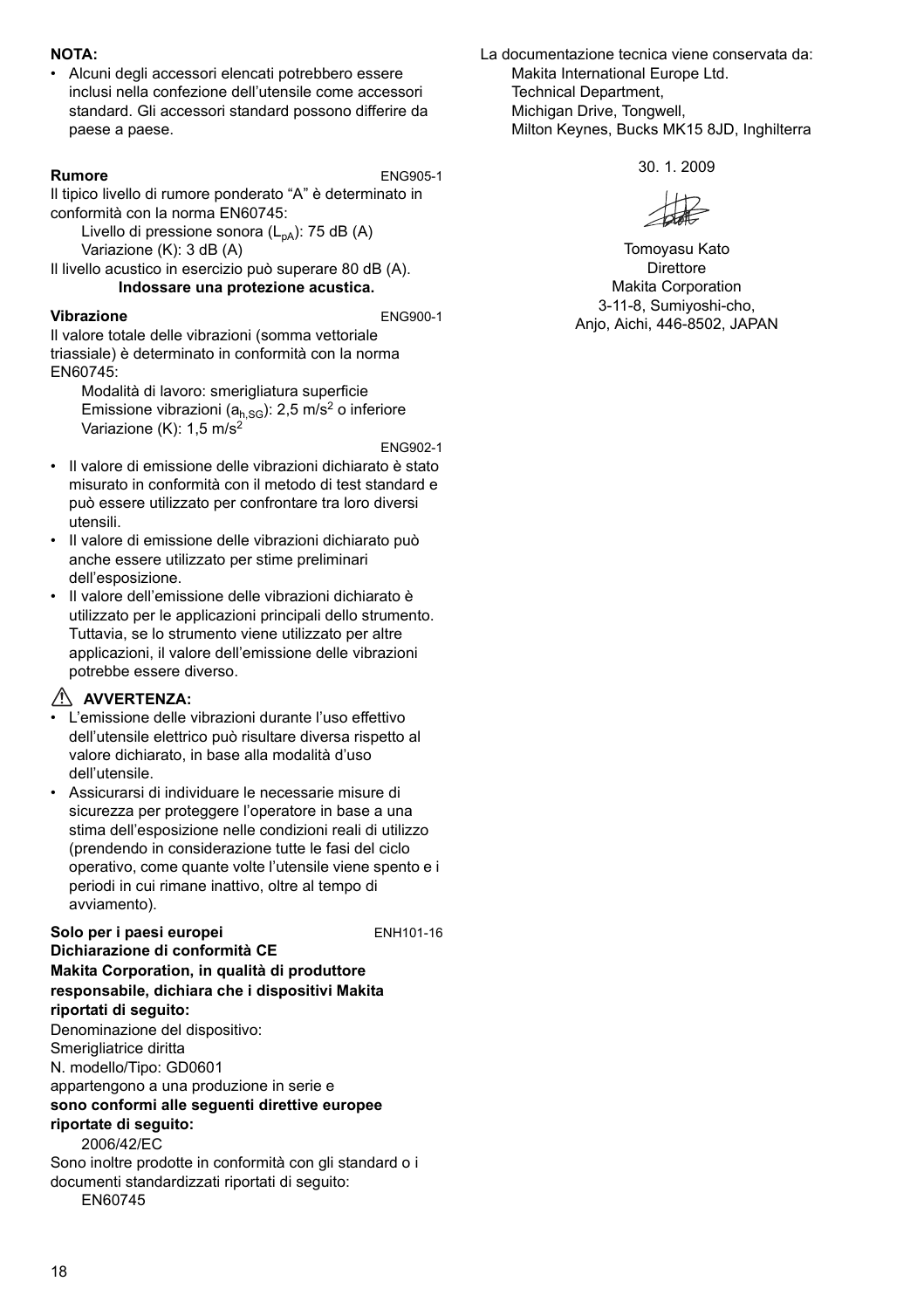**NOTA:**

- Alcuni degli accessori elencati potrebbero essere inclusi nella confezione dell'utensile come accessori standard. Gli accessori standard possono differire da paese a paese.

**Rumore** ENG905-1

Il tipico livello di rumore ponderato "A" è determinato in conformità con la norma EN60745:

Livello di pressione sonora ($L_{pA}$): 75 dB (A)
Variazione (K): 3 dB (A)

Il livello acustico in esercizio può superare 80 dB (A).

**Indossare una protezione acustica.**

**Vibrazione** ENG900-1

Il valore totale delle vibrazioni (somma vettoriale triassiale) è determinato in conformità con la norma EN60745:

Modalità di lavoro: smerigliatura superficie
Emissione vibrazioni ($a_{h,SG}$): 2,5 $m/s^2$ o inferiore
Variazione (K): 1,5 $m/s^2$

ENG902-1

- Il valore di emissione delle vibrazioni dichiarato è stato misurato in conformità con il metodo di test standard e può essere utilizzato per confrontare tra loro diversi utensili.
- Il valore di emissione delle vibrazioni dichiarato può anche essere utilizzato per stime preliminari dell'esposizione.
- Il valore dell'emissione delle vibrazioni dichiarato è utilizzato per le applicazioni principali dello strumento. Tuttavia, se lo strumento viene utilizzato per altre applicazioni, il valore dell'emissione delle vibrazioni potrebbe essere diverso.

⚠ **AVVERTENZA:**

- L'emissione delle vibrazioni durante l'uso effettivo dell'utensile elettrico può risultare diversa rispetto al valore dichiarato, in base alla modalità d'uso dell'utensile.
- Assicurarsi di individuare le necessarie misure di sicurezza per proteggere l'operatore in base a una stima dell'esposizione nelle condizioni reali di utilizzo (prendendo in considerazione tutte le fasi del ciclo operativo, come quante volte l'utensile viene spento e i periodi in cui rimane inattivo, oltre al tempo di avviamento).

**Solo per i paesi europei** ENH101-16

**Dichiarazione di conformità CE**

**Makita Corporation, in qualità di produttore responsabile, dichiara che i dispositivi Makita riportati di seguito:**

Denominazione del dispositivo:
Smerigliatrice diritta
N. modello/Tipo: GD0601
appartengono a una produzione in serie e
**sono conformi alle seguenti direttive europee riportate di seguito:**

2006/42/EC

Sono inoltre prodotte in conformità con gli standard o i documenti standardizzati riportati di seguito:

EN60745

La documentazione tecnica viene conservata da:

Makita International Europe Ltd.
Technical Department,
Michigan Drive, Tongwell,
Milton Keynes, Bucks MK15 8JD, Inghilterra

30. 1. 2009

Tomoyasu Kato
Direttore
Makita Corporation
3-11-8, Sumiyoshi-cho,
Anjo, Aichi, 446-8502, JAPAN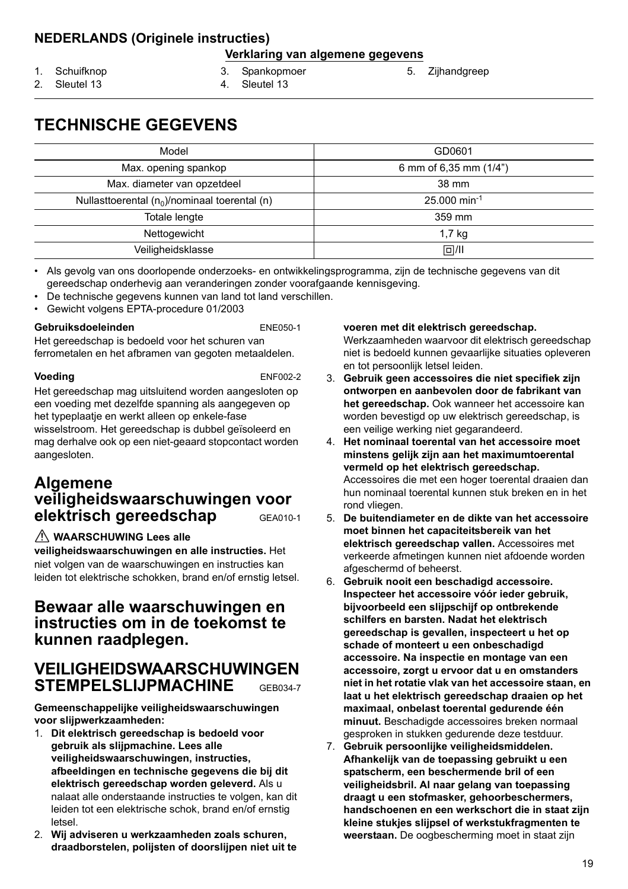## NEDERLANDS (Originele instructies)

**Verklaring van algemene gegevens**

1. Schuifknop
2. Sleutel 13
3. Spankopmoer
4. Sleutel 13
5. Zijhandgreep

# TECHNISCHE GEGEVENS

| Model | GD0601 |
|---|---|
| Max. opening spankop | 6 mm of 6,35 mm (1/4") |
| Max. diameter van opzetdeel | 38 mm |
| Nullasttoerental ($n_0$)/nominaal toerental (n) | 25.000 $min^{-1}$ |
| Totale lengte | 359 mm |
| Nettogewicht | 1,7 kg |
| Veiligheidsklasse | ⧈/II |

- Als gevolg van ons doorlopende onderzoeks- en ontwikkelingsprogramma, zijn de technische gegevens van dit gereedschap onderhevig aan veranderingen zonder voorafgaande kennisgeving.
- De technische gegevens kunnen van land tot land verschillen.
- Gewicht volgens EPTA-procedure 01/2003

**Gebruiksdoeleinden** ENE050-1

Het gereedschap is bedoeld voor het schuren van ferrometalen en het afbramen van gegoten metaaldelen.

**Voeding** ENF002-2

Het gereedschap mag uitsluitend worden aangesloten op een voeding met dezelfde spanning als aangegeven op het typeplaatje en werkt alleen op enkele-fase wisselstroom. Het gereedschap is dubbel geïsoleerd en mag derhalve ook op een niet-geaard stopcontact worden aangesloten.

## Algemene veiligheidswaarschuwingen voor elektrisch gereedschap GEA010-1

⚠ **WAARSCHUWING Lees alle veiligheidswaarschuwingen en alle instructies.** Het niet volgen van de waarschuwingen en instructies kan leiden tot elektrische schokken, brand en/of ernstig letsel.

## Bewaar alle waarschuwingen en instructies om in de toekomst te kunnen raadplegen.

## VEILIGHEIDSWAARSCHUWINGEN STEMPELSLIJPMACHINE GEB034-7

**Gemeenschappelijke veiligheidswaarschuwingen voor slijpwerkzaamheden:**

1. **Dit elektrisch gereedschap is bedoeld voor gebruik als slijpmachine. Lees alle veiligheidswaarschuwingen, instructies, afbeeldingen en technische gegevens die bij dit elektrisch gereedschap worden geleverd.** Als u nalaat alle onderstaande instructies te volgen, kan dit leiden tot een elektrische schok, brand en/of ernstig letsel.
2. **Wij adviseren u werkzaamheden zoals schuren, draadborstelen, polijsten of doorslijpen niet uit te voeren met dit elektrisch gereedschap.** Werkzaamheden waarvoor dit elektrisch gereedschap niet is bedoeld kunnen gevaarlijke situaties opleveren en tot persoonlijk letsel leiden.
3. **Gebruik geen accessoires die niet specifiek zijn ontworpen en aanbevolen door de fabrikant van het gereedschap.** Ook wanneer het accessoire kan worden bevestigd op uw elektrisch gereedschap, is een veilige werking niet gegarandeerd.
4. **Het nominaal toerental van het accessoire moet minstens gelijk zijn aan het maximumtoerental vermeld op het elektrisch gereedschap.** Accessoires die met een hoger toerental draaien dan hun nominaal toerental kunnen stuk breken en in het rond vliegen.
5. **De buitendiameter en de dikte van het accessoire moet binnen het capaciteitsbereik van het elektrisch gereedschap vallen.** Accessoires met verkeerde afmetingen kunnen niet afdoende worden afgeschermd of beheerst.
6. **Gebruik nooit een beschadigd accessoire. Inspecteer het accessoire vóór ieder gebruik, bijvoorbeeld een slijpschijf op ontbrekende schilfers en barsten. Nadat het elektrisch gereedschap is gevallen, inspecteert u het op schade of monteert u een onbeschadigd accessoire. Na inspectie en montage van een accessoire, zorgt u ervoor dat u en omstanders niet in het rotatie vlak van het accessoire staan, en laat u het elektrisch gereedschap draaien op het maximaal, onbelast toerental gedurende één minuut.** Beschadigde accessoires breken normaal gesproken in stukken gedurende deze testduur.
7. **Gebruik persoonlijke veiligheidsmiddelen. Afhankelijk van de toepassing gebruikt u een spatscherm, een beschermende bril of een veiligheidsbril. Al naar gelang van toepassing draagt u een stofmasker, gehoorbeschermers, handschoenen en een werkschort die in staat zijn kleine stukjes slijpsel of werkstukfragmenten te weerstaan.** De oogbescherming moet in staat zijn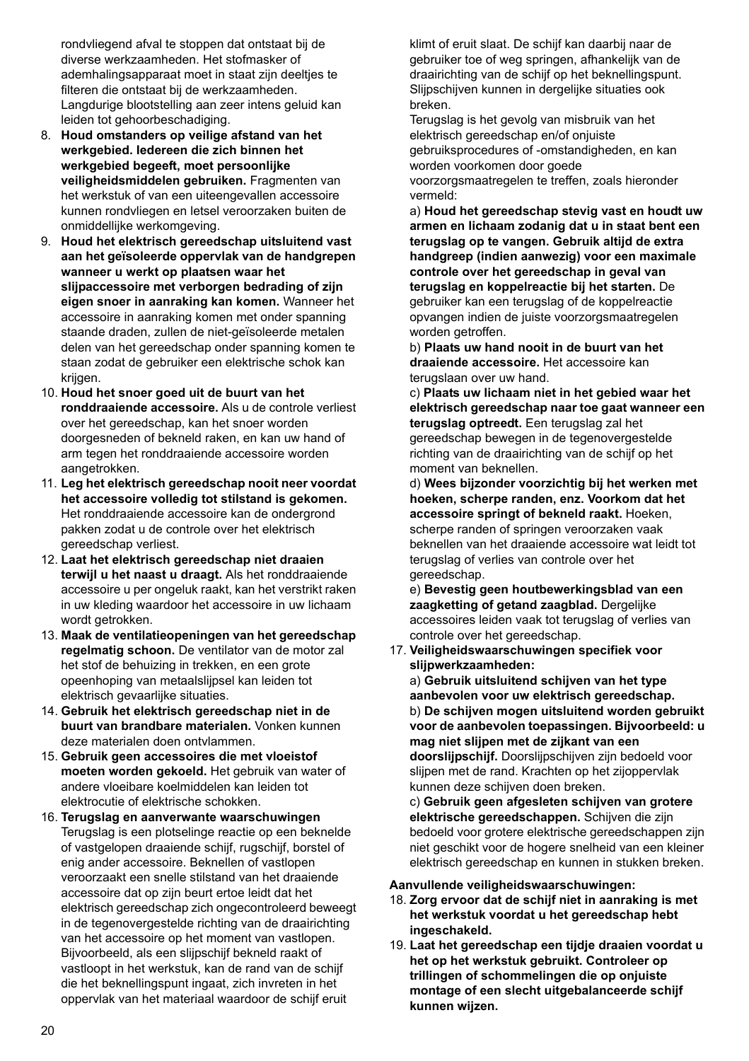rondvliegend afval te stoppen dat ontstaat bij de diverse werkzaamheden. Het stofmasker of ademhalingsapparaat moet in staat zijn deeltjes te filteren die ontstaat bij de werkzaamheden. Langdurige blootstelling aan zeer intens geluid kan leiden tot gehoorbeschadiging.

8. **Houd omstanders op veilige afstand van het werkgebied. Iedereen die zich binnen het werkgebied begeeft, moet persoonlijke veiligheidsmiddelen gebruiken.** Fragmenten van het werkstuk of van een uiteengevallen accessoire kunnen rondvliegen en letsel veroorzaken buiten de onmiddellijke werkomgeving.
9. **Houd het elektrisch gereedschap uitsluitend vast aan het geïsoleerde oppervlak van de handgrepen wanneer u werkt op plaatsen waar het slijpaccessoire met verborgen bedrading of zijn eigen snoer in aanraking kan komen.** Wanneer het accessoire in aanraking komen met onder spanning staande draden, zullen de niet-geïsoleerde metalen delen van het gereedschap onder spanning komen te staan zodat de gebruiker een elektrische schok kan krijgen.
10. **Houd het snoer goed uit de buurt van het ronddraaiende accessoire.** Als u de controle verliest over het gereedschap, kan het snoer worden doorgesneden of bekneld raken, en kan uw hand of arm tegen het ronddraaiende accessoire worden aangetrokken.
11. **Leg het elektrisch gereedschap nooit neer voordat het accessoire volledig tot stilstand is gekomen.** Het ronddraaiende accessoire kan de ondergrond pakken zodat u de controle over het elektrisch gereedschap verliest.
12. **Laat het elektrisch gereedschap niet draaien terwijl u het naast u draagt.** Als het ronddraaiende accessoire u per ongeluk raakt, kan het verstrikt raken in uw kleding waardoor het accessoire in uw lichaam wordt getrokken.
13. **Maak de ventilatieopeningen van het gereedschap regelmatig schoon.** De ventilator van de motor zal het stof de behuizing in trekken, en een grote opeenhoping van metaalslijpsel kan leiden tot elektrisch gevaarlijke situaties.
14. **Gebruik het elektrisch gereedschap niet in de buurt van brandbare materialen.** Vonken kunnen deze materialen doen ontvlammen.
15. **Gebruik geen accessoires die met vloeistof moeten worden gekoeld.** Het gebruik van water of andere vloeibare koelmiddelen kan leiden tot elektrocutie of elektrische schokken.
16. **Terugslag en aanverwante waarschuwingen**
Terugslag is een plotselinge reactie op een beknelde of vastgelopen draaiende schijf, rugschijf, borstel of enig ander accessoire. Beknellen of vastlopen veroorzaakt een snelle stilstand van het draaiende accessoire dat op zijn beurt ertoe leidt dat het elektrisch gereedschap zich ongecontroleerd beweegt in de tegenovergestelde richting van de draairichting van het accessoire op het moment van vastlopen. Bijvoorbeeld, als een slijpschijf bekneld raakt of vastloopt in het werkstuk, kan de rand van de schijf die het beknellingspunt ingaat, zich invreten in het oppervlak van het materiaal waardoor de schijf eruit klimt of eruit slaat. De schijf kan daarbij naar de gebruiker toe of weg springen, afhankelijk van de draairichting van de schijf op het beknellingspunt. Slijpschijven kunnen in dergelijke situaties ook breken.
Terugslag is het gevolg van misbruik van het elektrisch gereedschap en/of onjuiste gebruiksprocedures of -omstandigheden, en kan worden voorkomen door goede voorzorgsmaatregelen te treffen, zoals hieronder vermeld:
a) **Houd het gereedschap stevig vast en houdt uw armen en lichaam zodanig dat u in staat bent een terugslag op te vangen. Gebruik altijd de extra handgreep (indien aanwezig) voor een maximale controle over het gereedschap in geval van terugslag en koppelreactie bij het starten.** De gebruiker kan een terugslag of de koppelreactie opvangen indien de juiste voorzorgsmaatregelen worden getroffen.
b) **Plaats uw hand nooit in de buurt van het draaiende accessoire.** Het accessoire kan terugslaan over uw hand.
c) **Plaats uw lichaam niet in het gebied waar het elektrisch gereedschap naar toe gaat wanneer een terugslag optreedt.** Een terugslag zal het gereedschap bewegen in de tegenovergestelde richting van de draairichting van de schijf op het moment van beknellen.
d) **Wees bijzonder voorzichtig bij het werken met hoeken, scherpe randen, enz. Voorkom dat het accessoire springt of bekneld raakt.** Hoeken, scherpe randen of springen veroorzaken vaak beknellen van het draaiende accessoire wat leidt tot terugslag of verlies van controle over het gereedschap.
e) **Bevestig geen houtbewerkingsblad van een zaagketting of getand zaagblad.** Dergelijke accessoires leiden vaak tot terugslag of verlies van controle over het gereedschap.
17. **Veiligheidswaarschuwingen specifiek voor slijpwerkzaamheden:**
a) **Gebruik uitsluitend schijven van het type aanbevolen voor uw elektrisch gereedschap.**
b) **De schijven mogen uitsluitend worden gebruikt voor de aanbevolen toepassingen. Bijvoorbeeld: u mag niet slijpen met de zijkant van een doorslijpschijf.** Doorslijpschijven zijn bedoeld voor slijpen met de rand. Krachten op het zijoppervlak kunnen deze schijven doen breken.
c) **Gebruik geen afgesleten schijven van grotere elektrische gereedschappen.** Schijven die zijn bedoeld voor grotere elektrische gereedschappen zijn niet geschikt voor de hogere snelheid van een kleiner elektrisch gereedschap en kunnen in stukken breken.

**Aanvullende veiligheidswaarschuwingen:**

18. **Zorg ervoor dat de schijf niet in aanraking is met het werkstuk voordat u het gereedschap hebt ingeschakeld.**
19. **Laat het gereedschap een tijdje draaien voordat u het op het werkstuk gebruikt. Controleer op trillingen of schommelingen die op onjuiste montage of een slecht uitgebalanceerde schijf kunnen wijzen.**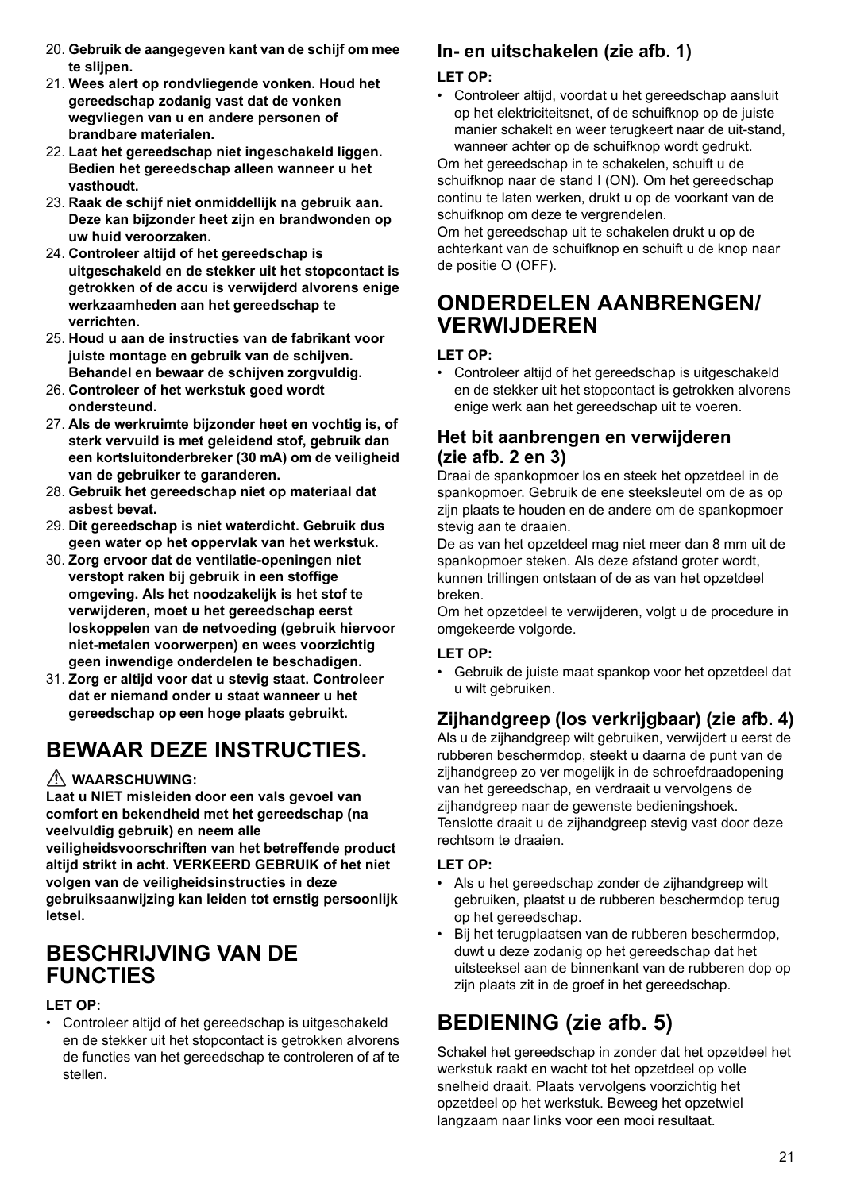20. **Gebruik de aangegeven kant van de schijf om mee te slijpen.**
21. **Wees alert op rondvliegende vonken. Houd het gereedschap zodanig vast dat de vonken wegvliegen van u en andere personen of brandbare materialen.**
22. **Laat het gereedschap niet ingeschakeld liggen. Bedien het gereedschap alleen wanneer u het vasthoudt.**
23. **Raak de schijf niet onmiddellijk na gebruik aan. Deze kan bijzonder heet zijn en brandwonden op uw huid veroorzaken.**
24. **Controleer altijd of het gereedschap is uitgeschakeld en de stekker uit het stopcontact is getrokken of de accu is verwijderd alvorens enige werkzaamheden aan het gereedschap te verrichten.**
25. **Houd u aan de instructies van de fabrikant voor juiste montage en gebruik van de schijven. Behandel en bewaar de schijven zorgvuldig.**
26. **Controleer of het werkstuk goed wordt ondersteund.**
27. **Als de werkruimte bijzonder heet en vochtig is, of sterk vervuild is met geleidend stof, gebruik dan een kortsluitonderbreker (30 mA) om de veiligheid van de gebruiker te garanderen.**
28. **Gebruik het gereedschap niet op materiaal dat asbest bevat.**
29. **Dit gereedschap is niet waterdicht. Gebruik dus geen water op het oppervlak van het werkstuk.**
30. **Zorg ervoor dat de ventilatie-openingen niet verstopt raken bij gebruik in een stoffige omgeving. Als het noodzakelijk is het stof te verwijderen, moet u het gereedschap eerst loskoppelen van de netvoeding (gebruik hiervoor niet-metalen voorwerpen) en wees voorzichtig geen inwendige onderdelen te beschadigen.**
31. **Zorg er altijd voor dat u stevig staat. Controleer dat er niemand onder u staat wanneer u het gereedschap op een hoge plaats gebruikt.**

# BEWAAR DEZE INSTRUCTIES.

⚠ **WAARSCHUWING:**

**Laat u NIET misleiden door een vals gevoel van comfort en bekendheid met het gereedschap (na veelvuldig gebruik) en neem alle veiligheidsvoorschriften van het betreffende product altijd strikt in acht. VERKEERD GEBRUIK of het niet volgen van de veiligheidsinstructies in deze gebruiksaanwijzing kan leiden tot ernstig persoonlijk letsel.**

# BESCHRIJVING VAN DE FUNCTIES

**LET OP:**

- Controleer altijd of het gereedschap is uitgeschakeld en de stekker uit het stopcontact is getrokken alvorens de functies van het gereedschap te controleren of af te stellen.

## In- en uitschakelen (zie afb. 1)

**LET OP:**

- Controleer altijd, voordat u het gereedschap aansluit op het elektriciteitsnet, of de schuifknop op de juiste manier schakelt en weer terugkeert naar de uit-stand, wanneer achter op de schuifknop wordt gedrukt.

Om het gereedschap in te schakelen, schuift u de schuifknop naar de stand I (ON). Om het gereedschap continu te laten werken, drukt u op de voorkant van de schuifknop om deze te vergrendelen.

Om het gereedschap uit te schakelen drukt u op de achterkant van de schuifknop en schuift u de knop naar de positie O (OFF).

# ONDERDELEN AANBRENGEN/ VERWIJDEREN

**LET OP:**

- Controleer altijd of het gereedschap is uitgeschakeld en de stekker uit het stopcontact is getrokken alvorens enige werk aan het gereedschap uit te voeren.

## Het bit aanbrengen en verwijderen (zie afb. 2 en 3)

Draai de spankopmoer los en steek het opzetdeel in de spankopmoer. Gebruik de ene steeksleutel om de as op zijn plaats te houden en de andere om de spankopmoer stevig aan te draaien.

De as van het opzetdeel mag niet meer dan 8 mm uit de spankopmoer steken. Als deze afstand groter wordt, kunnen trillingen ontstaan of de as van het opzetdeel breken.

Om het opzetdeel te verwijderen, volgt u de procedure in omgekeerde volgorde.

**LET OP:**

- Gebruik de juiste maat spankop voor het opzetdeel dat u wilt gebruiken.

## Zijhandgreep (los verkrijgbaar) (zie afb. 4)

Als u de zijhandgreep wilt gebruiken, verwijdert u eerst de rubberen beschermdop, steekt u daarna de punt van de zijhandgreep zo ver mogelijk in de schroefdraadopening van het gereedschap, en verdraait u vervolgens de zijhandgreep naar de gewenste bedieningshoek. Tenslotte draait u de zijhandgreep stevig vast door deze rechtsom te draaien.

**LET OP:**

- Als u het gereedschap zonder de zijhandgreep wilt gebruiken, plaatst u de rubberen beschermdop terug op het gereedschap.
- Bij het terugplaatsen van de rubberen beschermdop, duwt u deze zodanig op het gereedschap dat het uitsteeksel aan de binnenkant van de rubberen dop op zijn plaats zit in de groef in het gereedschap.

# BEDIENING (zie afb. 5)

Schakel het gereedschap in zonder dat het opzetdeel het werkstuk raakt en wacht tot het opzetdeel op volle snelheid draait. Plaats vervolgens voorzichtig het opzetdeel op het werkstuk. Beweeg het opzetwiel langzaam naar links voor een mooi resultaat.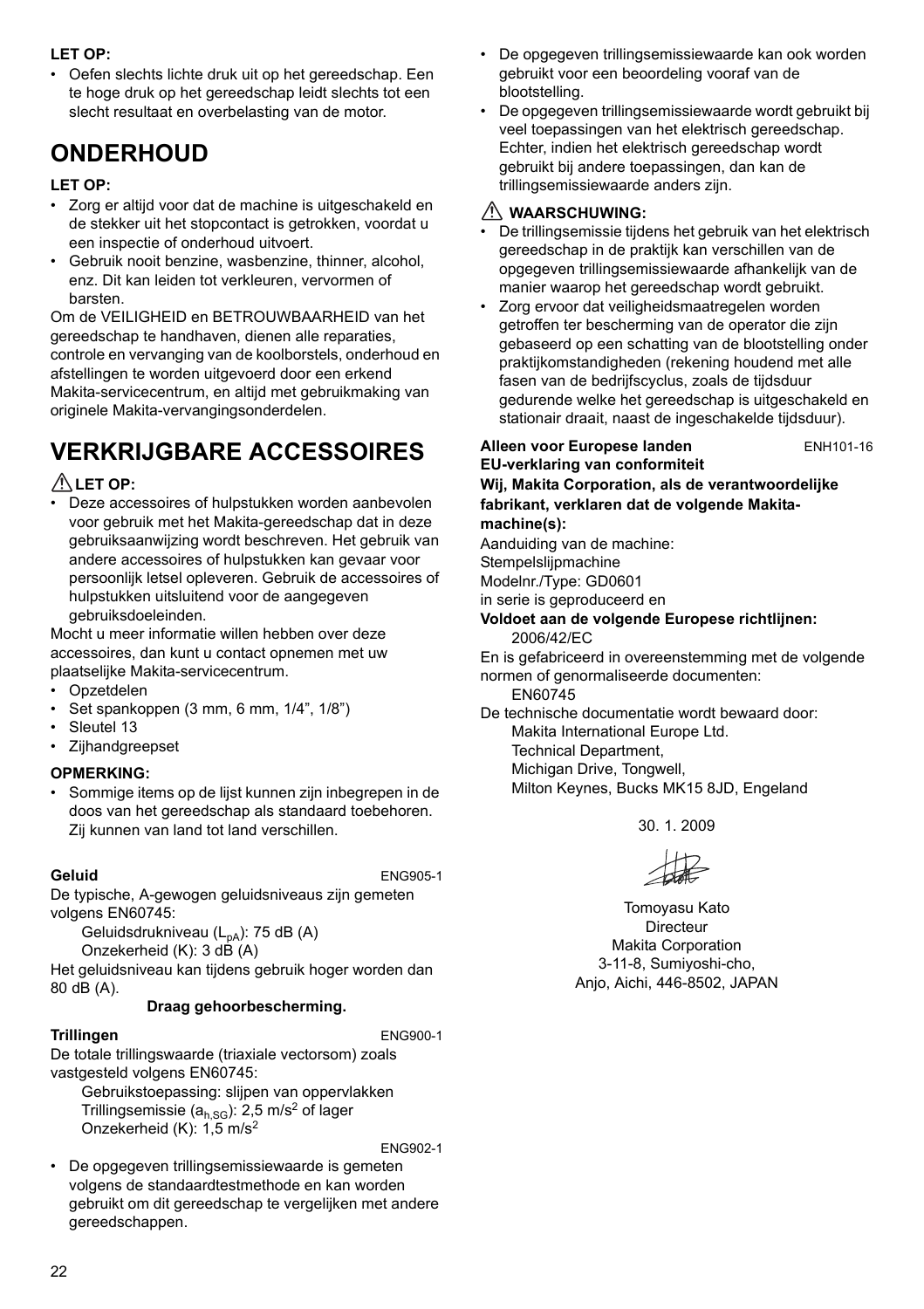**LET OP:**

- Oefen slechts lichte druk uit op het gereedschap. Een te hoge druk op het gereedschap leidt slechts tot een slecht resultaat en overbelasting van de motor.

# ONDERHOUD

**LET OP:**

- Zorg er altijd voor dat de machine is uitgeschakeld en de stekker uit het stopcontact is getrokken, voordat u een inspectie of onderhoud uitvoert.
- Gebruik nooit benzine, wasbenzine, thinner, alcohol, enz. Dit kan leiden tot verkleuren, vervormen of barsten.

Om de VEILIGHEID en BETROUWBAARHEID van het gereedschap te handhaven, dienen alle reparaties, controle en vervanging van de koolborstels, onderhoud en afstellingen te worden uitgevoerd door een erkend Makita-servicecentrum, en altijd met gebruikmaking van originele Makita-vervangingsonderdelen.

# VERKRIJGBARE ACCESSOIRES

**⚠ LET OP:**

- Deze accessoires of hulpstukken worden aanbevolen voor gebruik met het Makita-gereedschap dat in deze gebruiksaanwijzing wordt beschreven. Het gebruik van andere accessoires of hulpstukken kan gevaar voor persoonlijk letsel opleveren. Gebruik de accessoires of hulpstukken uitsluitend voor de aangegeven gebruiksdoeleinden.

Mocht u meer informatie willen hebben over deze accessoires, dan kunt u contact opnemen met uw plaatselijke Makita-servicecentrum.

- Opzetdelen
- Set spankoppen (3 mm, 6 mm, 1/4", 1/8")
- Sleutel 13
- Zijhandgreepset

**OPMERKING:**

- Sommige items op de lijst kunnen zijn inbegrepen in de doos van het gereedschap als standaard toebehoren. Zij kunnen van land tot land verschillen.

**Geluid** ENG905-1

De typische, A-gewogen geluidsniveaus zijn gemeten volgens EN60745:

Geluidsdrukniveau ($L_{pA}$): 75 dB (A)
Onzekerheid (K): 3 dB (A)

Het geluidsniveau kan tijdens gebruik hoger worden dan 80 dB (A).

**Draag gehoorbescherming.**

**Trillingen** ENG900-1

De totale trillingswaarde (triaxiale vectorsom) zoals vastgesteld volgens EN60745:

Gebruikstoepassing: slijpen van oppervlakken
Trillingsemissie ($a_{h,SG}$): 2,5 $m/s^2$ of lager
Onzekerheid (K): 1,5 $m/s^2$

ENG902-1

- De opgegeven trillingsemissiewaarde is gemeten volgens de standaardtestmethode en kan worden gebruikt om dit gereedschap te vergelijken met andere gereedschappen.
- De opgegeven trillingsemissiewaarde kan ook worden gebruikt voor een beoordeling vooraf van de blootstelling.
- De opgegeven trillingsemissiewaarde wordt gebruikt bij veel toepassingen van het elektrisch gereedschap. Echter, indien het elektrisch gereedschap wordt gebruikt bij andere toepassingen, dan kan de trillingsemissiewaarde anders zijn.

**⚠ WAARSCHUWING:**

- De trillingsemissie tijdens het gebruik van het elektrisch gereedschap in de praktijk kan verschillen van de opgegeven trillingsemissiewaarde afhankelijk van de manier waarop het gereedschap wordt gebruikt.
- Zorg ervoor dat veiligheidsmaatregelen worden getroffen ter bescherming van de operator die zijn gebaseerd op een schatting van de blootstelling onder praktijkomstandigheden (rekening houdend met alle fasen van de bedrijfscyclus, zoals de tijdsduur gedurende welke het gereedschap is uitgeschakeld en stationair draait, naast de ingeschakelde tijdsduur).

**Alleen voor Europese landen** ENH101-16

**EU-verklaring van conformiteit**

**Wij, Makita Corporation, als de verantwoordelijke fabrikant, verklaren dat de volgende Makita-machine(s):**

Aanduiding van de machine:
Stempelslijpmachine
Modelnr./Type: GD0601
in serie is geproduceerd en

**Voldoet aan de volgende Europese richtlijnen:**

2006/42/EC

En is gefabriceerd in overeenstemming met de volgende normen of genormaliseerde documenten:

EN60745

De technische documentatie wordt bewaard door:

Makita International Europe Ltd.
Technical Department,
Michigan Drive, Tongwell,
Milton Keynes, Bucks MK15 8JD, Engeland

30. 1. 2009

Tomoyasu Kato
Directeur
Makita Corporation
3-11-8, Sumiyoshi-cho,
Anjo, Aichi, 446-8502, JAPAN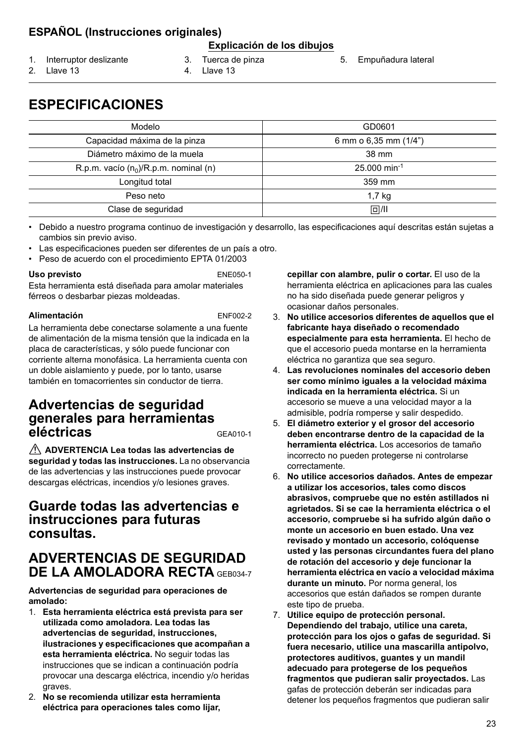## ESPAÑOL (Instrucciones originales)

**Explicación de los dibujos**

1. Interruptor deslizante
2. Llave 13
3. Tuerca de pinza
4. Llave 13
5. Empuñadura lateral

# ESPECIFICACIONES

| Modelo | GD0601 |
|---|---|
| Capacidad máxima de la pinza | 6 mm o 6,35 mm (1/4”) |
| Diámetro máximo de la muela | 38 mm |
| R.p.m. vacío ($n_0$)/R.p.m. nominal (n) | 25.000 $min^{-1}$ |
| Longitud total | 359 mm |
| Peso neto | 1,7 kg |
| Clase de seguridad | ⧈/II |

- Debido a nuestro programa continuo de investigación y desarrollo, las especificaciones aquí descritas están sujetas a cambios sin previo aviso.
- Las especificaciones pueden ser diferentes de un país a otro.
- Peso de acuerdo con el procedimiento EPTA 01/2003

**Uso previsto** ENE050-1

Esta herramienta está diseñada para amolar materiales férreos o desbarbar piezas moldeadas.

**Alimentación** ENF002-2

La herramienta debe conectarse solamente a una fuente de alimentación de la misma tensión que la indicada en la placa de características, y sólo puede funcionar con corriente alterna monofásica. La herramienta cuenta con un doble aislamiento y puede, por lo tanto, usarse también en tomacorrientes sin conductor de tierra.

## Advertencias de seguridad generales para herramientas eléctricas GEA010-1

⚠ **ADVERTENCIA Lea todas las advertencias de seguridad y todas las instrucciones.** La no observancia de las advertencias y las instrucciones puede provocar descargas eléctricas, incendios y/o lesiones graves.

## Guarde todas las advertencias e instrucciones para futuras consultas.

# ADVERTENCIAS DE SEGURIDAD DE LA AMOLADORA RECTA GEB034-7

**Advertencias de seguridad para operaciones de amolado:**

1. **Esta herramienta eléctrica está prevista para ser utilizada como amoladora. Lea todas las advertencias de seguridad, instrucciones, ilustraciones y especificaciones que acompañan a esta herramienta eléctrica.** No seguir todas las instrucciones que se indican a continuación podría provocar una descarga eléctrica, incendio y/o heridas graves.
2. **No se recomienda utilizar esta herramienta eléctrica para operaciones tales como lijar, cepillar con alambre, pulir o cortar.** El uso de la herramienta eléctrica en aplicaciones para las cuales no ha sido diseñada puede generar peligros y ocasionar daños personales.
3. **No utilice accesorios diferentes de aquellos que el fabricante haya diseñado o recomendado especialmente para esta herramienta.** El hecho de que el accesorio pueda montarse en la herramienta eléctrica no garantiza que sea seguro.
4. **Las revoluciones nominales del accesorio deben ser como mínimo iguales a la velocidad máxima indicada en la herramienta eléctrica.** Si un accesorio se mueve a una velocidad mayor a la admisible, podría romperse y salir despedido.
5. **El diámetro exterior y el grosor del accesorio deben encontrarse dentro de la capacidad de la herramienta eléctrica.** Los accesorios de tamaño incorrecto no pueden protegerse ni controlarse correctamente.
6. **No utilice accesorios dañados. Antes de empezar a utilizar los accesorios, tales como discos abrasivos, compruebe que no estén astillados ni agrietados. Si se cae la herramienta eléctrica o el accesorio, compruebe si ha sufrido algún daño o monte un accesorio en buen estado. Una vez revisado y montado un accesorio, colóquense usted y las personas circundantes fuera del plano de rotación del accesorio y deje funcionar la herramienta eléctrica en vacío a velocidad máxima durante un minuto.** Por norma general, los accesorios que están dañados se rompen durante este tipo de prueba.
7. **Utilice equipo de protección personal. Dependiendo del trabajo, utilice una careta, protección para los ojos o gafas de seguridad. Si fuera necesario, utilice una mascarilla antipolvo, protectores auditivos, guantes y un mandil adecuado para protegerse de los pequeños fragmentos que pudieran salir proyectados.** Las gafas de protección deberán ser indicadas para detener los pequeños fragmentos que pudieran salir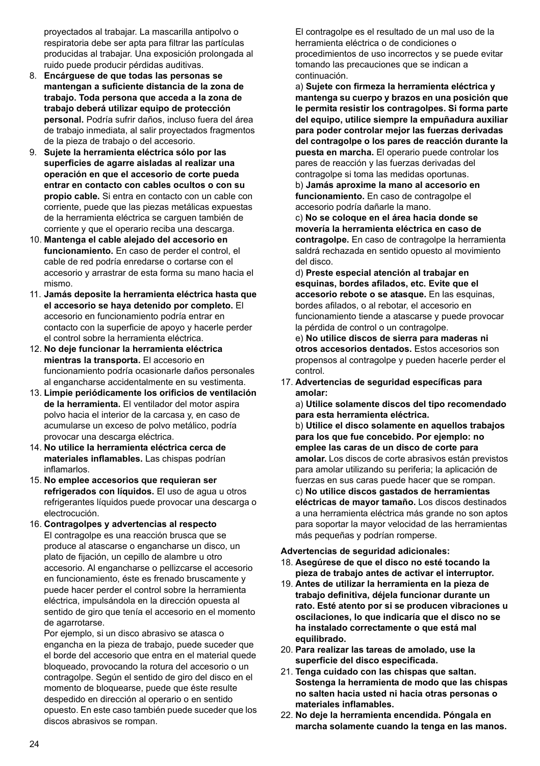proyectados al trabajar. La mascarilla antipolvo o respiratoria debe ser apta para filtrar las partículas producidas al trabajar. Una exposición prolongada al ruido puede producir pérdidas auditivas.

8. **Encárguese de que todas las personas se mantengan a suficiente distancia de la zona de trabajo. Toda persona que acceda a la zona de trabajo deberá utilizar equipo de protección personal.** Podría sufrir daños, incluso fuera del área de trabajo inmediata, al salir proyectados fragmentos de la pieza de trabajo o del accesorio.
9. **Sujete la herramienta eléctrica sólo por las superficies de agarre aisladas al realizar una operación en que el accesorio de corte pueda entrar en contacto con cables ocultos o con su propio cable.** Si entra en contacto con un cable con corriente, puede que las piezas metálicas expuestas de la herramienta eléctrica se carguen también de corriente y que el operario reciba una descarga.
10. **Mantenga el cable alejado del accesorio en funcionamiento.** En caso de perder el control, el cable de red podría enredarse o cortarse con el accesorio y arrastrar de esta forma su mano hacia el mismo.
11. **Jamás deposite la herramienta eléctrica hasta que el accesorio se haya detenido por completo.** El accesorio en funcionamiento podría entrar en contacto con la superficie de apoyo y hacerle perder el control sobre la herramienta eléctrica.
12. **No deje funcionar la herramienta eléctrica mientras la transporta.** El accesorio en funcionamiento podría ocasionarle daños personales al engancharse accidentalmente en su vestimenta.
13. **Limpie periódicamente los orificios de ventilación de la herramienta.** El ventilador del motor aspira polvo hacia el interior de la carcasa y, en caso de acumularse un exceso de polvo metálico, podría provocar una descarga eléctrica.
14. **No utilice la herramienta eléctrica cerca de materiales inflamables.** Las chispas podrían inflamarlos.
15. **No emplee accesorios que requieran ser refrigerados con líquidos.** El uso de agua u otros refrigerantes líquidos puede provocar una descarga o electrocución.
16. **Contragolpes y advertencias al respecto**
   El contragolpe es una reacción brusca que se produce al atascarse o engancharse un disco, un plato de fijación, un cepillo de alambre u otro accesorio. Al engancharse o pellizcarse el accesorio en funcionamiento, éste es frenado bruscamente y puede hacer perder el control sobre la herramienta eléctrica, impulsándola en la dirección opuesta al sentido de giro que tenía el accesorio en el momento de agarrotarse.
   Por ejemplo, si un disco abrasivo se atasca o engancha en la pieza de trabajo, puede suceder que el borde del accesorio que entra en el material quede bloqueado, provocando la rotura del accesorio o un contragolpe. Según el sentido de giro del disco en el momento de bloquearse, puede que éste resulte despedido en dirección al operario o en sentido opuesto. En este caso también puede suceder que los discos abrasivos se rompan.
   El contragolpe es el resultado de un mal uso de la herramienta eléctrica o de condiciones o procedimientos de uso incorrectos y se puede evitar tomando las precauciones que se indican a continuación.
   a) **Sujete con firmeza la herramienta eléctrica y mantenga su cuerpo y brazos en una posición que le permita resistir los contragolpes. Si forma parte del equipo, utilice siempre la empuñadura auxiliar para poder controlar mejor las fuerzas derivadas del contragolpe o los pares de reacción durante la puesta en marcha.** El operario puede controlar los pares de reacción y las fuerzas derivadas del contragolpe si toma las medidas oportunas.
   b) **Jamás aproxime la mano al accesorio en funcionamiento.** En caso de contragolpe el accesorio podría dañarle la mano.
   c) **No se coloque en el área hacia donde se movería la herramienta eléctrica en caso de contragolpe.** En caso de contragolpe la herramienta saldrá rechazada en sentido opuesto al movimiento del disco.
   d) **Preste especial atención al trabajar en esquinas, bordes afilados, etc. Evite que el accesorio rebote o se atasque.** En las esquinas, bordes afilados, o al rebotar, el accesorio en funcionamiento tiende a atascarse y puede provocar la pérdida de control o un contragolpe.
   e) **No utilice discos de sierra para maderas ni otros accesorios dentados.** Estos accesorios son propensos al contragolpe y pueden hacerle perder el control.
17. **Advertencias de seguridad específicas para amolar:**
   a) **Utilice solamente discos del tipo recomendado para esta herramienta eléctrica.**
   b) **Utilice el disco solamente en aquellos trabajos para los que fue concebido. Por ejemplo: no emplee las caras de un disco de corte para amolar.** Los discos de corte abrasivos están previstos para amolar utilizando su periferia; la aplicación de fuerzas en sus caras puede hacer que se rompan.
   c) **No utilice discos gastados de herramientas eléctricas de mayor tamaño.** Los discos destinados a una herramienta eléctrica más grande no son aptos para soportar la mayor velocidad de las herramientas más pequeñas y podrían romperse.

**Advertencias de seguridad adicionales:**

18. **Asegúrese de que el disco no esté tocando la pieza de trabajo antes de activar el interruptor.**
19. **Antes de utilizar la herramienta en la pieza de trabajo definitiva, déjela funcionar durante un rato. Esté atento por si se producen vibraciones u oscilaciones, lo que indicaría que el disco no se ha instalado correctamente o que está mal equilibrado.**
20. **Para realizar las tareas de amolado, use la superficie del disco especificada.**
21. **Tenga cuidado con las chispas que saltan. Sostenga la herramienta de modo que las chispas no salten hacia usted ni hacia otras personas o materiales inflamables.**
22. **No deje la herramienta encendida. Póngala en marcha solamente cuando la tenga en las manos.**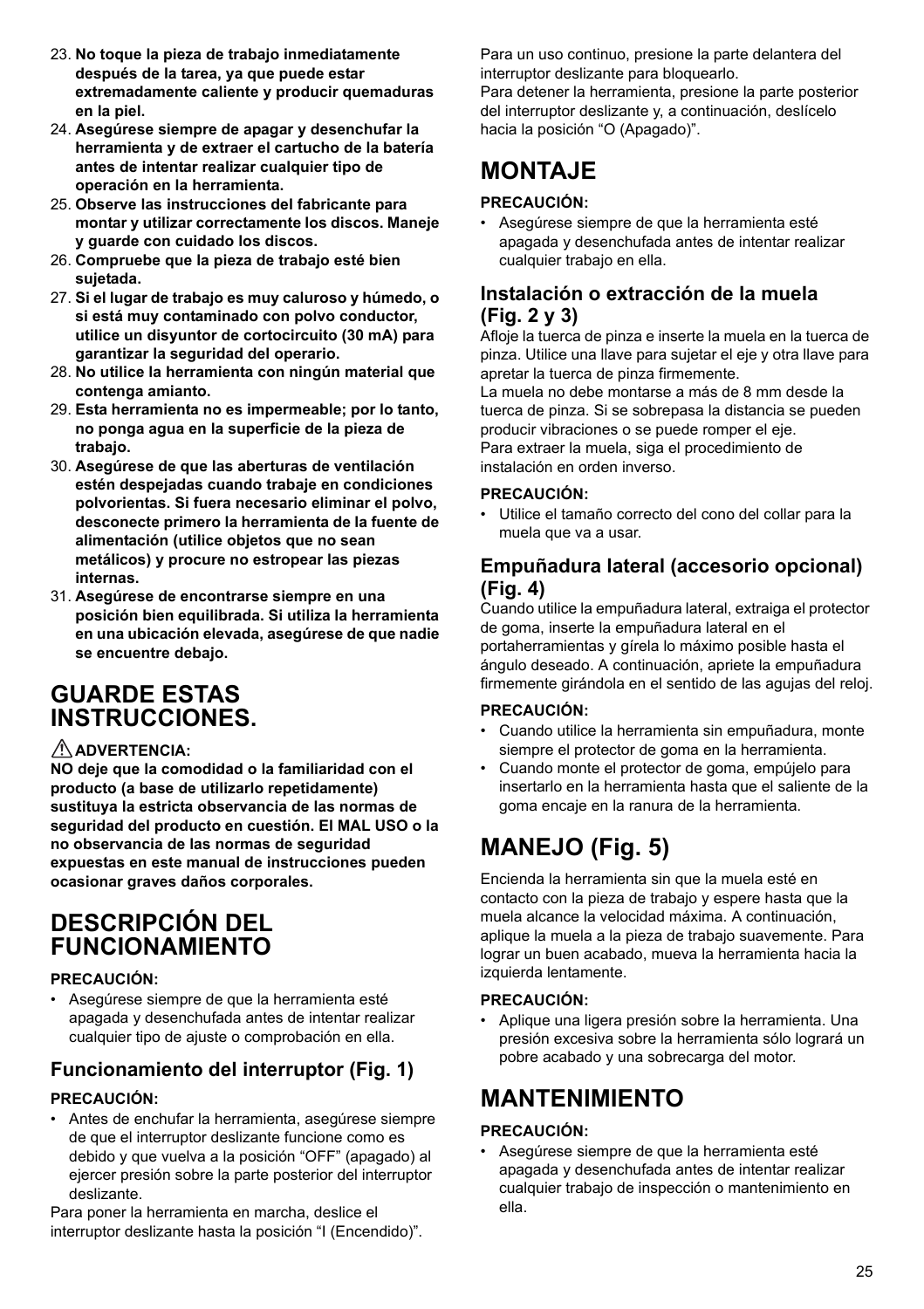23. **No toque la pieza de trabajo inmediatamente después de la tarea, ya que puede estar extremadamente caliente y producir quemaduras en la piel.**
24. **Asegúrese siempre de apagar y desenchufar la herramienta y de extraer el cartucho de la batería antes de intentar realizar cualquier tipo de operación en la herramienta.**
25. **Observe las instrucciones del fabricante para montar y utilizar correctamente los discos. Maneje y guarde con cuidado los discos.**
26. **Compruebe que la pieza de trabajo esté bien sujetada.**
27. **Si el lugar de trabajo es muy caluroso y húmedo, o si está muy contaminado con polvo conductor, utilice un disyuntor de cortocircuito (30 mA) para garantizar la seguridad del operario.**
28. **No utilice la herramienta con ningún material que contenga amianto.**
29. **Esta herramienta no es impermeable; por lo tanto, no ponga agua en la superficie de la pieza de trabajo.**
30. **Asegúrese de que las aberturas de ventilación estén despejadas cuando trabaje en condiciones polvorientas. Si fuera necesario eliminar el polvo, desconecte primero la herramienta de la fuente de alimentación (utilice objetos que no sean metálicos) y procure no estropear las piezas internas.**
31. **Asegúrese de encontrarse siempre en una posición bien equilibrada. Si utiliza la herramienta en una ubicación elevada, asegúrese de que nadie se encuentre debajo.**

# GUARDE ESTAS INSTRUCCIONES.

**⚠ ADVERTENCIA:**

**NO deje que la comodidad o la familiaridad con el producto (a base de utilizarlo repetidamente) sustituya la estricta observancia de las normas de seguridad del producto en cuestión. El MAL USO o la no observancia de las normas de seguridad expuestas en este manual de instrucciones pueden ocasionar graves daños corporales.**

# DESCRIPCIÓN DEL FUNCIONAMIENTO

**PRECAUCIÓN:**

- Asegúrese siempre de que la herramienta esté apagada y desenchufada antes de intentar realizar cualquier tipo de ajuste o comprobación en ella.

## Funcionamiento del interruptor (Fig. 1)

**PRECAUCIÓN:**

- Antes de enchufar la herramienta, asegúrese siempre de que el interruptor deslizante funcione como es debido y que vuelva a la posición “OFF” (apagado) al ejercer presión sobre la parte posterior del interruptor deslizante.

Para poner la herramienta en marcha, deslice el interruptor deslizante hasta la posición “I (Encendido)”.

Para un uso continuo, presione la parte delantera del interruptor deslizante para bloquearlo.

Para detener la herramienta, presione la parte posterior del interruptor deslizante y, a continuación, deslícelo hacia la posición “O (Apagado)”.

# MONTAJE

**PRECAUCIÓN:**

- Asegúrese siempre de que la herramienta esté apagada y desenchufada antes de intentar realizar cualquier trabajo en ella.

## Instalación o extracción de la muela (Fig. 2 y 3)

Afloje la tuerca de pinza e inserte la muela en la tuerca de pinza. Utilice una llave para sujetar el eje y otra llave para apretar la tuerca de pinza firmemente.

La muela no debe montarse a más de 8 mm desde la tuerca de pinza. Si se sobrepasa la distancia se pueden producir vibraciones o se puede romper el eje.

Para extraer la muela, siga el procedimiento de instalación en orden inverso.

**PRECAUCIÓN:**

- Utilice el tamaño correcto del cono del collar para la muela que va a usar.

## Empuñadura lateral (accesorio opcional) (Fig. 4)

Cuando utilice la empuñadura lateral, extraiga el protector de goma, inserte la empuñadura lateral en el portaherramientas y gírela lo máximo posible hasta el ángulo deseado. A continuación, apriete la empuñadura firmemente girándola en el sentido de las agujas del reloj.

**PRECAUCIÓN:**

- Cuando utilice la herramienta sin empuñadura, monte siempre el protector de goma en la herramienta.
- Cuando monte el protector de goma, empújelo para insertarlo en la herramienta hasta que el saliente de la goma encaje en la ranura de la herramienta.

# MANEJO (Fig. 5)

Encienda la herramienta sin que la muela esté en contacto con la pieza de trabajo y espere hasta que la muela alcance la velocidad máxima. A continuación, aplique la muela a la pieza de trabajo suavemente. Para lograr un buen acabado, mueva la herramienta hacia la izquierda lentamente.

**PRECAUCIÓN:**

- Aplique una ligera presión sobre la herramienta. Una presión excesiva sobre la herramienta sólo logrará un pobre acabado y una sobrecarga del motor.

# MANTENIMIENTO

**PRECAUCIÓN:**

- Asegúrese siempre de que la herramienta esté apagada y desenchufada antes de intentar realizar cualquier trabajo de inspección o mantenimiento en ella.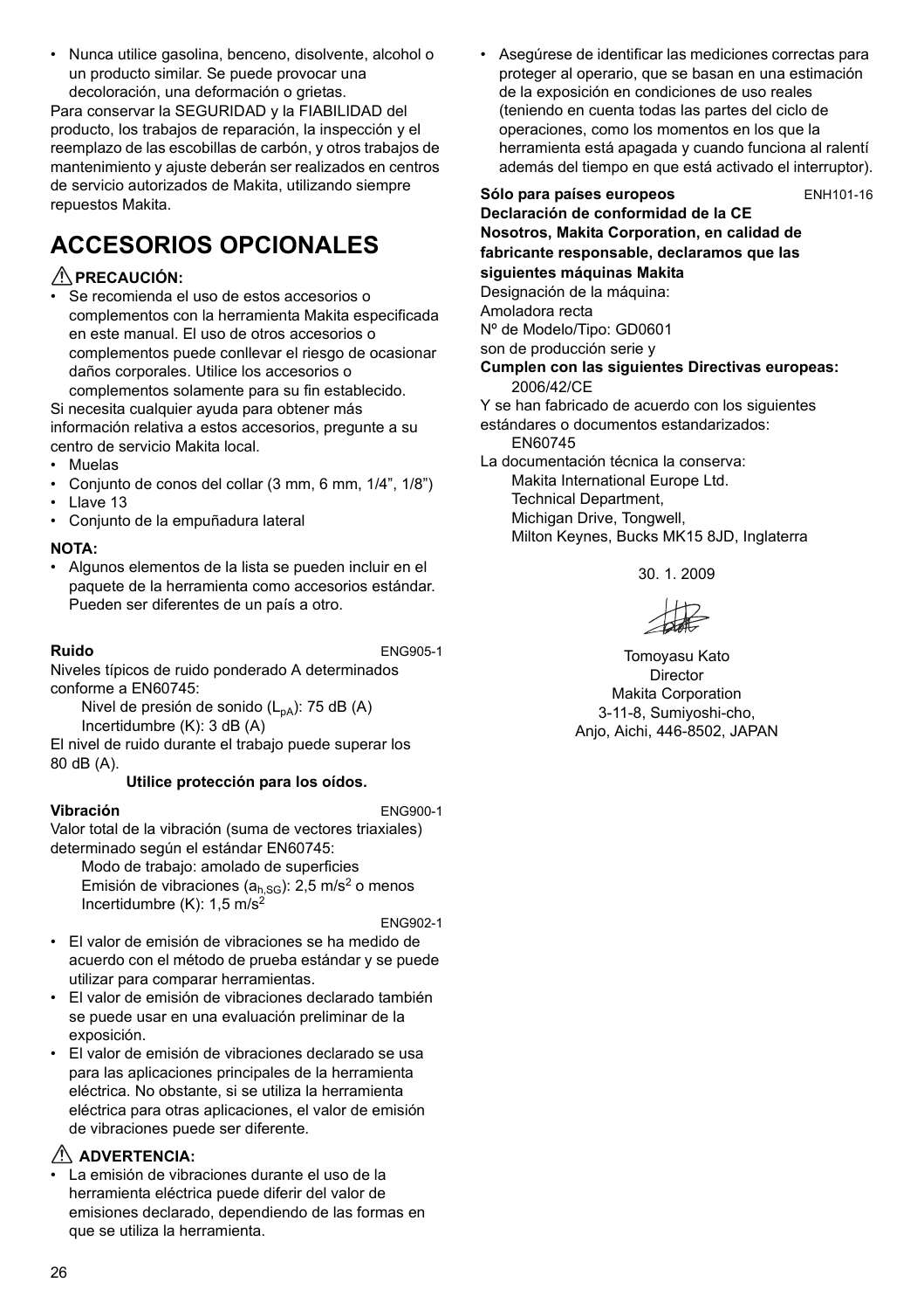- Nunca utilice gasolina, benceno, disolvente, alcohol o un producto similar. Se puede provocar una decoloración, una deformación o grietas.

Para conservar la SEGURIDAD y la FIABILIDAD del producto, los trabajos de reparación, la inspección y el reemplazo de las escobillas de carbón, y otros trabajos de mantenimiento y ajuste deberán ser realizados en centros de servicio autorizados de Makita, utilizando siempre repuestos Makita.

# ACCESORIOS OPCIONALES

**⚠ PRECAUCIÓN:**

- Se recomienda el uso de estos accesorios o complementos con la herramienta Makita especificada en este manual. El uso de otros accesorios o complementos puede conllevar el riesgo de ocasionar daños corporales. Utilice los accesorios o complementos solamente para su fin establecido.

Si necesita cualquier ayuda para obtener más información relativa a estos accesorios, pregunte a su centro de servicio Makita local.

- Muelas
- Conjunto de conos del collar (3 mm, 6 mm, 1/4", 1/8")
- Llave 13
- Conjunto de la empuñadura lateral

**NOTA:**

- Algunos elementos de la lista se pueden incluir en el paquete de la herramienta como accesorios estándar. Pueden ser diferentes de un país a otro.

**Ruido** ENG905-1

Niveles típicos de ruido ponderado A determinados conforme a EN60745:

Nivel de presión de sonido ($L_{pA}$): 75 dB (A)
Incertidumbre (K): 3 dB (A)

El nivel de ruido durante el trabajo puede superar los 80 dB (A).

**Utilice protección para los oídos.**

**Vibración** ENG900-1

Valor total de la vibración (suma de vectores triaxiales) determinado según el estándar EN60745:

Modo de trabajo: amolado de superficies
Emisión de vibraciones ($a_{h,SG}$): 2,5 $m/s^2$ o menos
Incertidumbre (K): 1,5 $m/s^2$

ENG902-1

- El valor de emisión de vibraciones se ha medido de acuerdo con el método de prueba estándar y se puede utilizar para comparar herramientas.
- El valor de emisión de vibraciones declarado también se puede usar en una evaluación preliminar de la exposición.
- El valor de emisión de vibraciones declarado se usa para las aplicaciones principales de la herramienta eléctrica. No obstante, si se utiliza la herramienta eléctrica para otras aplicaciones, el valor de emisión de vibraciones puede ser diferente.

**⚠ ADVERTENCIA:**

- La emisión de vibraciones durante el uso de la herramienta eléctrica puede diferir del valor de emisiones declarado, dependiendo de las formas en que se utiliza la herramienta.
- Asegúrese de identificar las mediciones correctas para proteger al operario, que se basan en una estimación de la exposición en condiciones de uso reales (teniendo en cuenta todas las partes del ciclo de operaciones, como los momentos en los que la herramienta está apagada y cuando funciona al ralentí además del tiempo en que está activado el interruptor).

**Sólo para países europeos** ENH101-16

**Declaración de conformidad de la CE**

**Nosotros, Makita Corporation, en calidad de fabricante responsable, declaramos que las siguientes máquinas Makita**

Designación de la máquina:
Amoladora recta
Nº de Modelo/Tipo: GD0601
son de producción serie y

**Cumplen con las siguientes Directivas europeas:**

2006/42/CE

Y se han fabricado de acuerdo con los siguientes estándares o documentos estandarizados:

EN60745

La documentación técnica la conserva:

Makita International Europe Ltd.
Technical Department,
Michigan Drive, Tongwell,
Milton Keynes, Bucks MK15 8JD, Inglaterra

30. 1. 2009

Tomoyasu Kato
Director
Makita Corporation
3-11-8, Sumiyoshi-cho,
Anjo, Aichi, 446-8502, JAPAN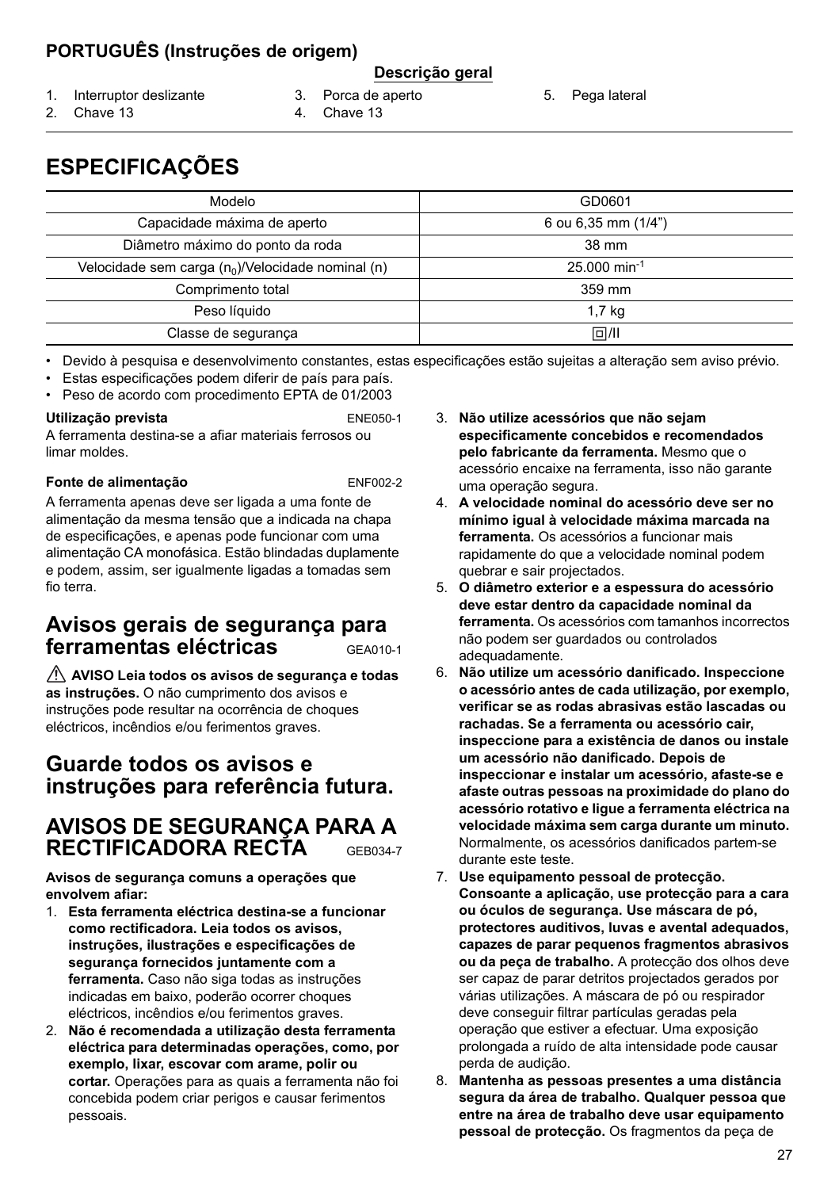**PORTUGUÊS (Instruções de origem)**

**Descrição geral**

1. Interruptor deslizante
2. Chave 13
3. Porca de aperto
4. Chave 13
5. Pega lateral

# ESPECIFICAÇÕES

| Modelo | GD0601 |
|---|---|
| Capacidade máxima de aperto | 6 ou 6,35 mm (1/4") |
| Diâmetro máximo do ponto da roda | 38 mm |
| Velocidade sem carga ($n_0$)/Velocidade nominal (n) | 25.000 $min^{-1}$ |
| Comprimento total | 359 mm |
| Peso líquido | 1,7 kg |
| Classe de segurança | ⧈/II |

- Devido à pesquisa e desenvolvimento constantes, estas especificações estão sujeitas a alteração sem aviso prévio.
- Estas especificações podem diferir de país para país.
- Peso de acordo com procedimento EPTA de 01/2003

**Utilização prevista** ENE050-1

A ferramenta destina-se a afiar materiais ferrosos ou limar moldes.

**Fonte de alimentação** ENF002-2

A ferramenta apenas deve ser ligada a uma fonte de alimentação da mesma tensão que a indicada na chapa de especificações, e apenas pode funcionar com uma alimentação CA monofásica. Estão blindadas duplamente e podem, assim, ser igualmente ligadas a tomadas sem fio terra.

## Avisos gerais de segurança para ferramentas eléctricas GEA010-1

⚠ **AVISO Leia todos os avisos de segurança e todas as instruções.** O não cumprimento dos avisos e instruções pode resultar na ocorrência de choques eléctricos, incêndios e/ou ferimentos graves.

## Guarde todos os avisos e instruções para referência futura.

## AVISOS DE SEGURANÇA PARA A RECTIFICADORA RECTA GEB034-7

**Avisos de segurança comuns a operações que envolvem afiar:**

1. **Esta ferramenta eléctrica destina-se a funcionar como rectificadora. Leia todos os avisos, instruções, ilustrações e especificações de segurança fornecidos juntamente com a ferramenta.** Caso não siga todas as instruções indicadas em baixo, poderão ocorrer choques eléctricos, incêndios e/ou ferimentos graves.
2. **Não é recomendada a utilização desta ferramenta eléctrica para determinadas operações, como, por exemplo, lixar, escovar com arame, polir ou cortar.** Operações para as quais a ferramenta não foi concebida podem criar perigos e causar ferimentos pessoais.
3. **Não utilize acessórios que não sejam especificamente concebidos e recomendados pelo fabricante da ferramenta.** Mesmo que o acessório encaixe na ferramenta, isso não garante uma operação segura.
4. **A velocidade nominal do acessório deve ser no mínimo igual à velocidade máxima marcada na ferramenta.** Os acessórios a funcionar mais rapidamente do que a velocidade nominal podem quebrar e sair projectados.
5. **O diâmetro exterior e a espessura do acessório deve estar dentro da capacidade nominal da ferramenta.** Os acessórios com tamanhos incorrectos não podem ser guardados ou controlados adequadamente.
6. **Não utilize um acessório danificado. Inspeccione o acessório antes de cada utilização, por exemplo, verificar se as rodas abrasivas estão lascadas ou rachadas. Se a ferramenta ou acessório cair, inspeccione para a existência de danos ou instale um acessório não danificado. Depois de inspeccionar e instalar um acessório, afaste-se e afaste outras pessoas na proximidade do plano do acessório rotativo e ligue a ferramenta eléctrica na velocidade máxima sem carga durante um minuto.** Normalmente, os acessórios danificados partem-se durante este teste.
7. **Use equipamento pessoal de protecção. Consoante a aplicação, use protecção para a cara ou óculos de segurança. Use máscara de pó, protectores auditivos, luvas e avental adequados, capazes de parar pequenos fragmentos abrasivos ou da peça de trabalho.** A protecção dos olhos deve ser capaz de parar detritos projectados gerados por várias utilizações. A máscara de pó ou respirador deve conseguir filtrar partículas geradas pela operação que estiver a efectuar. Uma exposição prolongada a ruído de alta intensidade pode causar perda de audição.
8. **Mantenha as pessoas presentes a uma distância segura da área de trabalho. Qualquer pessoa que entre na área de trabalho deve usar equipamento pessoal de protecção.** Os fragmentos da peça de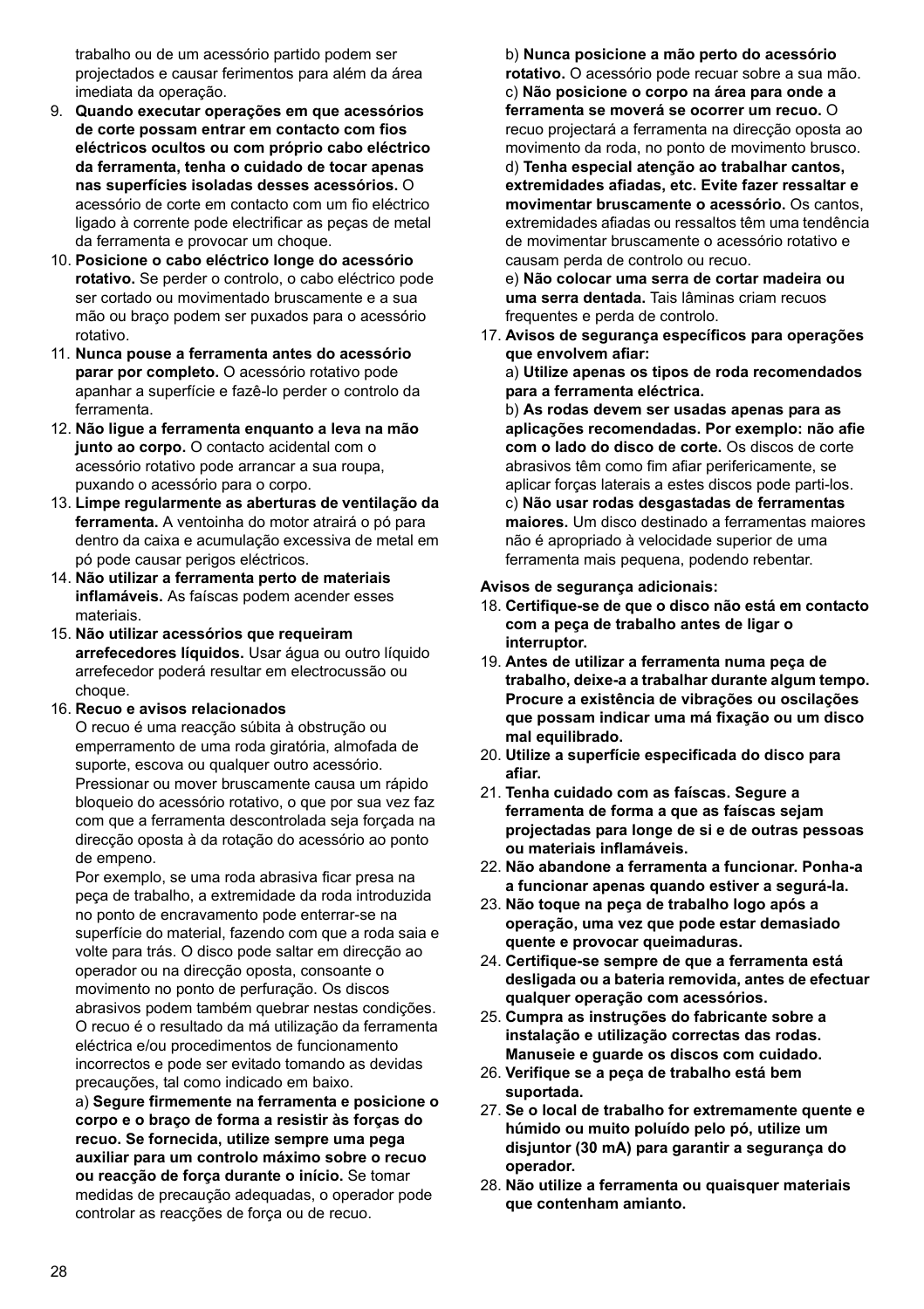trabalho ou de um acessório partido podem ser projectados e causar ferimentos para além da área imediata da operação.

9. **Quando executar operações em que acessórios de corte possam entrar em contacto com fios eléctricos ocultos ou com próprio cabo eléctrico da ferramenta, tenha o cuidado de tocar apenas nas superfícies isoladas desses acessórios.** O acessório de corte em contacto com um fio eléctrico ligado à corrente pode electrificar as peças de metal da ferramenta e provocar um choque.
10. **Posicione o cabo eléctrico longe do acessório rotativo.** Se perder o controlo, o cabo eléctrico pode ser cortado ou movimentado bruscamente e a sua mão ou braço podem ser puxados para o acessório rotativo.
11. **Nunca pouse a ferramenta antes do acessório parar por completo.** O acessório rotativo pode apanhar a superfície e fazê-lo perder o controlo da ferramenta.
12. **Não ligue a ferramenta enquanto a leva na mão junto ao corpo.** O contacto acidental com o acessório rotativo pode arrancar a sua roupa, puxando o acessório para o corpo.
13. **Limpe regularmente as aberturas de ventilação da ferramenta.** A ventoinha do motor atrairá o pó para dentro da caixa e acumulação excessiva de metal em pó pode causar perigos eléctricos.
14. **Não utilizar a ferramenta perto de materiais inflamáveis.** As faíscas podem acender esses materiais.
15. **Não utilizar acessórios que requeiram arrefecedores líquidos.** Usar água ou outro líquido arrefecedor poderá resultar em electrocussão ou choque.
16. **Recuo e avisos relacionados**
    O recuo é uma reacção súbita à obstrução ou emperramento de uma roda giratória, almofada de suporte, escova ou qualquer outro acessório. Pressionar ou mover bruscamente causa um rápido bloqueio do acessório rotativo, o que por sua vez faz com que a ferramenta descontrolada seja forçada na direcção oposta à da rotação do acessório ao ponto de empeno.
    Por exemplo, se uma roda abrasiva ficar presa na peça de trabalho, a extremidade da roda introduzida no ponto de encravamento pode enterrar-se na superfície do material, fazendo com que a roda saia e volte para trás. O disco pode saltar em direcção ao operador ou na direcção oposta, consoante o movimento no ponto de perfuração. Os discos abrasivos podem também quebrar nestas condições.
    O recuo é o resultado da má utilização da ferramenta eléctrica e/ou procedimentos de funcionamento incorrectos e pode ser evitado tomando as devidas precauções, tal como indicado em baixo.
    a) **Segure firmemente na ferramenta e posicione o corpo e o braço de forma a resistir às forças do recuo. Se fornecida, utilize sempre uma pega auxiliar para um controlo máximo sobre o recuo ou reacção de força durante o início.** Se tomar medidas de precaução adequadas, o operador pode controlar as reacções de força ou de recuo.
    b) **Nunca posicione a mão perto do acessório rotativo.** O acessório pode recuar sobre a sua mão.
    c) **Não posicione o corpo na área para onde a ferramenta se moverá se ocorrer um recuo.** O recuo projectará a ferramenta na direcção oposta ao movimento da roda, no ponto de movimento brusco.
    d) **Tenha especial atenção ao trabalhar cantos, extremidades afiadas, etc. Evite fazer ressaltar e movimentar bruscamente o acessório.** Os cantos, extremidades afiadas ou ressaltos têm uma tendência de movimentar bruscamente o acessório rotativo e causam perda de controlo ou recuo.
    e) **Não colocar uma serra de cortar madeira ou uma serra dentada.** Tais lâminas criam recuos frequentes e perda de controlo.
17. **Avisos de segurança específicos para operações que envolvem afiar:**
    a) **Utilize apenas os tipos de roda recomendados para a ferramenta eléctrica.**
    b) **As rodas devem ser usadas apenas para as aplicações recomendadas. Por exemplo: não afie com o lado do disco de corte.** Os discos de corte abrasivos têm como fim afiar perifericamente, se aplicar forças laterais a estes discos pode parti-los.
    c) **Não usar rodas desgastadas de ferramentas maiores.** Um disco destinado a ferramentas maiores não é apropriado à velocidade superior de uma ferramenta mais pequena, podendo rebentar.

**Avisos de segurança adicionais:**

18. **Certifique-se de que o disco não está em contacto com a peça de trabalho antes de ligar o interruptor.**
19. **Antes de utilizar a ferramenta numa peça de trabalho, deixe-a a trabalhar durante algum tempo. Procure a existência de vibrações ou oscilações que possam indicar uma má fixação ou um disco mal equilibrado.**
20. **Utilize a superfície especificada do disco para afiar.**
21. **Tenha cuidado com as faíscas. Segure a ferramenta de forma a que as faíscas sejam projectadas para longe de si e de outras pessoas ou materiais inflamáveis.**
22. **Não abandone a ferramenta a funcionar. Ponha-a a funcionar apenas quando estiver a segurá-la.**
23. **Não toque na peça de trabalho logo após a operação, uma vez que pode estar demasiado quente e provocar queimaduras.**
24. **Certifique-se sempre de que a ferramenta está desligada ou a bateria removida, antes de efectuar qualquer operação com acessórios.**
25. **Cumpra as instruções do fabricante sobre a instalação e utilização correctas das rodas. Manuseie e guarde os discos com cuidado.**
26. **Verifique se a peça de trabalho está bem suportada.**
27. **Se o local de trabalho for extremamente quente e húmido ou muito poluído pelo pó, utilize um disjuntor (30 mA) para garantir a segurança do operador.**
28. **Não utilize a ferramenta ou quaisquer materiais que contenham amianto.**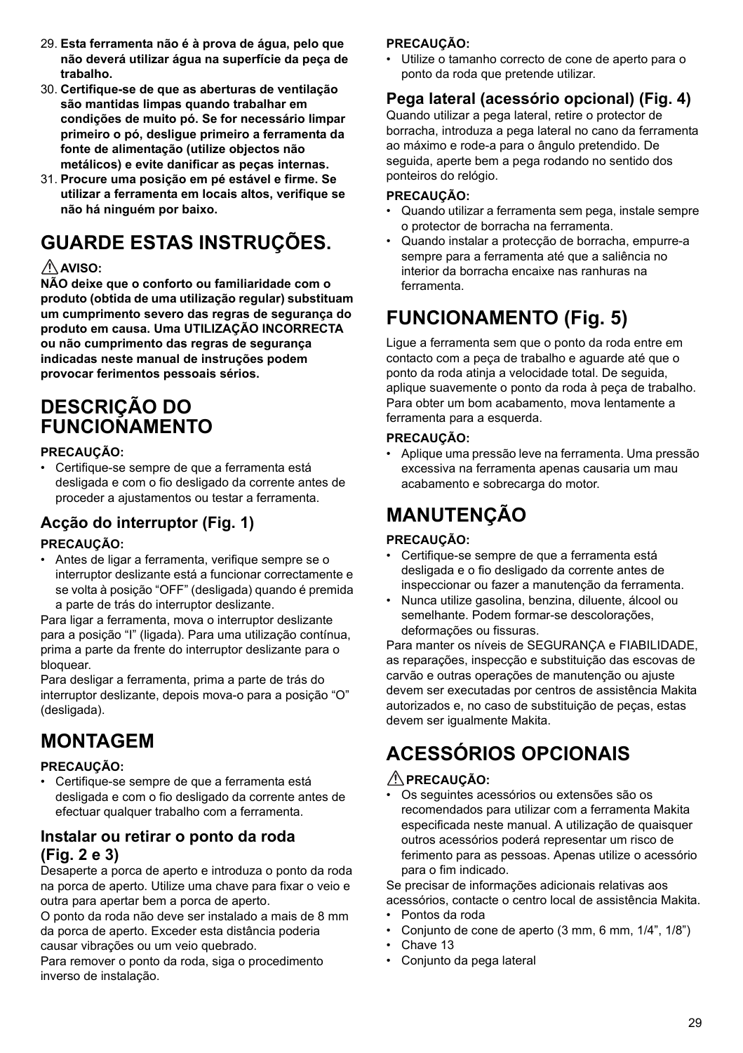29. **Esta ferramenta não é à prova de água, pelo que não deverá utilizar água na superfície da peça de trabalho.**
30. **Certifique-se de que as aberturas de ventilação são mantidas limpas quando trabalhar em condições de muito pó. Se for necessário limpar primeiro o pó, desligue primeiro a ferramenta da fonte de alimentação (utilize objectos não metálicos) e evite danificar as peças internas.**
31. **Procure uma posição em pé estável e firme. Se utilizar a ferramenta em locais altos, verifique se não há ninguém por baixo.**

# GUARDE ESTAS INSTRUÇÕES.

⚠ **AVISO:**

**NÃO deixe que o conforto ou familiaridade com o produto (obtida de uma utilização regular) substituam um cumprimento severo das regras de segurança do produto em causa. Uma UTILIZAÇÃO INCORRECTA ou não cumprimento das regras de segurança indicadas neste manual de instruções podem provocar ferimentos pessoais sérios.**

# DESCRIÇÃO DO FUNCIONAMENTO

**PRECAUÇÃO:**

- Certifique-se sempre de que a ferramenta está desligada e com o fio desligado da corrente antes de proceder a ajustamentos ou testar a ferramenta.

## Acção do interruptor (Fig. 1)

**PRECAUÇÃO:**

- Antes de ligar a ferramenta, verifique sempre se o interruptor deslizante está a funcionar correctamente e se volta à posição "OFF" (desligada) quando é premida a parte de trás do interruptor deslizante.

Para ligar a ferramenta, mova o interruptor deslizante para a posição "I" (ligada). Para uma utilização contínua, prima a parte da frente do interruptor deslizante para o bloquear.

Para desligar a ferramenta, prima a parte de trás do interruptor deslizante, depois mova-o para a posição "O" (desligada).

# MONTAGEM

**PRECAUÇÃO:**

- Certifique-se sempre de que a ferramenta está desligada e com o fio desligado da corrente antes de efectuar qualquer trabalho com a ferramenta.

## Instalar ou retirar o ponto da roda (Fig. 2 e 3)

Desaperte a porca de aperto e introduza o ponto da roda na porca de aperto. Utilize uma chave para fixar o veio e outra para apertar bem a porca de aperto.

O ponto da roda não deve ser instalado a mais de 8 mm da porca de aperto. Exceder esta distância poderia causar vibrações ou um veio quebrado.

Para remover o ponto da roda, siga o procedimento inverso de instalação.

**PRECAUÇÃO:**

- Utilize o tamanho correcto de cone de aperto para o ponto da roda que pretende utilizar.

## Pega lateral (acessório opcional) (Fig. 4)

Quando utilizar a pega lateral, retire o protector de borracha, introduza a pega lateral no cano da ferramenta ao máximo e rode-a para o ângulo pretendido. De seguida, aperte bem a pega rodando no sentido dos ponteiros do relógio.

**PRECAUÇÃO:**

- Quando utilizar a ferramenta sem pega, instale sempre o protector de borracha na ferramenta.
- Quando instalar a protecção de borracha, empurre-a sempre para a ferramenta até que a saliência no interior da borracha encaixe nas ranhuras na ferramenta.

# FUNCIONAMENTO (Fig. 5)

Ligue a ferramenta sem que o ponto da roda entre em contacto com a peça de trabalho e aguarde até que o ponto da roda atinja a velocidade total. De seguida, aplique suavemente o ponto da roda à peça de trabalho. Para obter um bom acabamento, mova lentamente a ferramenta para a esquerda.

**PRECAUÇÃO:**

- Aplique uma pressão leve na ferramenta. Uma pressão excessiva na ferramenta apenas causaria um mau acabamento e sobrecarga do motor.

# MANUTENÇÃO

**PRECAUÇÃO:**

- Certifique-se sempre de que a ferramenta está desligada e o fio desligado da corrente antes de inspeccionar ou fazer a manutenção da ferramenta.
- Nunca utilize gasolina, benzina, diluente, álcool ou semelhante. Podem formar-se descolorações, deformações ou fissuras.

Para manter os níveis de SEGURANÇA e FIABILIDADE, as reparações, inspecção e substituição das escovas de carvão e outras operações de manutenção ou ajuste devem ser executadas por centros de assistência Makita autorizados e, no caso de substituição de peças, estas devem ser igualmente Makita.

# ACESSÓRIOS OPCIONAIS

⚠ **PRECAUÇÃO:**

- Os seguintes acessórios ou extensões são os recomendados para utilizar com a ferramenta Makita especificada neste manual. A utilização de quaisquer outros acessórios poderá representar um risco de ferimento para as pessoas. Apenas utilize o acessório para o fim indicado.

Se precisar de informações adicionais relativas aos acessórios, contacte o centro local de assistência Makita.

- Pontos da roda
- Conjunto de cone de aperto (3 mm, 6 mm, 1/4", 1/8")
- Chave 13
- Conjunto da pega lateral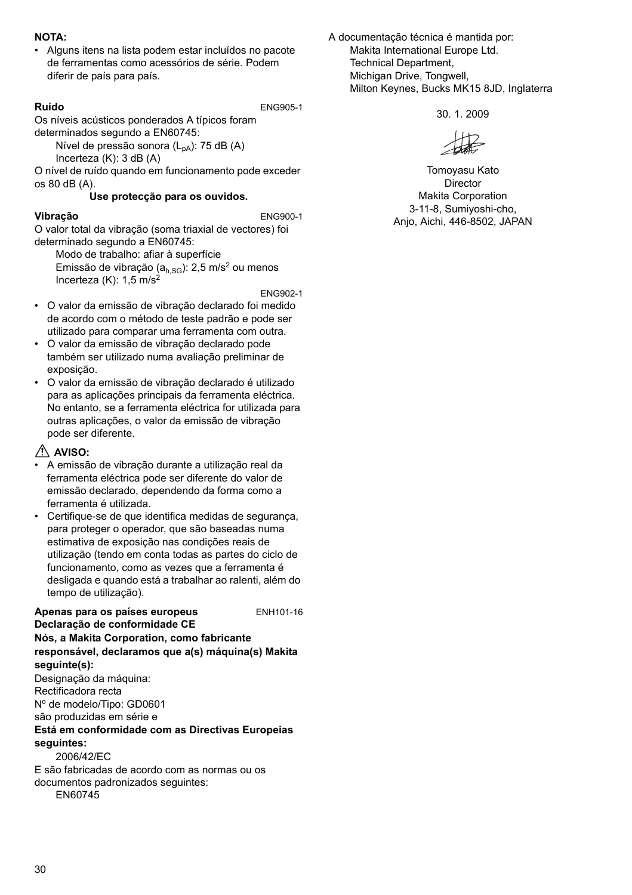**NOTA:**

- Alguns itens na lista podem estar incluídos no pacote de ferramentas como acessórios de série. Podem diferir de país para país.

**Ruído** ENG905-1

Os níveis acústicos ponderados A típicos foram determinados segundo a EN60745:

Nível de pressão sonora ($L_{pA}$): 75 dB (A)
Incerteza (K): 3 dB (A)

O nível de ruído quando em funcionamento pode exceder os 80 dB (A).

**Use protecção para os ouvidos.**

**Vibração** ENG900-1

O valor total da vibração (soma triaxial de vectores) foi determinado segundo a EN60745:

Modo de trabalho: afiar à superfície
Emissão de vibração ($a_{h,SG}$): 2,5 m/s$^2$ ou menos
Incerteza (K): 1,5 m/s$^2$

ENG902-1

- O valor da emissão de vibração declarado foi medido de acordo com o método de teste padrão e pode ser utilizado para comparar uma ferramenta com outra.
- O valor da emissão de vibração declarado pode também ser utilizado numa avaliação preliminar de exposição.
- O valor da emissão de vibração declarado é utilizado para as aplicações principais da ferramenta eléctrica. No entanto, se a ferramenta eléctrica for utilizada para outras aplicações, o valor da emissão de vibração pode ser diferente.

**⚠ AVISO:**

- A emissão de vibração durante a utilização real da ferramenta eléctrica pode ser diferente do valor de emissão declarado, dependendo da forma como a ferramenta é utilizada.
- Certifique-se de que identifica medidas de segurança, para proteger o operador, que são baseadas numa estimativa de exposição nas condições reais de utilização (tendo em conta todas as partes do ciclo de funcionamento, como as vezes que a ferramenta é desligada e quando está a trabalhar ao ralenti, além do tempo de utilização).

**Apenas para os países europeus** ENH101-16

**Declaração de conformidade CE**

**Nós, a Makita Corporation, como fabricante responsável, declaramos que a(s) máquina(s) Makita seguinte(s):**

Designação da máquina:
Rectificadora recta
Nº de modelo/Tipo: GD0601
são produzidas em série e

**Está em conformidade com as Directivas Europeias seguintes:**

2006/42/EC

E são fabricadas de acordo com as normas ou os documentos padronizados seguintes:

EN60745

A documentação técnica é mantida por:
Makita International Europe Ltd.
Technical Department,
Michigan Drive, Tongwell,
Milton Keynes, Bucks MK15 8JD, Inglaterra

30. 1. 2009

Tomoyasu Kato
Director
Makita Corporation
3-11-8, Sumiyoshi-cho,
Anjo, Aichi, 446-8502, JAPAN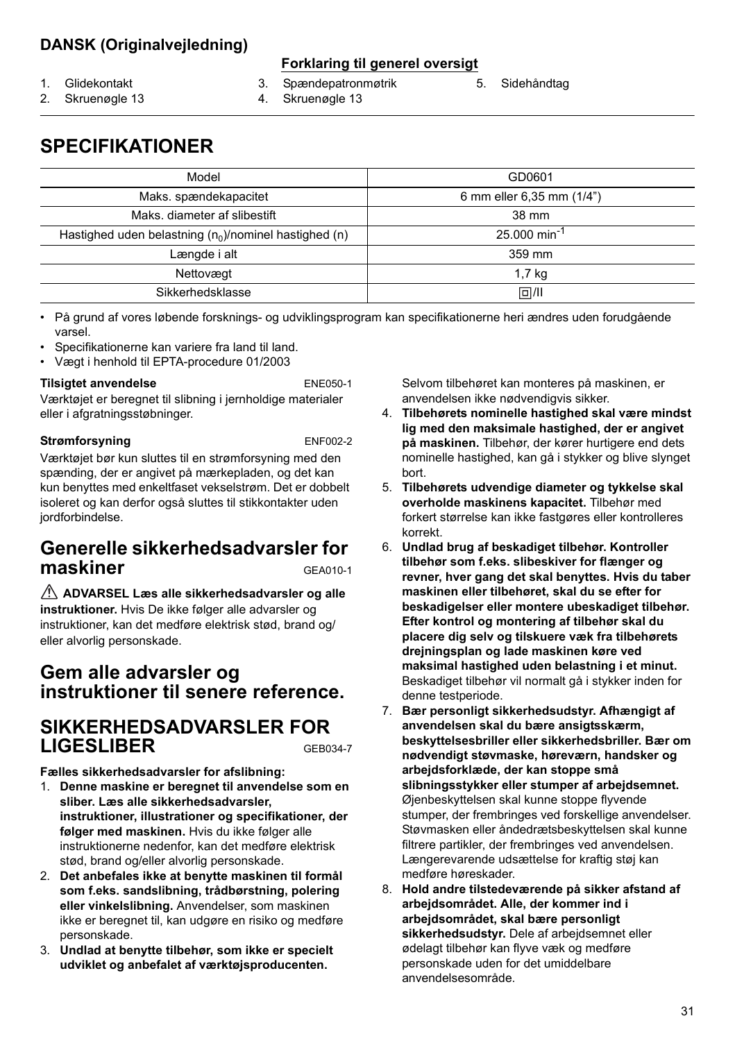**DANSK (Originalvejledning)**

**Forklaring til generel oversigt**

1. Glidekontakt
2. Skruenøgle 13
3. Spændepatronmøtrik
4. Skruenøgle 13
5. Sidehåndtag

# SPECIFIKATIONER

| Model | GD0601 |
|---|---|
| Maks. spændekapacitet | 6 mm eller 6,35 mm (1/4") |
| Maks. diameter af slibestift | 38 mm |
| Hastighed uden belastning ($n_0$)/nominel hastighed (n) | 25.000 $min^{-1}$ |
| Længde i alt | 359 mm |
| Nettovægt | 1,7 kg |
| Sikkerhedsklasse | ⧈/II |

- På grund af vores løbende forsknings- og udviklingsprogram kan specifikationerne heri ændres uden forudgående varsel.
- Specifikationerne kan variere fra land til land.
- Vægt i henhold til EPTA-procedure 01/2003

**Tilsigtet anvendelse** ENE050-1

Værktøjet er beregnet til slibning i jernholdige materialer eller i afgratningsstøbninger.

**Strømforsyning** ENF002-2

Værktøjet bør kun sluttes til en strømforsyning med den spænding, der er angivet på mærkepladen, og det kan kun benyttes med enkeltfaset vekselstrøm. Det er dobbelt isoleret og kan derfor også sluttes til stikkontakter uden jordforbindelse.

## Generelle sikkerhedsadvarsler for maskiner GEA010-1

⚠ **ADVARSEL Læs alle sikkerhedsadvarsler og alle instruktioner.** Hvis De ikke følger alle advarsler og instruktioner, kan det medføre elektrisk stød, brand og/ eller alvorlig personskade.

## Gem alle advarsler og instruktioner til senere reference.

## SIKKERHEDSADVARSLER FOR LIGESLIBER GEB034-7

**Fælles sikkerhedsadvarsler for afslibning:**

1. **Denne maskine er beregnet til anvendelse som en sliber. Læs alle sikkerhedsadvarsler, instruktioner, illustrationer og specifikationer, der følger med maskinen.** Hvis du ikke følger alle instruktionerne nedenfor, kan det medføre elektrisk stød, brand og/eller alvorlig personskade.
2. **Det anbefales ikke at benytte maskinen til formål som f.eks. sandslibning, trådbørstning, polering eller vinkelslibning.** Anvendelser, som maskinen ikke er beregnet til, kan udgøre en risiko og medføre personskade.
3. **Undlad at benytte tilbehør, som ikke er specielt udviklet og anbefalet af værktøjsproducenten.** Selvom tilbehøret kan monteres på maskinen, er anvendelsen ikke nødvendigvis sikker.
4. **Tilbehørets nominelle hastighed skal være mindst lig med den maksimale hastighed, der er angivet på maskinen.** Tilbehør, der kører hurtigere end dets nominelle hastighed, kan gå i stykker og blive slynget bort.
5. **Tilbehørets udvendige diameter og tykkelse skal overholde maskinens kapacitet.** Tilbehør med forkert størrelse kan ikke fastgøres eller kontrolleres korrekt.
6. **Undlad brug af beskadiget tilbehør. Kontroller tilbehør som f.eks. slibeskiver for flænger og revner, hver gang det skal benyttes. Hvis du taber maskinen eller tilbehøret, skal du se efter for beskadigelser eller montere ubeskadiget tilbehør. Efter kontrol og montering af tilbehør skal du placere dig selv og tilskuere væk fra tilbehørets drejningsplan og lade maskinen køre ved maksimal hastighed uden belastning i et minut.** Beskadiget tilbehør vil normalt gå i stykker inden for denne testperiode.
7. **Bær personligt sikkerhedsudstyr. Afhængigt af anvendelsen skal du bære ansigtsskærm, beskyttelsesbriller eller sikkerhedsbriller. Bær om nødvendigt støvmaske, høreværn, handsker og arbejdsforklæde, der kan stoppe små slibningsstykker eller stumper af arbejdsemnet.** Øjenbeskyttelsen skal kunne stoppe flyvende stumper, der frembringes ved forskellige anvendelser. Støvmasken eller åndedrætsbeskyttelsen skal kunne filtrere partikler, der frembringes ved anvendelsen. Længerevarende udsættelse for kraftig støj kan medføre høreskader.
8. **Hold andre tilstedeværende på sikker afstand af arbejdsområdet. Alle, der kommer ind i arbejdsområdet, skal bære personligt sikkerhedsudstyr.** Dele af arbejdsemnet eller ødelagt tilbehør kan flyve væk og medføre personskade uden for det umiddelbare anvendelsesområde.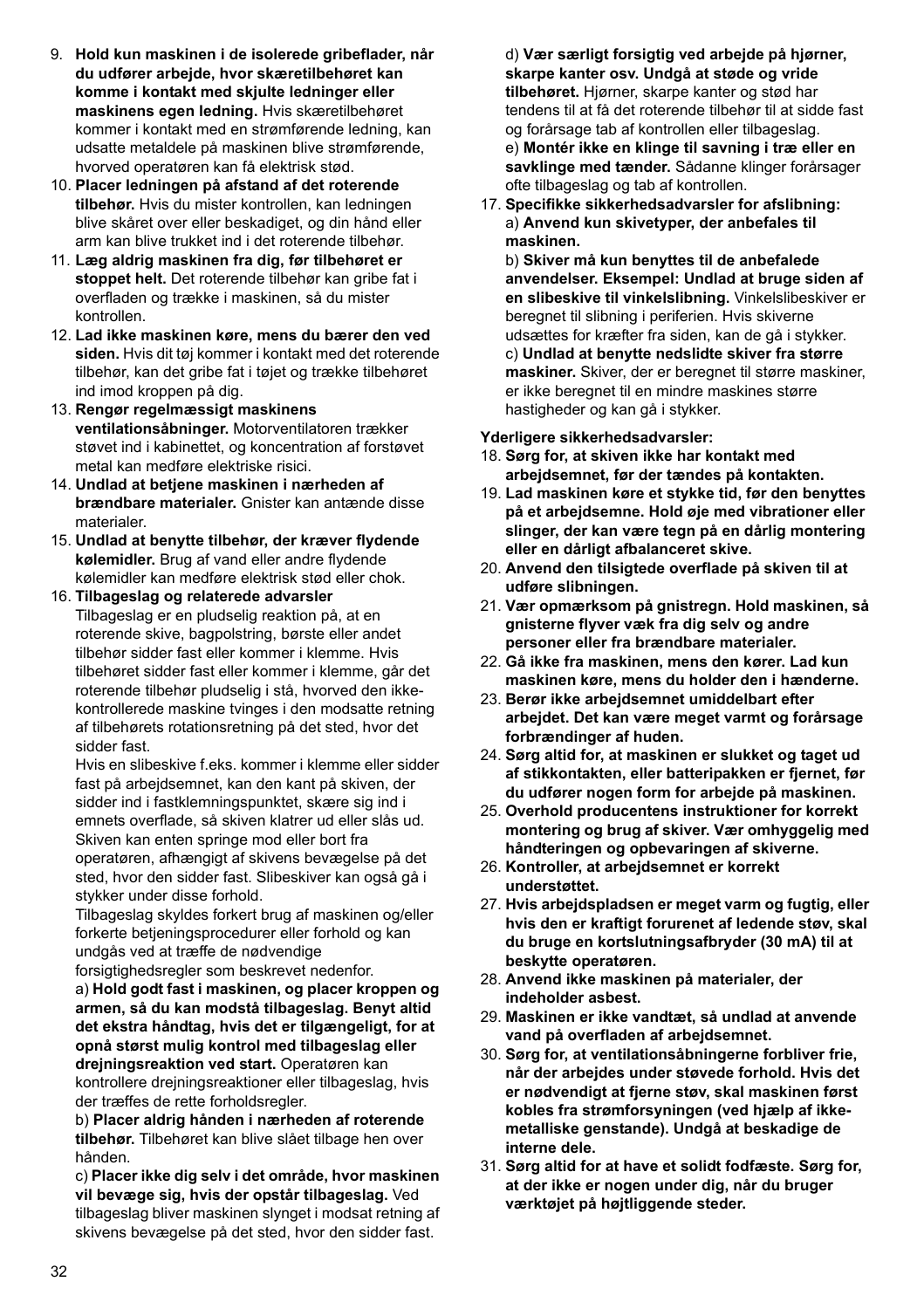9. **Hold kun maskinen i de isolerede gribeflader, når du udfører arbejde, hvor skæretilbehøret kan komme i kontakt med skjulte ledninger eller maskinens egen ledning.** Hvis skæretilbehøret kommer i kontakt med en strømførende ledning, kan udsatte metaldele på maskinen blive strømførende, hvorved operatøren kan få elektrisk stød.
10. **Placer ledningen på afstand af det roterende tilbehør.** Hvis du mister kontrollen, kan ledningen blive skåret over eller beskadiget, og din hånd eller arm kan blive trukket ind i det roterende tilbehør.
11. **Læg aldrig maskinen fra dig, før tilbehøret er stoppet helt.** Det roterende tilbehør kan gribe fat i overfladen og trække i maskinen, så du mister kontrollen.
12. **Lad ikke maskinen køre, mens du bærer den ved siden.** Hvis dit tøj kommer i kontakt med det roterende tilbehør, kan det gribe fat i tøjet og trække tilbehøret ind imod kroppen på dig.
13. **Rengør regelmæssigt maskinens ventilationsåbninger.** Motorventilatoren trækker støvet ind i kabinettet, og koncentration af forstøvet metal kan medføre elektriske risici.
14. **Undlad at betjene maskinen i nærheden af brændbare materialer.** Gnister kan antænde disse materialer.
15. **Undlad at benytte tilbehør, der kræver flydende kølemidler.** Brug af vand eller andre flydende kølemidler kan medføre elektrisk stød eller chok.
16. **Tilbageslag og relaterede advarsler**
    Tilbageslag er en pludselig reaktion på, at en roterende skive, bagpolstring, børste eller andet tilbehør sidder fast eller kommer i klemme. Hvis tilbehøret sidder fast eller kommer i klemme, går det roterende tilbehør pludselig i stå, hvorved den ikke-kontrollerede maskine tvinges i den modsatte retning af tilbehørets rotationsretning på det sted, hvor det sidder fast.
    Hvis en slibeskive f.eks. kommer i klemme eller sidder fast på arbejdsemnet, kan den kant på skiven, der sidder ind i fastklemningspunktet, skære sig ind i emnets overflade, så skiven klatrer ud eller slås ud. Skiven kan enten springe mod eller bort fra operatøren, afhængigt af skivens bevægelse på det sted, hvor den sidder fast. Slibeskiver kan også gå i stykker under disse forhold.
    Tilbageslag skyldes forkert brug af maskinen og/eller forkerte betjeningsprocedurer eller forhold og kan undgås ved at træffe de nødvendige forsigtighedsregler som beskrevet nedenfor.
    a) **Hold godt fast i maskinen, og placer kroppen og armen, så du kan modstå tilbageslag. Benyt altid det ekstra håndtag, hvis det er tilgængeligt, for at opnå størst mulig kontrol med tilbageslag eller drejningsreaktion ved start.** Operatøren kan kontrollere drejningsreaktioner eller tilbageslag, hvis der træffes de rette forholdsregler.
    b) **Placer aldrig hånden i nærheden af roterende tilbehør.** Tilbehøret kan blive slået tilbage hen over hånden.
    c) **Placer ikke dig selv i det område, hvor maskinen vil bevæge sig, hvis der opstår tilbageslag.** Ved tilbageslag bliver maskinen slynget i modsat retning af skivens bevægelse på det sted, hvor den sidder fast.
    d) **Vær særligt forsigtig ved arbejde på hjørner, skarpe kanter osv. Undgå at støde og vride tilbehøret.** Hjørner, skarpe kanter og stød har tendens til at få det roterende tilbehør til at sidde fast og forårsage tab af kontrollen eller tilbageslag.
    e) **Montér ikke en klinge til savning i træ eller en savklinge med tænder.** Sådanne klinger forårsager ofte tilbageslag og tab af kontrollen.
17. **Specifikke sikkerhedsadvarsler for afslibning:**
    a) **Anvend kun skivetyper, der anbefales til maskinen.**
    b) **Skiver må kun benyttes til de anbefalede anvendelser. Eksempel: Undlad at bruge siden af en slibeskive til vinkelslibning.** Vinkelslibeskiver er beregnet til slibning i periferien. Hvis skiverne udsættes for kræfter fra siden, kan de gå i stykker.
    c) **Undlad at benytte nedslidte skiver fra større maskiner.** Skiver, der er beregnet til større maskiner, er ikke beregnet til en mindre maskines større hastigheder og kan gå i stykker.

**Yderligere sikkerhedsadvarsler:**

18. **Sørg for, at skiven ikke har kontakt med arbejdsemnet, før der tændes på kontakten.**
19. **Lad maskinen køre et stykke tid, før den benyttes på et arbejdsemne. Hold øje med vibrationer eller slinger, der kan være tegn på en dårlig montering eller en dårligt afbalanceret skive.**
20. **Anvend den tilsigtede overflade på skiven til at udføre slibningen.**
21. **Vær opmærksom på gnistregn. Hold maskinen, så gnisterne flyver væk fra dig selv og andre personer eller fra brændbare materialer.**
22. **Gå ikke fra maskinen, mens den kører. Lad kun maskinen køre, mens du holder den i hænderne.**
23. **Berør ikke arbejdsemnet umiddelbart efter arbejdet. Det kan være meget varmt og forårsage forbrændinger af huden.**
24. **Sørg altid for, at maskinen er slukket og taget ud af stikkontakten, eller batteripakken er fjernet, før du udfører nogen form for arbejde på maskinen.**
25. **Overhold producentens instruktioner for korrekt montering og brug af skiver. Vær omhyggelig med håndteringen og opbevaringen af skiverne.**
26. **Kontroller, at arbejdsemnet er korrekt understøttet.**
27. **Hvis arbejdspladsen er meget varm og fugtig, eller hvis den er kraftigt forurenet af ledende støv, skal du bruge en kortslutningsafbryder (30 mA) til at beskytte operatøren.**
28. **Anvend ikke maskinen på materialer, der indeholder asbest.**
29. **Maskinen er ikke vandtæt, så undlad at anvende vand på overfladen af arbejdsemnet.**
30. **Sørg for, at ventilationsåbningerne forbliver frie, når der arbejdes under støvede forhold. Hvis det er nødvendigt at fjerne støv, skal maskinen først kobles fra strømforsyningen (ved hjælp af ikke-metalliske genstande). Undgå at beskadige de interne dele.**
31. **Sørg altid for at have et solidt fodfæste. Sørg for, at der ikke er nogen under dig, når du bruger værktøjet på højtliggende steder.**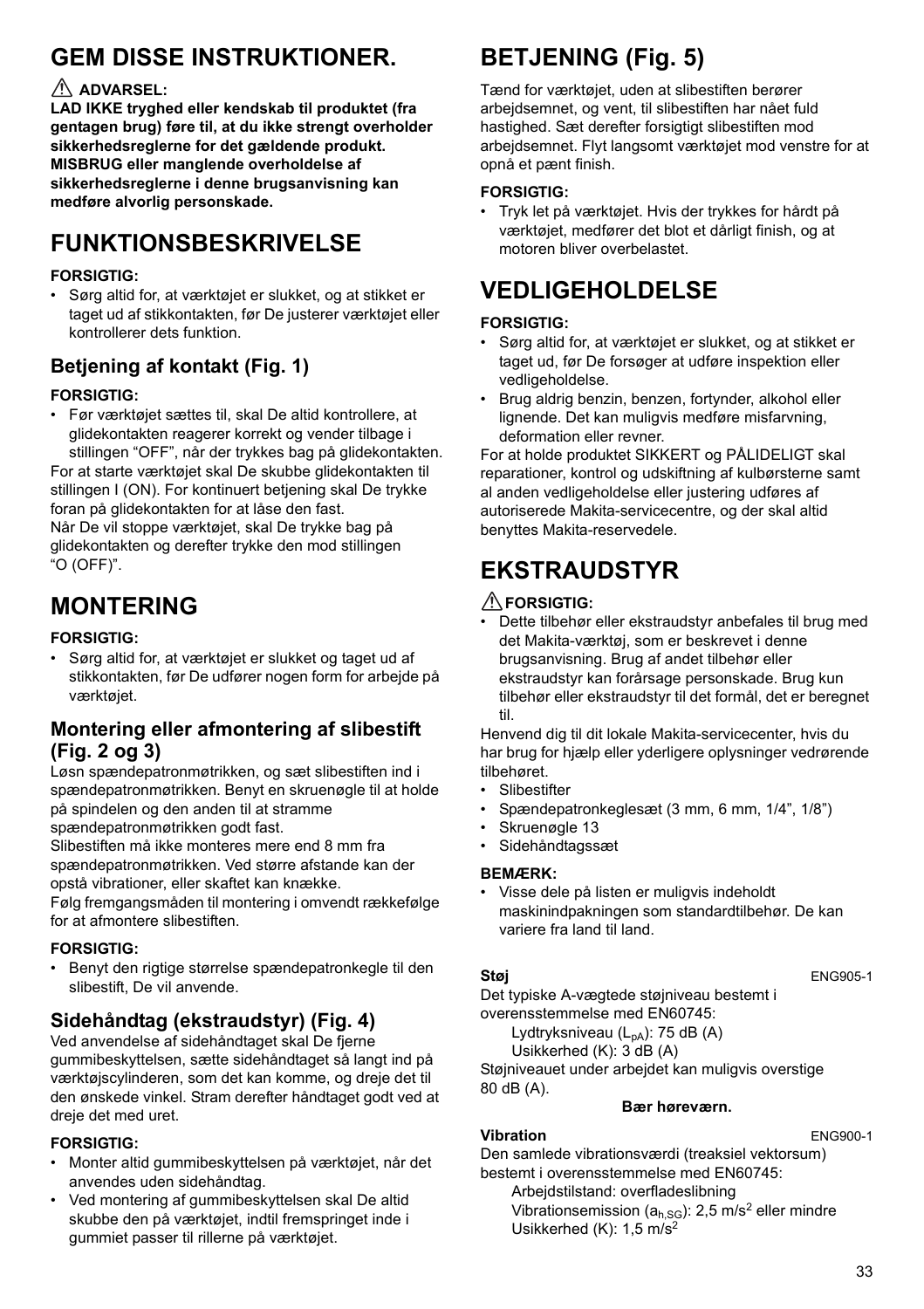# GEM DISSE INSTRUKTIONER.

⚠ **ADVARSEL:**

**LAD IKKE tryghed eller kendskab til produktet (fra gentagen brug) føre til, at du ikke strengt overholder sikkerhedsreglerne for det gældende produkt. MISBRUG eller manglende overholdelse af sikkerhedsreglerne i denne brugsanvisning kan medføre alvorlig personskade.**

# FUNKTIONSBESKRIVELSE

**FORSIGTIG:**

- Sørg altid for, at værktøjet er slukket, og at stikket er taget ud af stikkontakten, før De justerer værktøjet eller kontrollerer dets funktion.

## Betjening af kontakt (Fig. 1)

**FORSIGTIG:**

- Før værktøjet sættes til, skal De altid kontrollere, at glidekontakten reagerer korrekt og vender tilbage i stillingen "OFF", når der trykkes bag på glidekontakten.

For at starte værktøjet skal De skubbe glidekontakten til stillingen I (ON). For kontinuert betjening skal De trykke foran på glidekontakten for at låse den fast.
Når De vil stoppe værktøjet, skal De trykke bag på glidekontakten og derefter trykke den mod stillingen "O (OFF)".

# MONTERING

**FORSIGTIG:**

- Sørg altid for, at værktøjet er slukket og taget ud af stikkontakten, før De udfører nogen form for arbejde på værktøjet.

## Montering eller afmontering af slibestift (Fig. 2 og 3)

Løsn spændepatronmøtrikken, og sæt slibestiften ind i spændepatronmøtrikken. Benyt en skruenøgle til at holde på spindelen og den anden til at stramme spændepatronmøtrikken godt fast.
Slibestiften må ikke monteres mere end 8 mm fra spændepatronmøtrikken. Ved større afstande kan der opstå vibrationer, eller skaftet kan knække.
Følg fremgangsmåden til montering i omvendt rækkefølge for at afmontere slibestiften.

**FORSIGTIG:**

- Benyt den rigtige størrelse spændepatronkegle til den slibestift, De vil anvende.

## Sidehåndtag (ekstraudstyr) (Fig. 4)

Ved anvendelse af sidehåndtaget skal De fjerne gummibeskyttelsen, sætte sidehåndtaget så langt ind på værktøjscylinderen, som det kan komme, og dreje det til den ønskede vinkel. Stram derefter håndtaget godt ved at dreje det med uret.

**FORSIGTIG:**

- Monter altid gummibeskyttelsen på værktøjet, når det anvendes uden sidehåndtag.
- Ved montering af gummibeskyttelsen skal De altid skubbe den på værktøjet, indtil fremspringet inde i gummiet passer til rillerne på værktøjet.

# BETJENING (Fig. 5)

Tænd for værktøjet, uden at slibestiften berører arbejdsemnet, og vent, til slibestiften har nået fuld hastighed. Sæt derefter forsigtigt slibestiften mod arbejdsemnet. Flyt langsomt værktøjet mod venstre for at opnå et pænt finish.

**FORSIGTIG:**

- Tryk let på værktøjet. Hvis der trykkes for hårdt på værktøjet, medfører det blot et dårligt finish, og at motoren bliver overbelastet.

# VEDLIGEHOLDELSE

**FORSIGTIG:**

- Sørg altid for, at værktøjet er slukket, og at stikket er taget ud, før De forsøger at udføre inspektion eller vedligeholdelse.
- Brug aldrig benzin, benzen, fortynder, alkohol eller lignende. Det kan muligvis medføre misfarvning, deformation eller revner.

For at holde produktet SIKKERT og PÅLIDELIGT skal reparationer, kontrol og udskiftning af kulbørsterne samt al anden vedligeholdelse eller justering udføres af autoriserede Makita-servicecentre, og der skal altid benyttes Makita-reservedele.

# EKSTRAUDSTYR

⚠ **FORSIGTIG:**

- Dette tilbehør eller ekstraudstyr anbefales til brug med det Makita-værktøj, som er beskrevet i denne brugsanvisning. Brug af andet tilbehør eller ekstraudstyr kan forårsage personskade. Brug kun tilbehør eller ekstraudstyr til det formål, det er beregnet til.

Henvend dig til dit lokale Makita-servicecenter, hvis du har brug for hjælp eller yderligere oplysninger vedrørende tilbehøret.

- Slibestifter
- Spændepatronkeglesæt (3 mm, 6 mm, 1/4", 1/8")
- Skruenøgle 13
- Sidehåndtagssæt

**BEMÆRK:**

- Visse dele på listen er muligvis indeholdt maskinindpakningen som standardtilbehør. De kan variere fra land til land.

**Støj** ENG905-1

Det typiske A-vægtede støjniveau bestemt i overensstemmelse med EN60745:

Lydtryksniveau ($L_{pA}$): 75 dB (A)
Usikkerhed (K): 3 dB (A)

Støjniveauet under arbejdet kan muligvis overstige 80 dB (A).

**Bær høreværn.**

**Vibration** ENG900-1

Den samlede vibrationsværdi (treaksiel vektorsum) bestemt i overensstemmelse med EN60745:

Arbejdstilstand: overfladeslibning
Vibrationsemission ($a_{h,SG}$): 2,5 m/s$^2$ eller mindre
Usikkerhed (K): 1,5 m/s$^2$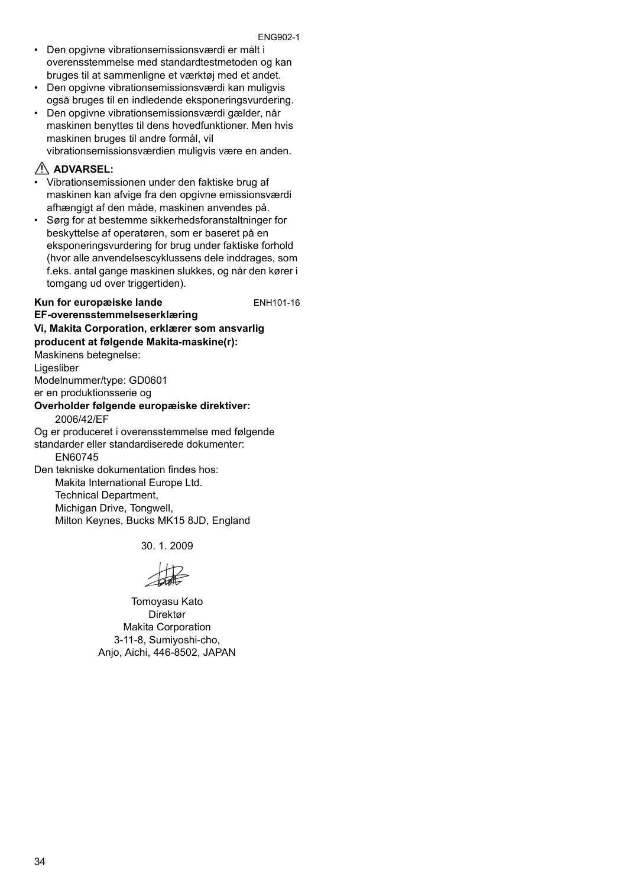ENG902-1

- Den opgivne vibrationsemissionsværdi er målt i overensstemmelse med standardtestmetoden og kan bruges til at sammenligne et værktøj med et andet.
- Den opgivne vibrationsemissionsværdi kan muligvis også bruges til en indledende eksponeringsvurdering.
- Den opgivne vibrationsemissionsværdi gælder, når maskinen benyttes til dens hovedfunktioner. Men hvis maskinen bruges til andre formål, vil vibrationsemissionsværdien muligvis være en anden.

⚠ **ADVARSEL:**

- Vibrationsemissionen under den faktiske brug af maskinen kan afvige fra den opgivne emissionsværdi afhængigt af den måde, maskinen anvendes på.
- Sørg for at bestemme sikkerhedsforanstaltninger for beskyttelse af operatøren, som er baseret på en eksponeringsvurdering for brug under faktiske forhold (hvor alle anvendelsescyklussens dele inddrages, som f.eks. antal gange maskinen slukkes, og når den kører i tomgang ud over triggertiden).

**Kun for europæiske lande** ENH101-16

**EF-overensstemmelseserklæring**

**Vi, Makita Corporation, erklærer som ansvarlig producent at følgende Makita-maskine(r):**

Maskinens betegnelse:
Ligesliber
Modelnummer/type: GD0601
er en produktionsserie og

**Overholder følgende europæiske direktiver:**

2006/42/EF

Og er produceret i overensstemmelse med følgende standarder eller standardiserede dokumenter:

EN60745

Den tekniske dokumentation findes hos:

Makita International Europe Ltd.
Technical Department,
Michigan Drive, Tongwell,
Milton Keynes, Bucks MK15 8JD, England

30. 1. 2009

Tomoyasu Kato
Direktør
Makita Corporation
3-11-8, Sumiyoshi-cho,
Anjo, Aichi, 446-8502, JAPAN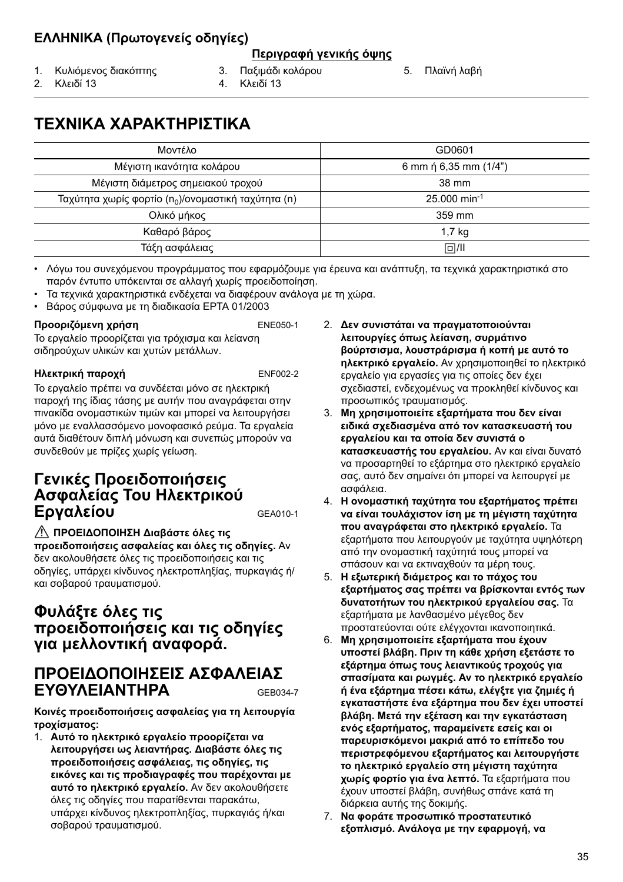## ΕΛΛΗΝΙΚΑ (Πρωτογενείς οδηγίες)

**Περιγραφή γενικής όψης**

1. Κυλιόμενος διακόπτης
2. Κλειδί 13
3. Παξιμάδι κολάρου
4. Κλειδί 13
5. Πλαϊνή λαβή

# ΤΕΧΝΙΚΑ ΧΑΡΑΚΤΗΡΙΣΤΙΚΑ

| Μοντέλο | GD0601 |
|---|---|
| Μέγιστη ικανότητα κολάρου | 6 mm ή 6,35 mm (1/4") |
| Μέγιστη διάμετρος σημειακού τροχού | 38 mm |
| Ταχύτητα χωρίς φορτίο ($n_0$)/ονομαστική ταχύτητα (n) | 25.000 $min^{-1}$ |
| Ολικό μήκος | 359 mm |
| Καθαρό βάρος | 1,7 kg |
| Τάξη ασφάλειας | ⧈/II |

- Λόγω του συνεχόμενου προγράμματος που εφαρμόζουμε για έρευνα και ανάπτυξη, τα τεχνικά χαρακτηριστικά στο παρόν έντυπο υπόκεινται σε αλλαγή χωρίς προειδοποίηση.
- Τα τεχνικά χαρακτηριστικά ενδέχεται να διαφέρουν ανάλογα με τη χώρα.
- Βάρος σύμφωνα με τη διαδικασία EPTA 01/2003

**Προοριζόμενη χρήση** ENE050-1

Το εργαλείο προορίζεται για τρόχισμα και λείανση σιδηρούχων υλικών και χυτών μετάλλων.

**Ηλεκτρική παροχή** ENF002-2

Το εργαλείο πρέπει να συνδέεται μόνο σε ηλεκτρική παροχή της ίδιας τάσης με αυτήν που αναγράφεται στην πινακίδα ονομαστικών τιμών και μπορεί να λειτουργήσει μόνο με εναλλασσόμενο μονοφασικό ρεύμα. Τα εργαλεία αυτά διαθέτουν διπλή μόνωση και συνεπώς μπορούν να συνδεθούν με πρίζες χωρίς γείωση.

## Γενικές Προειδοποιήσεις Ασφαλείας Του Ηλεκτρικού Εργαλείου GEA010-1

⚠ **ΠΡΟΕΙΔΟΠΟΙΗΣΗ Διαβάστε όλες τις προειδοποιήσεις ασφαλείας και όλες τις οδηγίες.** Αν δεν ακολουθήσετε όλες τις προειδοποιήσεις και τις οδηγίες, υπάρχει κίνδυνος ηλεκτροπληξίας, πυρκαγιάς ή/ και σοβαρού τραυματισμού.

## Φυλάξτε όλες τις προειδοποιήσεις και τις οδηγίες για μελλοντική αναφορά.

## ΠΡΟΕΙΔΟΠΟΙΗΣΕΙΣ ΑΣΦΑΛΕΙΑΣ ΕΥΘΥΛΕΙΑΝΤΗΡΑ GEB034-7

**Κοινές προειδοποιήσεις ασφαλείας για τη λειτουργία τροχίσματος:**

1. **Αυτό το ηλεκτρικό εργαλείο προορίζεται να λειτουργήσει ως λειαντήρας. Διαβάστε όλες τις προειδοποιήσεις ασφάλειας, τις οδηγίες, τις εικόνες και τις προδιαγραφές που παρέχονται με αυτό το ηλεκτρικό εργαλείο.** Αν δεν ακολουθήσετε όλες τις οδηγίες που παρατίθενται παρακάτω, υπάρχει κίνδυνος ηλεκτροπληξίας, πυρκαγιάς ή/και σοβαρού τραυματισμού.
2. **Δεν συνιστάται να πραγματοποιούνται λειτουργίες όπως λείανση, συρμάτινο βούρτσισμα, λουστράρισμα ή κοπή με αυτό το ηλεκτρικό εργαλείο.** Αν χρησιμοποιηθεί το ηλεκτρικό εργαλείο για εργασίες για τις οποίες δεν έχει σχεδιαστεί, ενδεχομένως να προκληθεί κίνδυνος και προσωπικός τραυματισμός.
3. **Μη χρησιμοποιείτε εξαρτήματα που δεν είναι ειδικά σχεδιασμένα από τον κατασκευαστή του εργαλείου και τα οποία δεν συνιστά ο κατασκευαστής του εργαλείου.** Αν και είναι δυνατό να προσαρτηθεί το εξάρτημα στο ηλεκτρικό εργαλείο σας, αυτό δεν σημαίνει ότι μπορεί να λειτουργεί με ασφάλεια.
4. **Η ονομαστική ταχύτητα του εξαρτήματος πρέπει να είναι τουλάχιστον ίση με τη μέγιστη ταχύτητα που αναγράφεται στο ηλεκτρικό εργαλείο.** Τα εξαρτήματα που λειτουργούν με ταχύτητα υψηλότερη από την ονομαστική ταχύτητά τους μπορεί να σπάσουν και να εκτιναχθούν τα μέρη τους.
5. **Η εξωτερική διάμετρος και το πάχος του εξαρτήματος σας πρέπει να βρίσκονται εντός των δυνατοτήτων του ηλεκτρικού εργαλείου σας.** Τα εξαρτήματα με λανθασμένο μέγεθος δεν προστατεύονται ούτε ελέγχονται ικανοποιητικά.
6. **Μη χρησιμοποιείτε εξαρτήματα που έχουν υποστεί βλάβη. Πριν τη κάθε χρήση εξετάστε το εξάρτημα όπως τους λειαντικούς τροχούς για σπασίματα και ρωγμές. Αν το ηλεκτρικό εργαλείο ή ένα εξάρτημα πέσει κάτω, ελέγξτε για ζημιές ή εγκαταστήστε ένα εξάρτημα που δεν έχει υποστεί βλάβη. Μετά την εξέταση και την εγκατάσταση ενός εξαρτήματος, παραμείνετε εσείς και οι παρευρισκόμενοι μακριά από το επίπεδο του περιστρεφόμενου εξαρτήματος και λειτουργήστε το ηλεκτρικό εργαλείο στη μέγιστη ταχύτητα χωρίς φορτίο για ένα λεπτό.** Τα εξαρτήματα που έχουν υποστεί βλάβη, συνήθως σπάνε κατά τη διάρκεια αυτής της δοκιμής.
7. **Να φοράτε προσωπικό προστατευτικό εξοπλισμό. Ανάλογα με την εφαρμογή, να**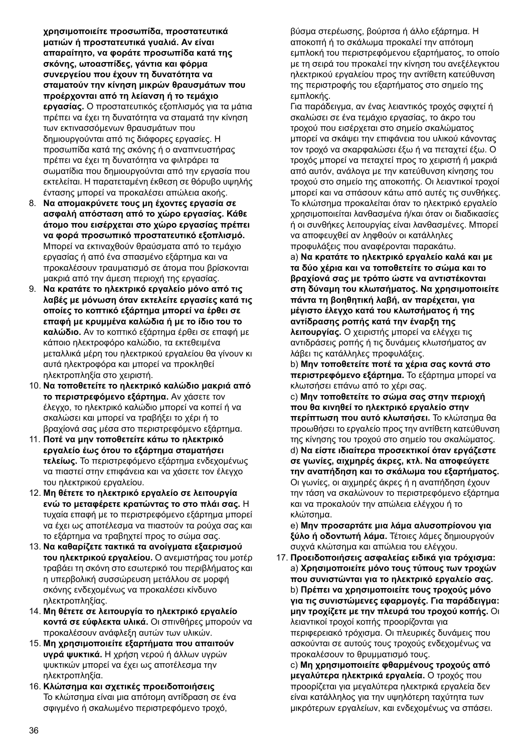**χρησιμοποιείτε προσωπίδα, προστατευτικά ματιών ή προστατευτικά γυαλιά. Αν είναι απαραίτητο, να φοράτε προσωπίδα κατά της σκόνης, ωτοασπίδες, γάντια και φόρμα συνεργείου που έχουν τη δυνατότητα να σταματούν την κίνηση μικρών θραυσμάτων που προέρχονται από τη λείανση ή το τεμάχιο εργασίας.** Ο προστατευτικός εξοπλισμός για τα μάτια πρέπει να έχει τη δυνατότητα να σταματά την κίνηση των εκτινασσόμενων θραυσμάτων που δημιουργούνται από τις διάφορες εργασίες. Η προσωπίδα κατά της σκόνης ή ο αναπνευστήρας πρέπει να έχει τη δυνατότητα να φιλτράρει τα σωματίδια που δημιουργούνται από την εργασία που εκτελείται. Η παρατεταμένη έκθεση σε θόρυβο υψηλής έντασης μπορεί να προκαλέσει απώλεια ακοής.

8. **Να απομακρύνετε τους μη έχοντες εργασία σε ασφαλή απόσταση από το χώρο εργασίας. Κάθε άτομο που εισέρχεται στο χώρο εργασίας πρέπει να φορά προσωπικό προστατευτικό εξοπλισμό.** Μπορεί να εκτιναχθούν θραύσματα από το τεμάχιο εργασίας ή από ένα σπασμένο εξάρτημα και να προκαλέσουν τραυματισμό σε άτομα που βρίσκονται μακριά από την άμεση περιοχή της εργασίας.
9. **Να κρατάτε το ηλεκτρικό εργαλείο μόνο από τις λαβές με μόνωση όταν εκτελείτε εργασίες κατά τις οποίες το κοπτικό εξάρτημα μπορεί να έρθει σε επαφή με κρυμμένα καλώδια ή με το ίδιο του το καλώδιο.** Αν το κοπτικό εξάρτημα έρθει σε επαφή με κάποιο ηλεκτροφόρο καλώδιο, τα εκτεθειμένα μεταλλικά μέρη του ηλεκτρικού εργαλείου θα γίνουν κι αυτά ηλεκτροφόρα και μπορεί να προκληθεί ηλεκτροπληξία στο χειριστή.
10. **Να τοποθετείτε το ηλεκτρικό καλώδιο μακριά από το περιστρεφόμενο εξάρτημα.** Αν χάσετε τον έλεγχο, το ηλεκτρικό καλώδιο μπορεί να κοπεί ή να σκαλώσει και μπορεί να τραβήξει το χέρι ή το βραχίονά σας μέσα στο περιστρεφόμενο εξάρτημα.
11. **Ποτέ να μην τοποθετείτε κάτω το ηλεκτρικό εργαλείο έως ότου το εξάρτημα σταματήσει τελείως.** Το περιστρεφόμενο εξάρτημα ενδεχομένως να πιαστεί στην επιφάνεια και να χάσετε τον έλεγχο του ηλεκτρικού εργαλείου.
12. **Μη θέτετε το ηλεκτρικό εργαλείο σε λειτουργία ενώ το μεταφέρετε κρατώντας το στο πλάι σας.** Η τυχαία επαφή με το περιστρεφόμενο εξάρτημα μπορεί να έχει ως αποτέλεσμα να πιαστούν τα ρούχα σας και το εξάρτημα να τραβηχτεί προς το σώμα σας.
13. **Να καθαρίζετε τακτικά τα ανοίγματα εξαερισμού του ηλεκτρικού εργαλείου.** Ο ανεμιστήρας του μοτέρ τραβάει τη σκόνη στο εσωτερικό του περιβλήματος και η υπερβολική συσσώρευση μετάλλου σε μορφή σκόνης ενδεχομένως να προκαλέσει κίνδυνο ηλεκτροπληξίας.
14. **Μη θέτετε σε λειτουργία το ηλεκτρικό εργαλείο κοντά σε εύφλεκτα υλικά.** Οι σπινθήρες μπορούν να προκαλέσουν ανάφλεξη αυτών των υλικών.
15. **Μη χρησιμοποιείτε εξαρτήματα που απαιτούν υγρά ψυκτικά.** Η χρήση νερού ή άλλων υγρών ψυκτικών μπορεί να έχει ως αποτέλεσμα την ηλεκτροπληξία.
16. **Κλώτσημα και σχετικές προειδοποιήσεις**
    Το κλώτσημα είναι μια απότομη αντίδραση σε ένα σφιγμένο ή σκαλωμένο περιστρεφόμενο τροχό, βύσμα στερέωσης, βούρτσα ή άλλο εξάρτημα. Η αποκοπή ή το σκάλωμα προκαλεί την απότομη εμπλοκή του περιστρεφόμενου εξαρτήματος, το οποίο με τη σειρά του προκαλεί την κίνηση του ανεξέλεγκτου ηλεκτρικού εργαλείου προς την αντίθετη κατεύθυνση της περιστροφής του εξαρτήματος στο σημείο της εμπλοκής.
    Για παράδειγμα, αν ένας λειαντικός τροχός σφιχτεί ή σκαλώσει σε ένα τεμάχιο εργασίας, το άκρο του τροχού που εισέρχεται στο σημείο σκαλώματος μπορεί να σκάψει την επιφάνεια του υλικού κάνοντας τον τροχό να σκαρφαλώσει έξω ή να πεταχτεί έξω. Ο τροχός μπορεί να πεταχτεί προς το χειριστή ή μακριά από αυτόν, ανάλογα με την κατεύθυνση κίνησης του τροχού στο σημείο της αποκοπής. Οι λειαντικοί τροχοί μπορεί και να σπάσουν κάτω από αυτές τις συνθήκες.
    Το κλώτσημα προκαλείται όταν το ηλεκτρικό εργαλείο χρησιμοποιείται λανθασμένα ή/και όταν οι διαδικασίες ή οι συνθήκες λειτουργίας είναι λανθασμένες. Μπορεί να αποφευχθεί αν ληφθούν οι κατάλληλες προφυλάξεις που αναφέρονται παρακάτω.
    a) **Να κρατάτε το ηλεκτρικό εργαλείο καλά και με τα δύο χέρια και να τοποθετείτε το σώμα και το βραχίονά σας με τρόπο ώστε να αντιστέκονται στη δύναμη του κλωτσήματος. Να χρησιμοποιείτε πάντα τη βοηθητική λαβή, αν παρέχεται, για μέγιστο έλεγχο κατά του κλωτσήματος ή της αντίδρασης ροπής κατά την έναρξη της λειτουργίας.** Ο χειριστής μπορεί να ελέγχει τις αντιδράσεις ροπής ή τις δυνάμεις κλωτσήματος αν λάβει τις κατάλληλες προφυλάξεις.
    b) **Μην τοποθετείτε ποτέ τα χέρια σας κοντά στο περιστρεφόμενο εξάρτημα.** Το εξάρτημα μπορεί να κλωτσήσει επάνω από το χέρι σας.
    c) **Μην τοποθετείτε το σώμα σας στην περιοχή που θα κινηθεί το ηλεκτρικό εργαλείο στην περίπτωση που αυτό κλωτσήσει.** Το κλώτσημα θα προωθήσει το εργαλείο προς την αντίθετη κατεύθυνση της κίνησης του τροχού στο σημείο του σκαλώματος.
    d) **Να είστε ιδιαίτερα προσεκτικοί όταν εργάζεστε σε γωνίες, αιχμηρές άκρες, κτλ. Να αποφεύγετε την αναπήδηση και το σκάλωμα του εξαρτήματος.** Οι γωνίες, οι αιχμηρές άκρες ή η αναπήδηση έχουν την τάση να σκαλώνουν το περιστρεφόμενο εξάρτημα και να προκαλούν την απώλεια ελέγχου ή το κλώτσημα.
    e) **Μην προσαρτάτε μια λάμα αλυσοπρίονου για ξύλο ή οδοντωτή λάμα.** Τέτοιες λάμες δημιουργούν συχνά κλώτσημα και απώλεια του ελέγχου.
17. **Προειδοποιήσεις ασφαλείας ειδικά για τρόχισμα:**
    a) **Χρησιμοποιείτε μόνο τους τύπους των τροχών που συνιστώνται για το ηλεκτρικό εργαλείο σας.**
    b) **Πρέπει να χρησιμοποιείτε τους τροχούς μόνο για τις συνιστώμενες εφαρμογές. Για παράδειγμα: μην τροχίζετε με την πλευρά του τροχού κοπής.** Οι λειαντικοί τροχοί κοπής προορίζονται για περιφερειακό τρόχισμα. Οι πλευρικές δυνάμεις που ασκούνται σε αυτούς τους τροχούς ενδεχομένως να προκαλέσουν το θρυμματισμό τους.
    c) **Μη χρησιμοποιείτε φθαρμένους τροχούς από μεγαλύτερα ηλεκτρικά εργαλεία.** Ο τροχός που προορίζεται για μεγαλύτερα ηλεκτρικά εργαλεία δεν είναι κατάλληλος για την υψηλότερη ταχύτητα των μικρότερων εργαλείων, και ενδεχομένως να σπάσει.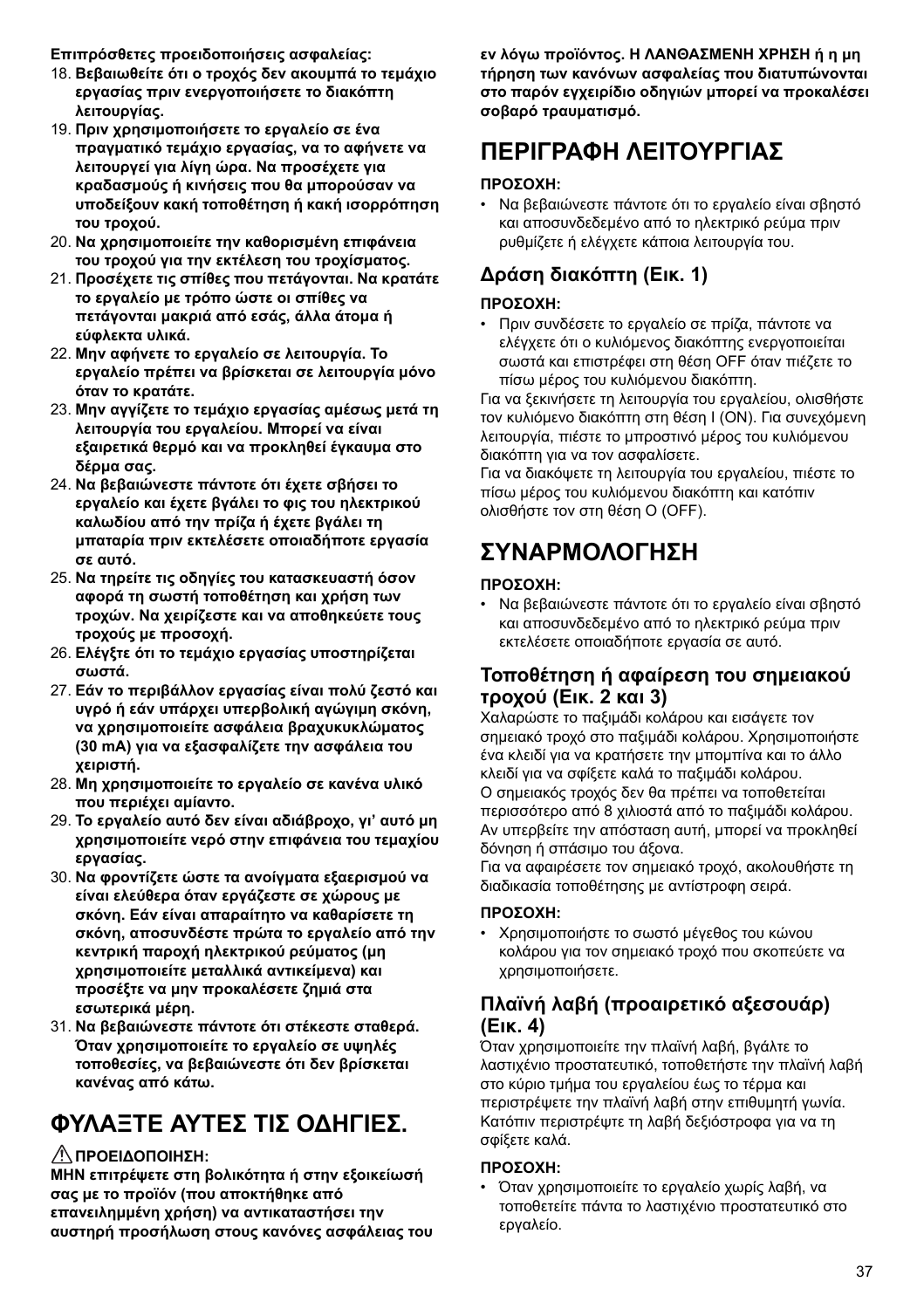**Επιπρόσθετες προειδοποιήσεις ασφαλείας:**

18. **Βεβαιωθείτε ότι ο τροχός δεν ακουμπά το τεμάχιο εργασίας πριν ενεργοποιήσετε το διακόπτη λειτουργίας.**
19. **Πριν χρησιμοποιήσετε το εργαλείο σε ένα πραγματικό τεμάχιο εργασίας, να το αφήνετε να λειτουργεί για λίγη ώρα. Να προσέχετε για κραδασμούς ή κινήσεις που θα μπορούσαν να υποδείξουν κακή τοποθέτηση ή κακή ισορρόπηση του τροχού.**
20. **Να χρησιμοποιείτε την καθορισμένη επιφάνεια του τροχού για την εκτέλεση του τροχίσματος.**
21. **Προσέχετε τις σπίθες που πετάγονται. Να κρατάτε το εργαλείο με τρόπο ώστε οι σπίθες να πετάγονται μακριά από εσάς, άλλα άτομα ή εύφλεκτα υλικά.**
22. **Μην αφήνετε το εργαλείο σε λειτουργία. Το εργαλείο πρέπει να βρίσκεται σε λειτουργία μόνο όταν το κρατάτε.**
23. **Μην αγγίζετε το τεμάχιο εργασίας αμέσως μετά τη λειτουργία του εργαλείου. Μπορεί να είναι εξαιρετικά θερμό και να προκληθεί έγκαυμα στο δέρμα σας.**
24. **Να βεβαιώνεστε πάντοτε ότι έχετε σβήσει το εργαλείο και έχετε βγάλει το φις του ηλεκτρικού καλωδίου από την πρίζα ή έχετε βγάλει τη μπαταρία πριν εκτελέσετε οποιαδήποτε εργασία σε αυτό.**
25. **Να τηρείτε τις οδηγίες του κατασκευαστή όσον αφορά τη σωστή τοποθέτηση και χρήση των τροχών. Να χειρίζεστε και να αποθηκεύετε τους τροχούς με προσοχή.**
26. **Ελέγξτε ότι το τεμάχιο εργασίας υποστηρίζεται σωστά.**
27. **Εάν το περιβάλλον εργασίας είναι πολύ ζεστό και υγρό ή εάν υπάρχει υπερβολική αγώγιμη σκόνη, να χρησιμοποιείτε ασφάλεια βραχυκυκλώματος (30 mA) για να εξασφαλίζετε την ασφάλεια του χειριστή.**
28. **Μη χρησιμοποιείτε το εργαλείο σε κανένα υλικό που περιέχει αμίαντο.**
29. **Το εργαλείο αυτό δεν είναι αδιάβροχο, γι' αυτό μη χρησιμοποιείτε νερό στην επιφάνεια του τεμαχίου εργασίας.**
30. **Να φροντίζετε ώστε τα ανοίγματα εξαερισμού να είναι ελεύθερα όταν εργάζεστε σε χώρους με σκόνη. Εάν είναι απαραίτητο να καθαρίσετε τη σκόνη, αποσυνδέστε πρώτα το εργαλείο από την κεντρική παροχή ηλεκτρικού ρεύματος (μη χρησιμοποιείτε μεταλλικά αντικείμενα) και προσέξτε να μην προκαλέσετε ζημιά στα εσωτερικά μέρη.**
31. **Να βεβαιώνεστε πάντοτε ότι στέκεστε σταθερά. Όταν χρησιμοποιείτε το εργαλείο σε υψηλές τοποθεσίες, να βεβαιώνεστε ότι δεν βρίσκεται κανένας από κάτω.**

# ΦΥΛΑΞΤΕ ΑΥΤΕΣ ΤΙΣ ΟΔΗΓΙΕΣ.

⚠ **ΠΡΟΕΙΔΟΠΟΙΗΣΗ:**

**ΜΗΝ επιτρέψετε στη βολικότητα ή στην εξοικείωσή σας με το προϊόν (που αποκτήθηκε από επανειλημμένη χρήση) να αντικαταστήσει την αυστηρή προσήλωση στους κανόνες ασφάλειας του εν λόγω προϊόντος. Η ΛΑΝΘΑΣΜΕΝΗ ΧΡΗΣΗ ή η μη τήρηση των κανόνων ασφαλείας που διατυπώνονται στο παρόν εγχειρίδιο οδηγιών μπορεί να προκαλέσει σοβαρό τραυματισμό.**

# ΠΕΡΙΓΡΑΦΗ ΛΕΙΤΟΥΡΓΙΑΣ

**ΠΡΟΣΟΧΗ:**

- Να βεβαιώνεστε πάντοτε ότι το εργαλείο είναι σβηστό και αποσυνδεδεμένο από το ηλεκτρικό ρεύμα πριν ρυθμίζετε ή ελέγχετε κάποια λειτουργία του.

## Δράση διακόπτη (Εικ. 1)

**ΠΡΟΣΟΧΗ:**

- Πριν συνδέσετε το εργαλείο σε πρίζα, πάντοτε να ελέγχετε ότι ο κυλιόμενος διακόπτης ενεργοποιείται σωστά και επιστρέφει στη θέση OFF όταν πιέζετε το πίσω μέρος του κυλιόμενου διακόπτη.

Για να ξεκινήσετε τη λειτουργία του εργαλείου, ολισθήστε τον κυλιόμενο διακόπτη στη θέση I (ON). Για συνεχόμενη λειτουργία, πιέστε το μπροστινό μέρος του κυλιόμενου διακόπτη για να τον ασφαλίσετε.

Για να διακόψετε τη λειτουργία του εργαλείου, πιέστε το πίσω μέρος του κυλιόμενου διακόπτη και κατόπιν ολισθήστε τον στη θέση O (OFF).

# ΣΥΝΑΡΜΟΛΟΓΗΣΗ

**ΠΡΟΣΟΧΗ:**

- Να βεβαιώνεστε πάντοτε ότι το εργαλείο είναι σβηστό και αποσυνδεδεμένο από το ηλεκτρικό ρεύμα πριν εκτελέσετε οποιαδήποτε εργασία σε αυτό.

## Τοποθέτηση ή αφαίρεση του σημειακού τροχού (Εικ. 2 και 3)

Χαλαρώστε το παξιμάδι κολάρου και εισάγετε τον σημειακό τροχό στο παξιμάδι κολάρου. Χρησιμοποιήστε ένα κλειδί για να κρατήσετε την μπομπίνα και το άλλο κλειδί για να σφίξετε καλά το παξιμάδι κολάρου.

Ο σημειακός τροχός δεν θα πρέπει να τοποθετείται περισσότερο από 8 χιλιοστά από το παξιμάδι κολάρου. Αν υπερβείτε την απόσταση αυτή, μπορεί να προκληθεί δόνηση ή σπάσιμο του άξονα.

Για να αφαιρέσετε τον σημειακό τροχό, ακολουθήστε τη διαδικασία τοποθέτησης με αντίστροφη σειρά.

**ΠΡΟΣΟΧΗ:**

- Χρησιμοποιήστε το σωστό μέγεθος του κώνου κολάρου για τον σημειακό τροχό που σκοπεύετε να χρησιμοποιήσετε.

## Πλαϊνή λαβή (προαιρετικό αξεσουάρ) (Εικ. 4)

Όταν χρησιμοποιείτε την πλαϊνή λαβή, βγάλτε το λαστιχένιο προστατευτικό, τοποθετήστε την πλαϊνή λαβή στο κύριο τμήμα του εργαλείου έως το τέρμα και περιστρέψετε την πλαϊνή λαβή στην επιθυμητή γωνία. Κατόπιν περιστρέψτε τη λαβή δεξιόστροφα για να τη σφίξετε καλά.

**ΠΡΟΣΟΧΗ:**

- Όταν χρησιμοποιείτε το εργαλείο χωρίς λαβή, να τοποθετείτε πάντα το λαστιχένιο προστατευτικό στο εργαλείο.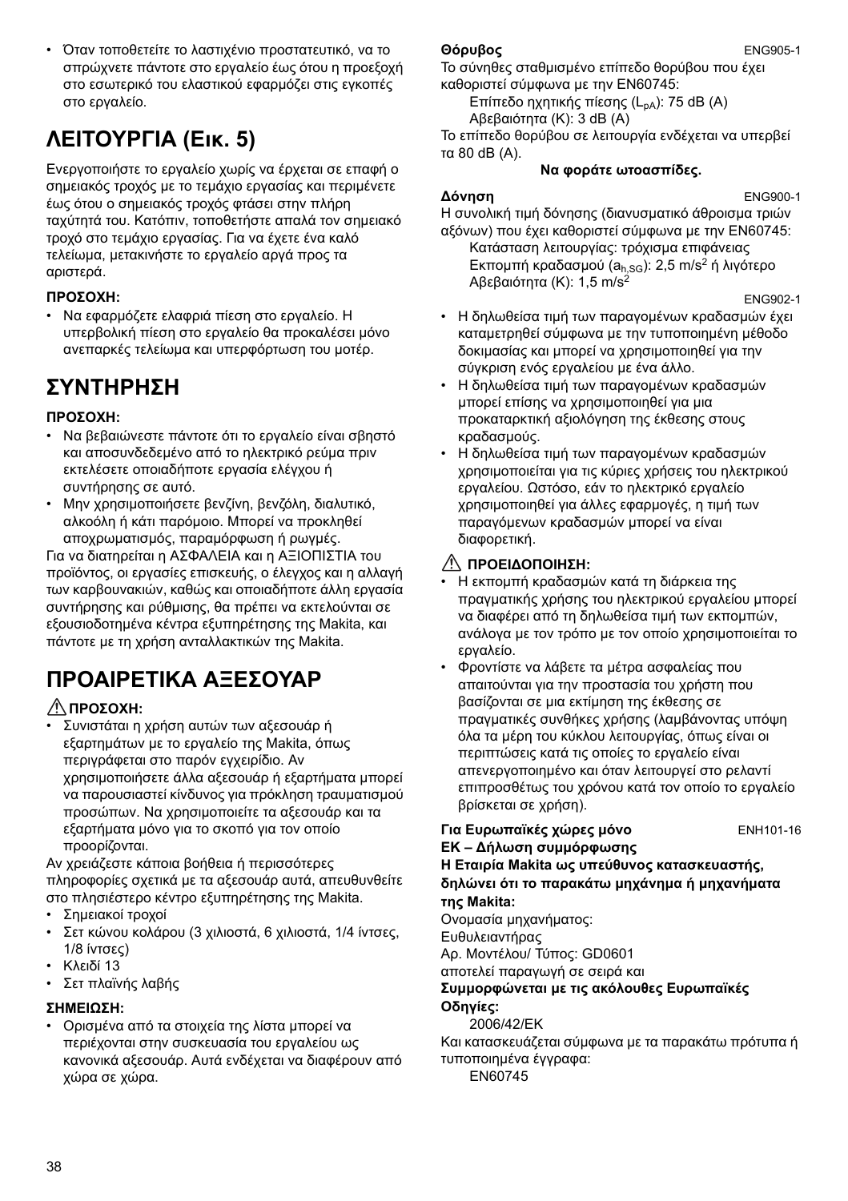- Όταν τοποθετείτε το λαστιχένιο προστατευτικό, να το σπρώχνετε πάντοτε στο εργαλείο έως ότου η προεξοχή στο εσωτερικό του ελαστικού εφαρμόζει στις εγκοπές στο εργαλείο.

# ΛΕΙΤΟΥΡΓΙΑ (Εικ. 5)

Ενεργοποιήστε το εργαλείο χωρίς να έρχεται σε επαφή ο σημειακός τροχός με το τεμάχιο εργασίας και περιμένετε έως ότου ο σημειακός τροχός φτάσει στην πλήρη ταχύτητά του. Κατόπιν, τοποθετήστε απαλά τον σημειακό τροχό στο τεμάχιο εργασίας. Για να έχετε ένα καλό τελείωμα, μετακινήστε το εργαλείο αργά προς τα αριστερά.

**ΠΡΟΣΟΧΗ:**

- Να εφαρμόζετε ελαφριά πίεση στο εργαλείο. Η υπερβολική πίεση στο εργαλείο θα προκαλέσει μόνο ανεπαρκές τελείωμα και υπερφόρτωση του μοτέρ.

# ΣΥΝΤΗΡΗΣΗ

**ΠΡΟΣΟΧΗ:**

- Να βεβαιώνεστε πάντοτε ότι το εργαλείο είναι σβηστό και αποσυνδεδεμένο από το ηλεκτρικό ρεύμα πριν εκτελέσετε οποιαδήποτε εργασία ελέγχου ή συντήρησης σε αυτό.
- Μην χρησιμοποιήσετε βενζίνη, βενζόλη, διαλυτικό, αλκοόλη ή κάτι παρόμοιο. Μπορεί να προκληθεί αποχρωματισμός, παραμόρφωση ή ρωγμές.

Για να διατηρείται η ΑΣΦΑΛΕΙΑ και η ΑΞΙΟΠΙΣΤΙΑ του προϊόντος, οι εργασίες επισκευής, ο έλεγχος και η αλλαγή των καρβουνακιών, καθώς και οποιαδήποτε άλλη εργασία συντήρησης και ρύθμισης, θα πρέπει να εκτελούνται σε εξουσιοδοτημένα κέντρα εξυπηρέτησης της Makita, και πάντοτε με τη χρήση ανταλλακτικών της Makita.

# ΠΡΟΑΙΡΕΤΙΚΑ ΑΞΕΣΟΥΑΡ

**⚠ ΠΡΟΣΟΧΗ:**

- Συνιστάται η χρήση αυτών των αξεσουάρ ή εξαρτημάτων με το εργαλείο της Makita, όπως περιγράφεται στο παρόν εγχειρίδιο. Αν χρησιμοποιήσετε άλλα αξεσουάρ ή εξαρτήματα μπορεί να παρουσιαστεί κίνδυνος για πρόκληση τραυματισμού προσώπων. Να χρησιμοποιείτε τα αξεσουάρ και τα εξαρτήματα μόνο για το σκοπό για τον οποίο προορίζονται.

Αν χρειάζεστε κάποια βοήθεια ή περισσότερες πληροφορίες σχετικά με τα αξεσουάρ αυτά, απευθυνθείτε στο πλησιέστερο κέντρο εξυπηρέτησης της Makita.

- Σημειακοί τροχοί
- Σετ κώνου κολάρου (3 χιλιοστά, 6 χιλιοστά, 1/4 ίντσες, 1/8 ίντσες)
- Κλειδί 13
- Σετ πλαϊνής λαβής

**ΣΗΜΕΙΩΣΗ:**

- Ορισμένα από τα στοιχεία της λίστα μπορεί να περιέχονται στην συσκευασία του εργαλείου ως κανονικά αξεσουάρ. Αυτά ενδέχεται να διαφέρουν από χώρα σε χώρα.

**Θόρυβος** ENG905-1

Το σύνηθες σταθμισμένο επίπεδο θορύβου που έχει καθοριστεί σύμφωνα με την EN60745:

Επίπεδο ηχητικής πίεσης ($L_{pA}$): 75 dB (A)
Αβεβαιότητα (K): 3 dB (A)

Το επίπεδο θορύβου σε λειτουργία ενδέχεται να υπερβεί τα 80 dB (A).

**Να φοράτε ωτοασπίδες.**

**Δόνηση** ENG900-1

Η συνολική τιμή δόνησης (διανυσματικό άθροισμα τριών αξόνων) που έχει καθοριστεί σύμφωνα με την EN60745:

Κατάσταση λειτουργίας: τρόχισμα επιφάνειας
Εκπομπή κραδασμού ($a_{h,SG}$): 2,5 $m/s^2$ ή λιγότερο
Αβεβαιότητα (K): 1,5 $m/s^2$

ENG902-1

- Η δηλωθείσα τιμή των παραγομένων κραδασμών έχει καταμετρηθεί σύμφωνα με την τυποποιημένη μέθοδο δοκιμασίας και μπορεί να χρησιμοποιηθεί για την σύγκριση ενός εργαλείου με ένα άλλο.
- Η δηλωθείσα τιμή των παραγομένων κραδασμών μπορεί επίσης να χρησιμοποιηθεί για μια προκαταρκτική αξιολόγηση της έκθεσης στους κραδασμούς.
- Η δηλωθείσα τιμή των παραγομένων κραδασμών χρησιμοποιείται για τις κύριες χρήσεις του ηλεκτρικού εργαλείου. Ωστόσο, εάν το ηλεκτρικό εργαλείο χρησιμοποιηθεί για άλλες εφαρμογές, η τιμή των παραγόμενων κραδασμών μπορεί να είναι διαφορετική.

**⚠ ΠΡΟΕΙΔΟΠΟΙΗΣΗ:**

- Η εκπομπή κραδασμών κατά τη διάρκεια της πραγματικής χρήσης του ηλεκτρικού εργαλείου μπορεί να διαφέρει από τη δηλωθείσα τιμή των εκπομπών, ανάλογα με τον τρόπο με τον οποίο χρησιμοποιείται το εργαλείο.
- Φροντίστε να λάβετε τα μέτρα ασφαλείας που απαιτούνται για την προστασία του χρήστη που βασίζονται σε μια εκτίμηση της έκθεσης σε πραγματικές συνθήκες χρήσης (λαμβάνοντας υπόψη όλα τα μέρη του κύκλου λειτουργίας, όπως είναι οι περιπτώσεις κατά τις οποίες το εργαλείο είναι απενεργοποιημένο και όταν λειτουργεί στο ρελαντί επιπροσθέτως του χρόνου κατά τον οποίο το εργαλείο βρίσκεται σε χρήση).

**Για Ευρωπαϊκές χώρες μόνο** ENH101-16

***ΕΚ – Δήλωση συμμόρφωσης***

**Η Εταιρία Makita ως υπεύθυνος κατασκευαστής, δηλώνει ότι το παρακάτω μηχάνημα ή μηχανήματα της Makita:**

Ονομασία μηχανήματος:
Ευθυλειαντήρας
Αρ. Μοντέλου/ Τύπος: GD0601
αποτελεί παραγωγή σε σειρά και

**Συμμορφώνεται με τις ακόλουθες Ευρωπαϊκές Οδηγίες:**

2006/42/ΕΚ

Και κατασκευάζεται σύμφωνα με τα παρακάτω πρότυπα ή τυποποιημένα έγγραφα:

EN60745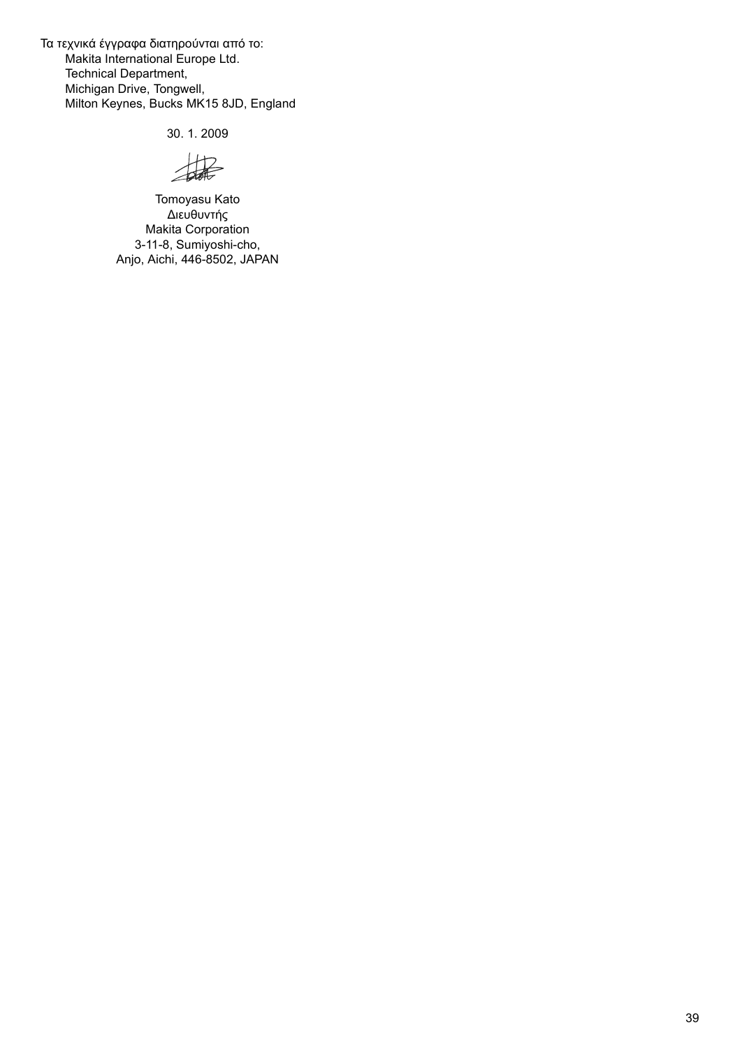Τα τεχνικά έγγραφα διατηρούνται από το:

Makita International Europe Ltd.
Technical Department,
Michigan Drive, Tongwell,
Milton Keynes, Bucks MK15 8JD, England

30. 1. 2009

Tomoyasu Kato
Διευθυντής
Makita Corporation
3-11-8, Sumiyoshi-cho,
Anjo, Aichi, 446-8502, JAPAN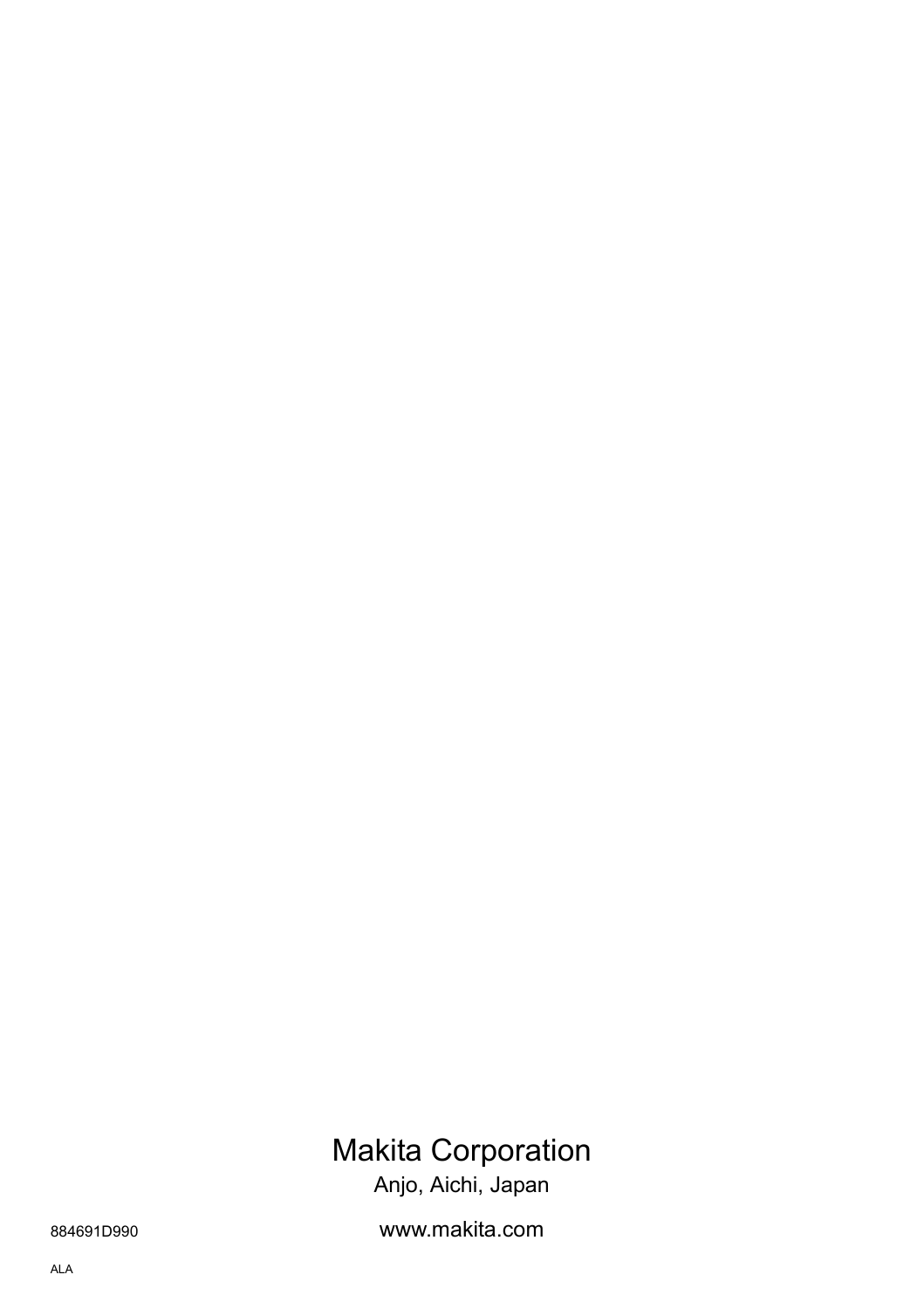Makita Corporation

Anjo, Aichi, Japan

884691D990

www.makita.com

ALA